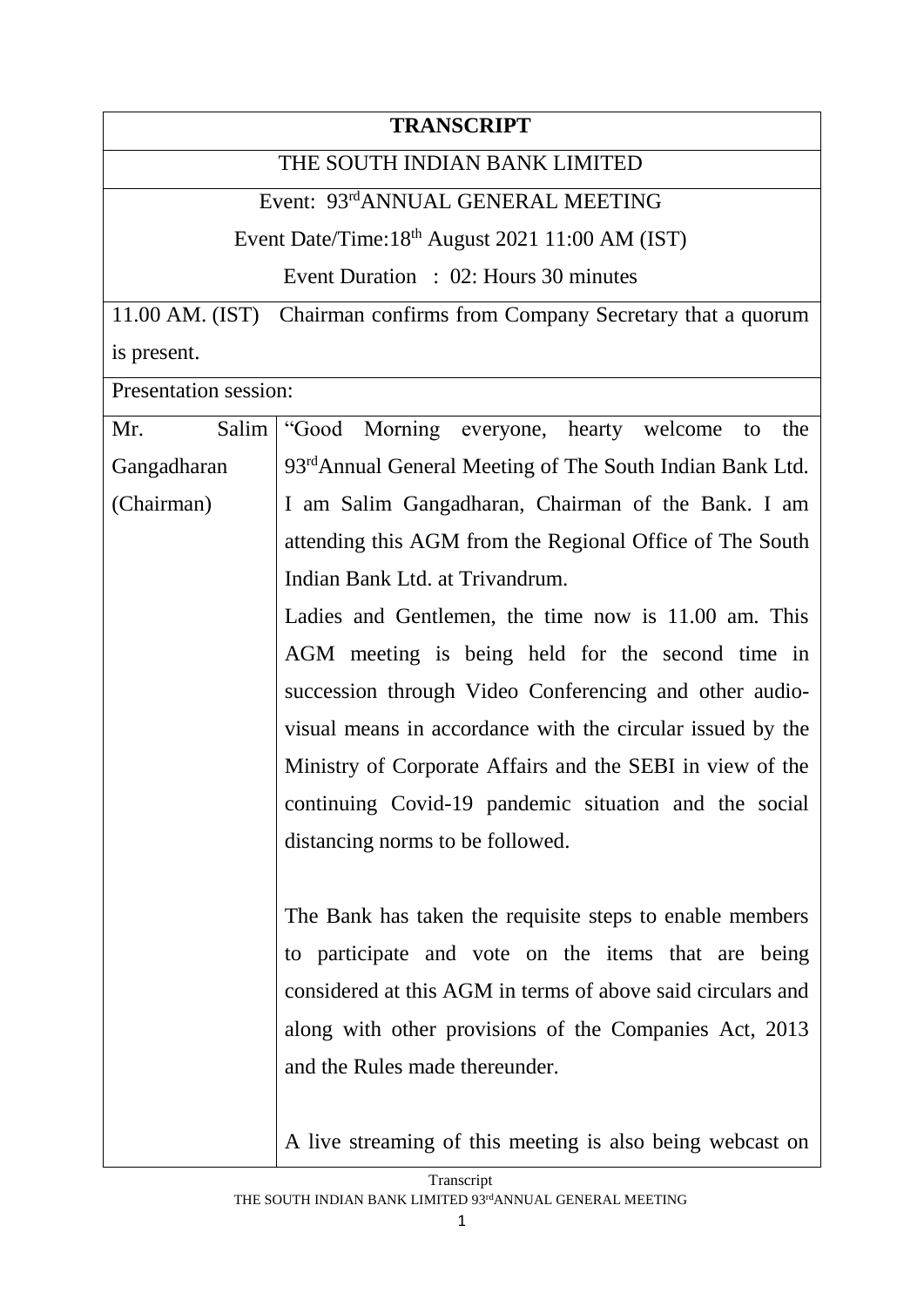| **TRANSCRIPT** | |
|---|---|
| THE SOUTH INDIAN BANK LIMITED | |
| Event: 93rd ANNUAL GENERAL MEETING<br>Event Date/Time: 18th August 2021 11:00 AM (IST)<br>Event Duration : 02: Hours 30 minutes | |
| 11.00 AM. (IST) Chairman confirms from Company Secretary that a quorum is present. | |
| Presentation session: | |
| Mr. Salim Gangadharan (Chairman) | "Good Morning everyone, hearty welcome to the 93rd Annual General Meeting of The South Indian Bank Ltd. I am Salim Gangadharan, Chairman of the Bank. I am attending this AGM from the Regional Office of The South Indian Bank Ltd. at Trivandrum.<br>Ladies and Gentlemen, the time now is 11.00 am. This AGM meeting is being held for the second time in succession through Video Conferencing and other audio-visual means in accordance with the circular issued by the Ministry of Corporate Affairs and the SEBI in view of the continuing Covid-19 pandemic situation and the social distancing norms to be followed.<br><br>The Bank has taken the requisite steps to enable members to participate and vote on the items that are being considered at this AGM in terms of above said circulars and along with other provisions of the Companies Act, 2013 and the Rules made thereunder.<br><br>A live streaming of this meeting is also being webcast on |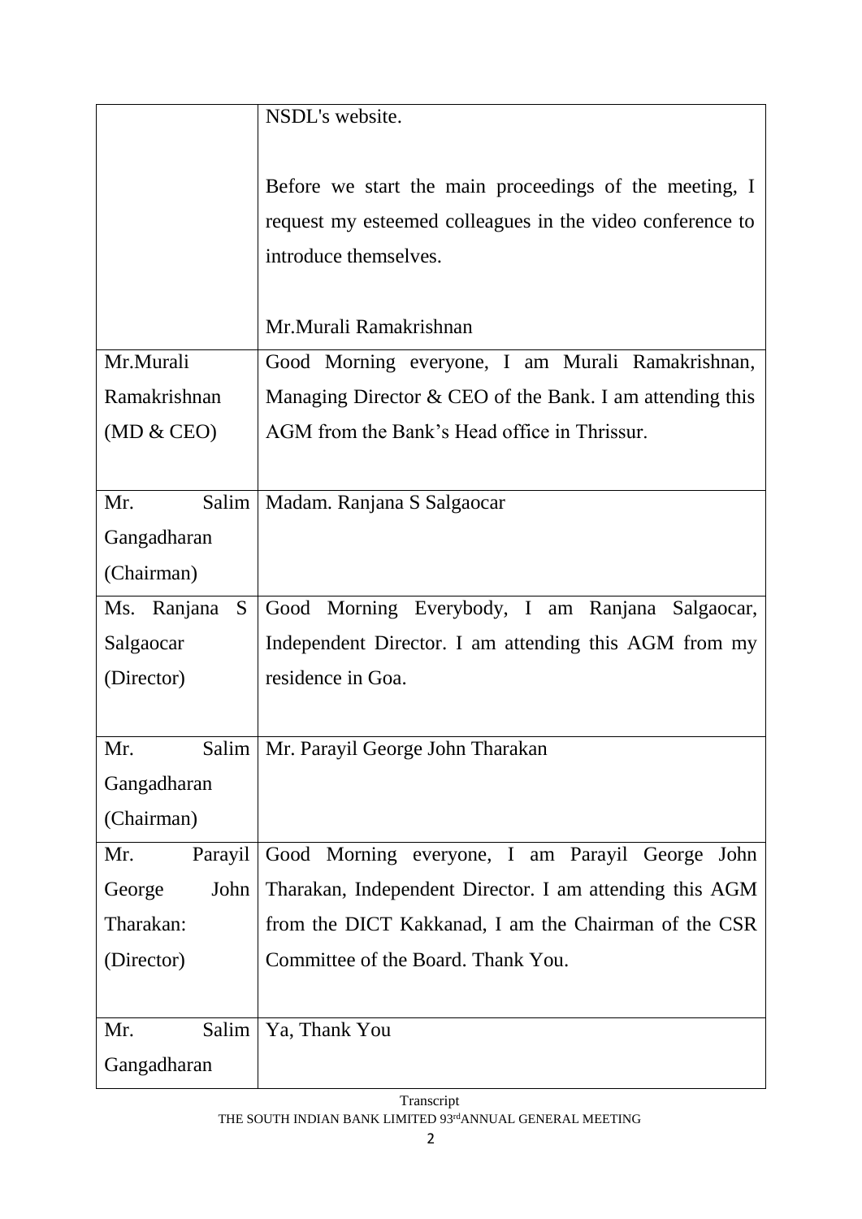| | |
|---|---|
| | NSDL's website.<br><br>Before we start the main proceedings of the meeting, I request my esteemed colleagues in the video conference to introduce themselves.<br><br>Mr.Murali Ramakrishnan |
| Mr.Murali Ramakrishnan (MD & CEO) | Good Morning everyone, I am Murali Ramakrishnan, Managing Director & CEO of the Bank. I am attending this AGM from the Bank's Head office in Thrissur. |
| Mr. Salim Gangadharan (Chairman) | Madam. Ranjana S Salgaocar |
| Ms. Ranjana S Salgaocar (Director) | Good Morning Everybody, I am Ranjana Salgaocar, Independent Director. I am attending this AGM from my residence in Goa. |
| Mr. Salim Gangadharan (Chairman) | Mr. Parayil George John Tharakan |
| Mr. Parayil George John Tharakan: (Director) | Good Morning everyone, I am Parayil George John Tharakan, Independent Director. I am attending this AGM from the DICT Kakkanad, I am the Chairman of the CSR Committee of the Board. Thank You. |
| Mr. Salim Gangadharan | Ya, Thank You |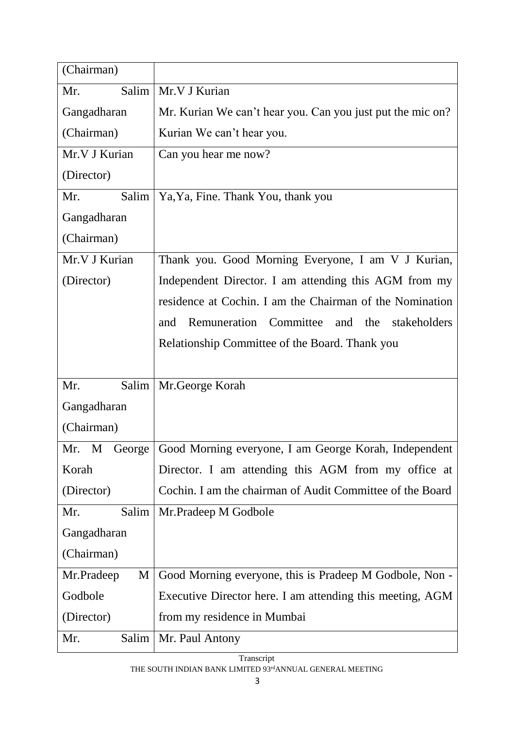| (Chairman) | |
|---|---|
| Mr. Salim Gangadharan (Chairman) | Mr.V J Kurian<br>Mr. Kurian We can't hear you. Can you just put the mic on? Kurian We can't hear you. |
| Mr.V J Kurian (Director) | Can you hear me now? |
| Mr. Salim Gangadharan (Chairman) | Ya,Ya, Fine. Thank You, thank you |
| Mr.V J Kurian (Director) | Thank you. Good Morning Everyone, I am V J Kurian, Independent Director. I am attending this AGM from my residence at Cochin. I am the Chairman of the Nomination and Remuneration Committee and the stakeholders Relationship Committee of the Board. Thank you |
| Mr. Salim Gangadharan (Chairman) | Mr.George Korah |
| Mr. M George Korah (Director) | Good Morning everyone, I am George Korah, Independent Director. I am attending this AGM from my office at Cochin. I am the chairman of Audit Committee of the Board |
| Mr. Salim Gangadharan (Chairman) | Mr.Pradeep M Godbole |
| Mr.Pradeep M Godbole (Director) | Good Morning everyone, this is Pradeep M Godbole, Non - Executive Director here. I am attending this meeting, AGM from my residence in Mumbai |
| Mr. Salim | Mr. Paul Antony |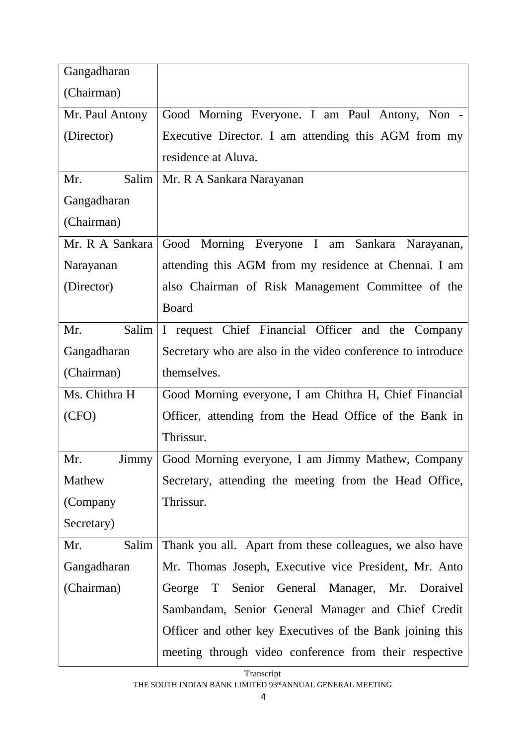| | |
|---|---|
| Gangadharan (Chairman) | |
| Mr. Paul Antony (Director) | Good Morning Everyone. I am Paul Antony, Non - Executive Director. I am attending this AGM from my residence at Aluva. |
| Mr. Salim Gangadharan (Chairman) | Mr. R A Sankara Narayanan |
| Mr. R A Sankara Narayanan (Director) | Good Morning Everyone I am Sankara Narayanan, attending this AGM from my residence at Chennai. I am also Chairman of Risk Management Committee of the Board |
| Mr. Salim Gangadharan (Chairman) | I request Chief Financial Officer and the Company Secretary who are also in the video conference to introduce themselves. |
| Ms. Chithra H (CFO) | Good Morning everyone, I am Chithra H, Chief Financial Officer, attending from the Head Office of the Bank in Thrissur. |
| Mr. Jimmy Mathew (Company Secretary) | Good Morning everyone, I am Jimmy Mathew, Company Secretary, attending the meeting from the Head Office, Thrissur. |
| Mr. Salim Gangadharan (Chairman) | Thank you all. Apart from these colleagues, we also have Mr. Thomas Joseph, Executive vice President, Mr. Anto George T Senior General Manager, Mr. Doraivel Sambandam, Senior General Manager and Chief Credit Officer and other key Executives of the Bank joining this meeting through video conference from their respective |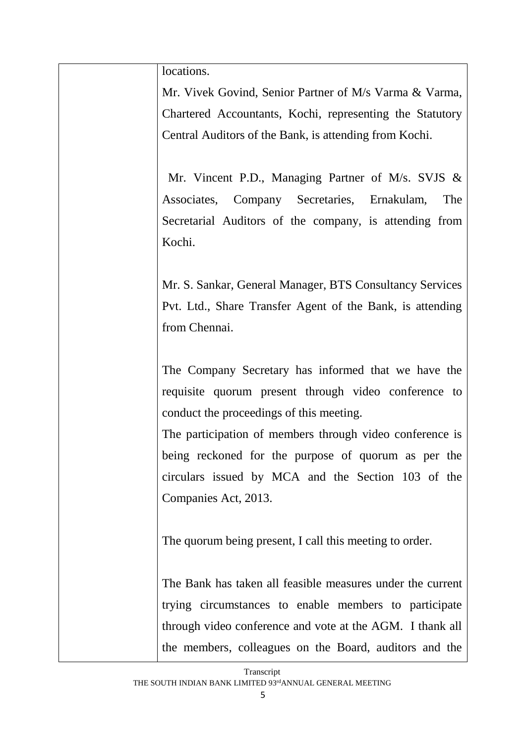| | |
|---|---|
| | locations.<br>Mr. Vivek Govind, Senior Partner of M/s Varma & Varma, Chartered Accountants, Kochi, representing the Statutory Central Auditors of the Bank, is attending from Kochi.<br><br>Mr. Vincent P.D., Managing Partner of M/s. SVJS & Associates, Company Secretaries, Ernakulam, The Secretarial Auditors of the company, is attending from Kochi.<br><br>Mr. S. Sankar, General Manager, BTS Consultancy Services Pvt. Ltd., Share Transfer Agent of the Bank, is attending from Chennai.<br><br>The Company Secretary has informed that we have the requisite quorum present through video conference to conduct the proceedings of this meeting.<br>The participation of members through video conference is being reckoned for the purpose of quorum as per the circulars issued by MCA and the Section 103 of the Companies Act, 2013.<br><br>The quorum being present, I call this meeting to order.<br><br>The Bank has taken all feasible measures under the current trying circumstances to enable members to participate through video conference and vote at the AGM. I thank all the members, colleagues on the Board, auditors and the |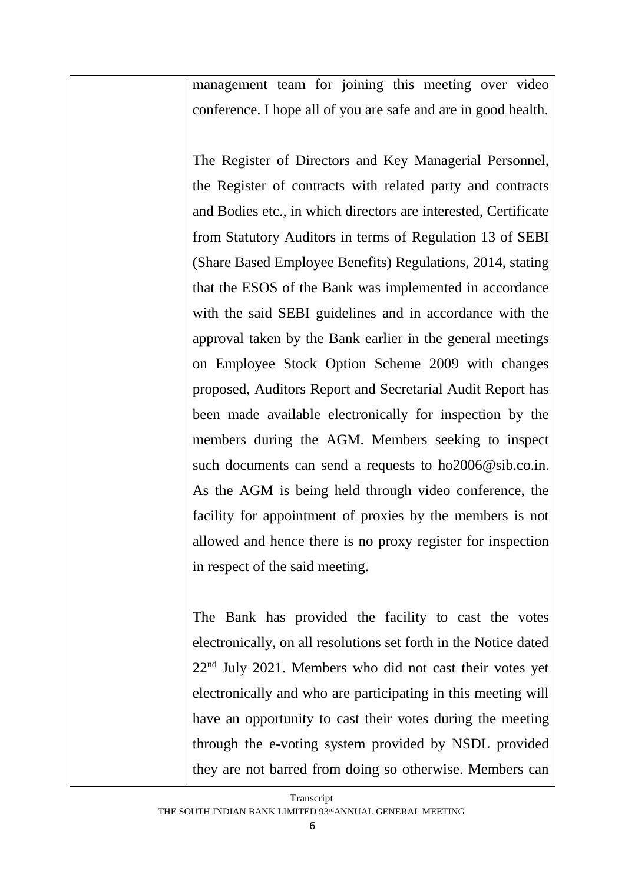| | management team for joining this meeting over video conference. I hope all of you are safe and are in good health.<br><br>The Register of Directors and Key Managerial Personnel, the Register of contracts with related party and contracts and Bodies etc., in which directors are interested, Certificate from Statutory Auditors in terms of Regulation 13 of SEBI (Share Based Employee Benefits) Regulations, 2014, stating that the ESOS of the Bank was implemented in accordance with the said SEBI guidelines and in accordance with the approval taken by the Bank earlier in the general meetings on Employee Stock Option Scheme 2009 with changes proposed, Auditors Report and Secretarial Audit Report has been made available electronically for inspection by the members during the AGM. Members seeking to inspect such documents can send a requests to ho2006@sib.co.in. As the AGM is being held through video conference, the facility for appointment of proxies by the members is not allowed and hence there is no proxy register for inspection in respect of the said meeting.<br><br>The Bank has provided the facility to cast the votes electronically, on all resolutions set forth in the Notice dated 22nd July 2021. Members who did not cast their votes yet electronically and who are participating in this meeting will have an opportunity to cast their votes during the meeting through the e-voting system provided by NSDL provided they are not barred from doing so otherwise. Members can |
|---|---|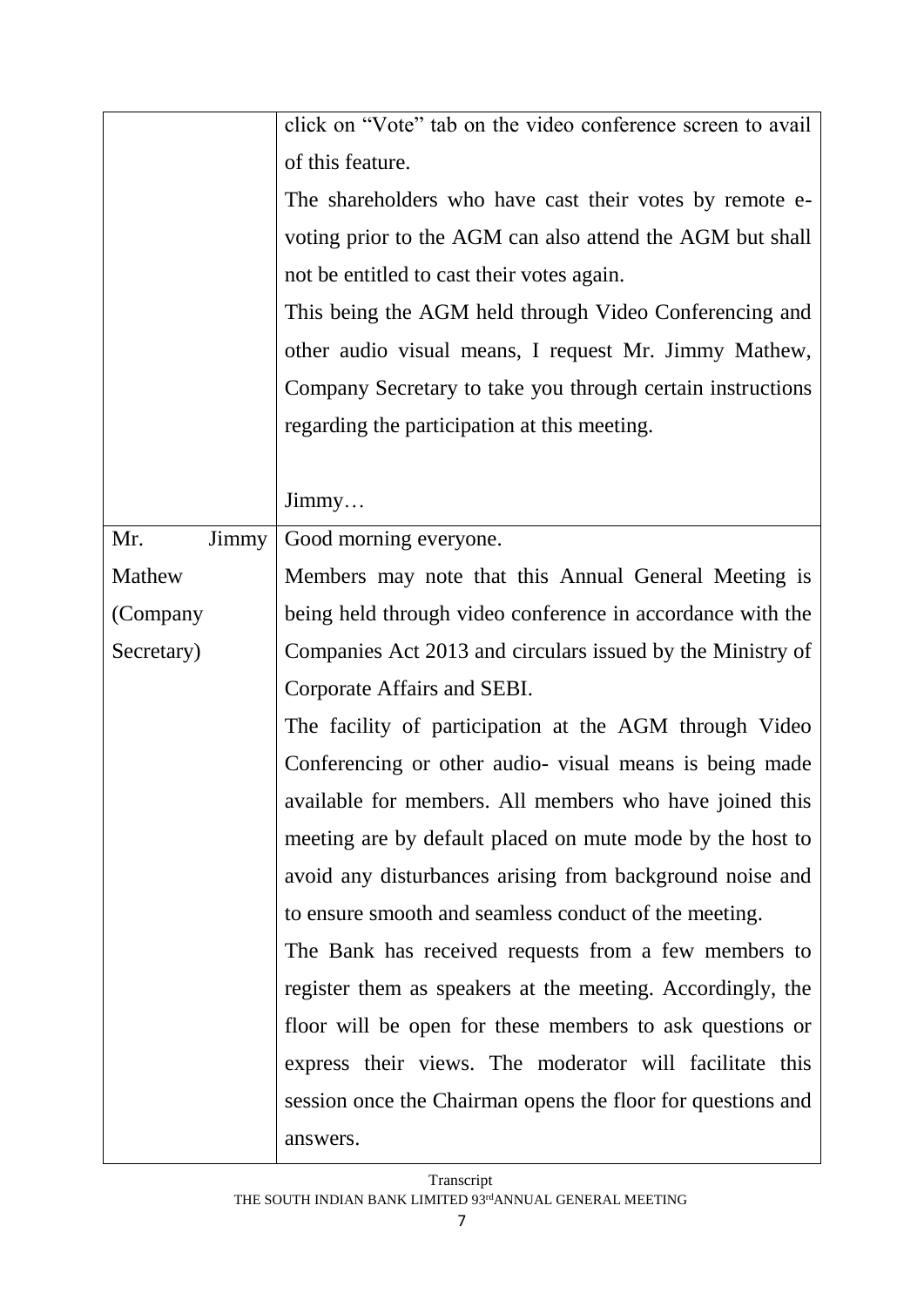| | |
|---|---|
| | click on "Vote" tab on the video conference screen to avail of this feature.<br>The shareholders who have cast their votes by remote e-voting prior to the AGM can also attend the AGM but shall not be entitled to cast their votes again.<br>This being the AGM held through Video Conferencing and other audio visual means, I request Mr. Jimmy Mathew, Company Secretary to take you through certain instructions regarding the participation at this meeting.<br><br>Jimmy… |
| Mr. Jimmy Mathew (Company Secretary) | Good morning everyone.<br>Members may note that this Annual General Meeting is being held through video conference in accordance with the Companies Act 2013 and circulars issued by the Ministry of Corporate Affairs and SEBI.<br>The facility of participation at the AGM through Video Conferencing or other audio- visual means is being made available for members. All members who have joined this meeting are by default placed on mute mode by the host to avoid any disturbances arising from background noise and to ensure smooth and seamless conduct of the meeting.<br>The Bank has received requests from a few members to register them as speakers at the meeting. Accordingly, the floor will be open for these members to ask questions or express their views. The moderator will facilitate this session once the Chairman opens the floor for questions and answers. |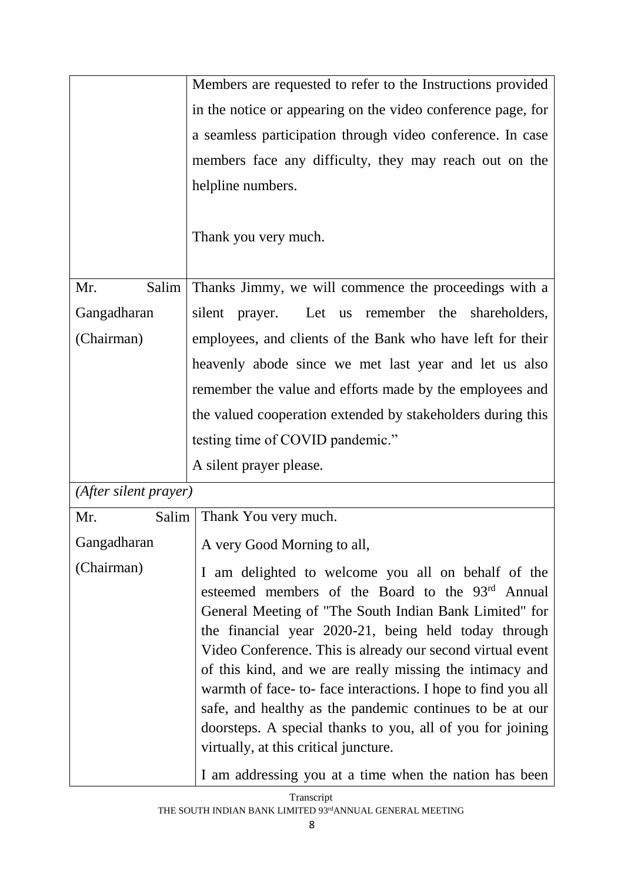| | |
|---|---|
| | Members are requested to refer to the Instructions provided in the notice or appearing on the video conference page, for a seamless participation through video conference. In case members face any difficulty, they may reach out on the helpline numbers.<br><br>Thank you very much. |
| Mr. Salim Gangadharan (Chairman) | Thanks Jimmy, we will commence the proceedings with a silent prayer. Let us remember the shareholders, employees, and clients of the Bank who have left for their heavenly abode since we met last year and let us also remember the value and efforts made by the employees and the valued cooperation extended by stakeholders during this testing time of COVID pandemic."<br>A silent prayer please. |
| *(After silent prayer)* | |
| Mr. Salim Gangadharan (Chairman) | Thank You very much.<br><br>A very Good Morning to all,<br><br>I am delighted to welcome you all on behalf of the esteemed members of the Board to the 93rd Annual General Meeting of "The South Indian Bank Limited" for the financial year 2020-21, being held today through Video Conference. This is already our second virtual event of this kind, and we are really missing the intimacy and warmth of face- to- face interactions. I hope to find you all safe, and healthy as the pandemic continues to be at our doorsteps. A special thanks to you, all of you for joining virtually, at this critical juncture.<br><br>I am addressing you at a time when the nation has been |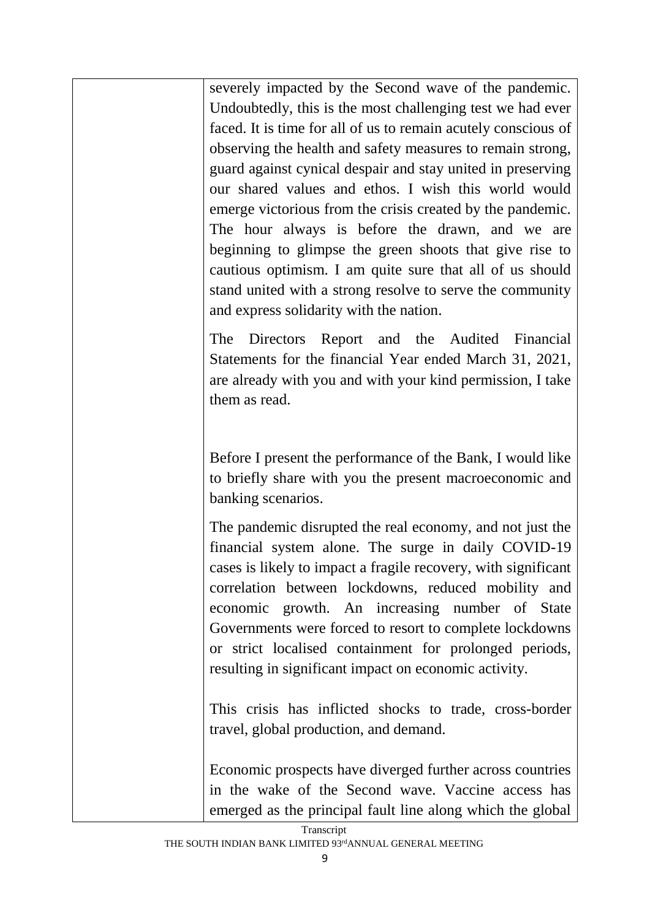severely impacted by the Second wave of the pandemic. Undoubtedly, this is the most challenging test we had ever faced. It is time for all of us to remain acutely conscious of observing the health and safety measures to remain strong, guard against cynical despair and stay united in preserving our shared values and ethos. I wish this world would emerge victorious from the crisis created by the pandemic. The hour always is before the drawn, and we are beginning to glimpse the green shoots that give rise to cautious optimism. I am quite sure that all of us should stand united with a strong resolve to serve the community and express solidarity with the nation.

The Directors Report and the Audited Financial Statements for the financial Year ended March 31, 2021, are already with you and with your kind permission, I take them as read.

Before I present the performance of the Bank, I would like to briefly share with you the present macroeconomic and banking scenarios.

The pandemic disrupted the real economy, and not just the financial system alone. The surge in daily COVID-19 cases is likely to impact a fragile recovery, with significant correlation between lockdowns, reduced mobility and economic growth. An increasing number of State Governments were forced to resort to complete lockdowns or strict localised containment for prolonged periods, resulting in significant impact on economic activity.

This crisis has inflicted shocks to trade, cross-border travel, global production, and demand.

Economic prospects have diverged further across countries in the wake of the Second wave. Vaccine access has emerged as the principal fault line along which the global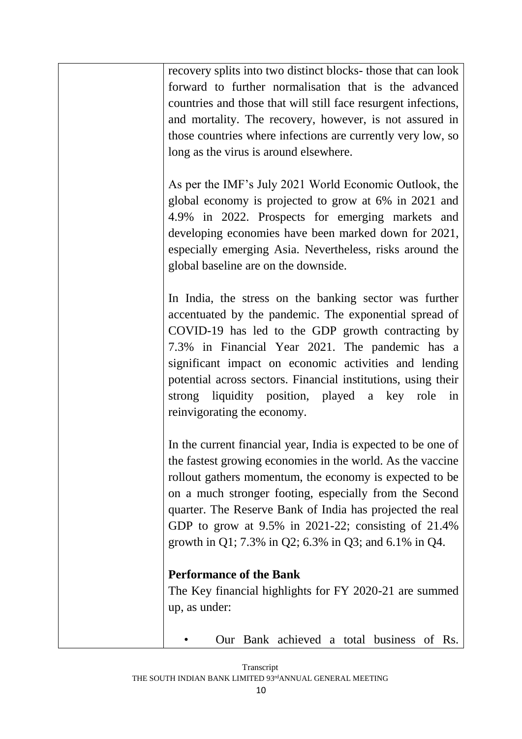| | recovery splits into two distinct blocks- those that can look forward to further normalisation that is the advanced countries and those that will still face resurgent infections, and mortality. The recovery, however, is not assured in those countries where infections are currently very low, so long as the virus is around elsewhere.<br><br>As per the IMF's July 2021 World Economic Outlook, the global economy is projected to grow at 6% in 2021 and 4.9% in 2022. Prospects for emerging markets and developing economies have been marked down for 2021, especially emerging Asia. Nevertheless, risks around the global baseline are on the downside.<br><br>In India, the stress on the banking sector was further accentuated by the pandemic. The exponential spread of COVID-19 has led to the GDP growth contracting by 7.3% in Financial Year 2021. The pandemic has a significant impact on economic activities and lending potential across sectors. Financial institutions, using their strong liquidity position, played a key role in reinvigorating the economy.<br><br>In the current financial year, India is expected to be one of the fastest growing economies in the world. As the vaccine rollout gathers momentum, the economy is expected to be on a much stronger footing, especially from the Second quarter. The Reserve Bank of India has projected the real GDP to grow at 9.5% in 2021-22; consisting of 21.4% growth in Q1; 7.3% in Q2; 6.3% in Q3; and 6.1% in Q4.<br><br>**Performance of the Bank**<br>The Key financial highlights for FY 2020-21 are summed up, as under:<br><br>• Our Bank achieved a total business of Rs. |
|---|---|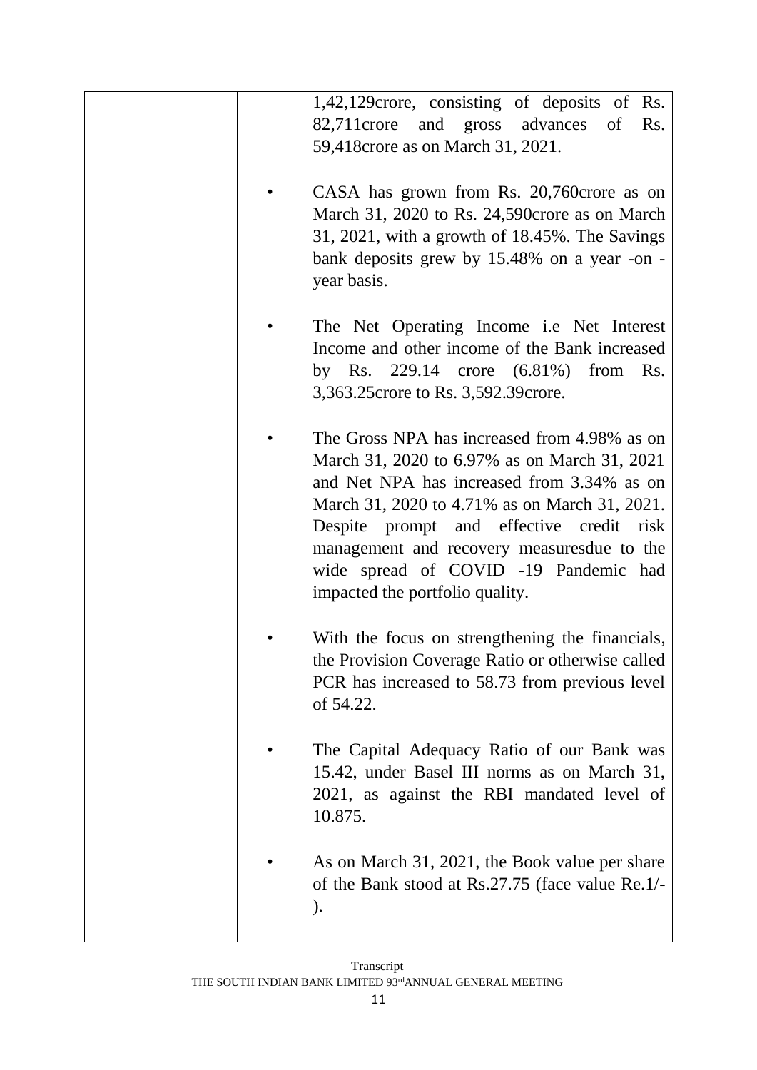| | 1,42,129crore, consisting of deposits of Rs. 82,711crore and gross advances of Rs. 59,418crore as on March 31, 2021.<br><br>• CASA has grown from Rs. 20,760crore as on March 31, 2020 to Rs. 24,590crore as on March 31, 2021, with a growth of 18.45%. The Savings bank deposits grew by 15.48% on a year -on - year basis.<br><br>• The Net Operating Income i.e Net Interest Income and other income of the Bank increased by Rs. 229.14 crore (6.81%) from Rs. 3,363.25crore to Rs. 3,592.39crore.<br><br>• The Gross NPA has increased from 4.98% as on March 31, 2020 to 6.97% as on March 31, 2021 and Net NPA has increased from 3.34% as on March 31, 2020 to 4.71% as on March 31, 2021. Despite prompt and effective credit risk management and recovery measuresdue to the wide spread of COVID -19 Pandemic had impacted the portfolio quality.<br><br>• With the focus on strengthening the financials, the Provision Coverage Ratio or otherwise called PCR has increased to 58.73 from previous level of 54.22.<br><br>• The Capital Adequacy Ratio of our Bank was 15.42, under Basel III norms as on March 31, 2021, as against the RBI mandated level of 10.875.<br><br>• As on March 31, 2021, the Book value per share of the Bank stood at Rs.27.75 (face value Re.1/-). |
|---|---|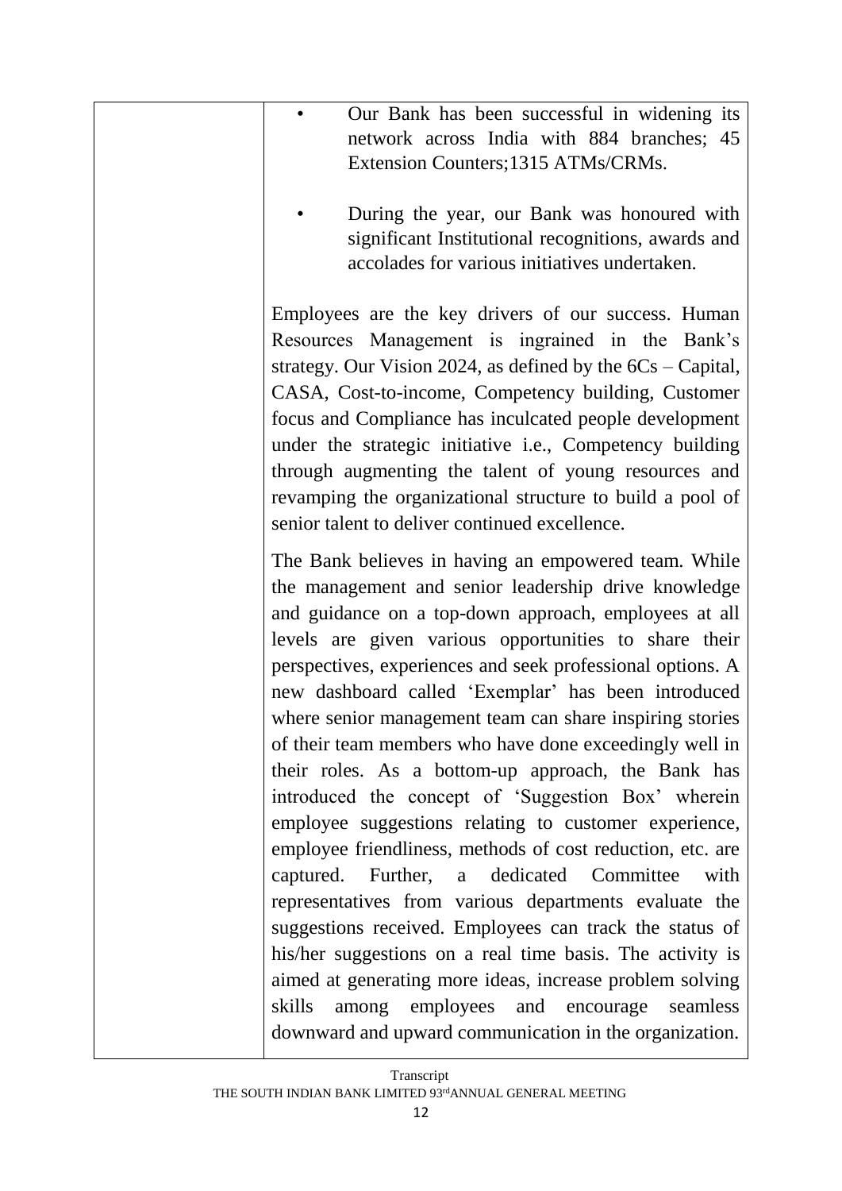| | • Our Bank has been successful in widening its network across India with 884 branches; 45 Extension Counters;1315 ATMs/CRMs.<br><br>• During the year, our Bank was honoured with significant Institutional recognitions, awards and accolades for various initiatives undertaken.<br><br>Employees are the key drivers of our success. Human Resources Management is ingrained in the Bank's strategy. Our Vision 2024, as defined by the 6Cs – Capital, CASA, Cost-to-income, Competency building, Customer focus and Compliance has inculcated people development under the strategic initiative i.e., Competency building through augmenting the talent of young resources and revamping the organizational structure to build a pool of senior talent to deliver continued excellence.<br><br>The Bank believes in having an empowered team. While the management and senior leadership drive knowledge and guidance on a top-down approach, employees at all levels are given various opportunities to share their perspectives, experiences and seek professional options. A new dashboard called 'Exemplar' has been introduced where senior management team can share inspiring stories of their team members who have done exceedingly well in their roles. As a bottom-up approach, the Bank has introduced the concept of 'Suggestion Box' wherein employee suggestions relating to customer experience, employee friendliness, methods of cost reduction, etc. are captured. Further, a dedicated Committee with representatives from various departments evaluate the suggestions received. Employees can track the status of his/her suggestions on a real time basis. The activity is aimed at generating more ideas, increase problem solving skills among employees and encourage seamless downward and upward communication in the organization. |
|---|---|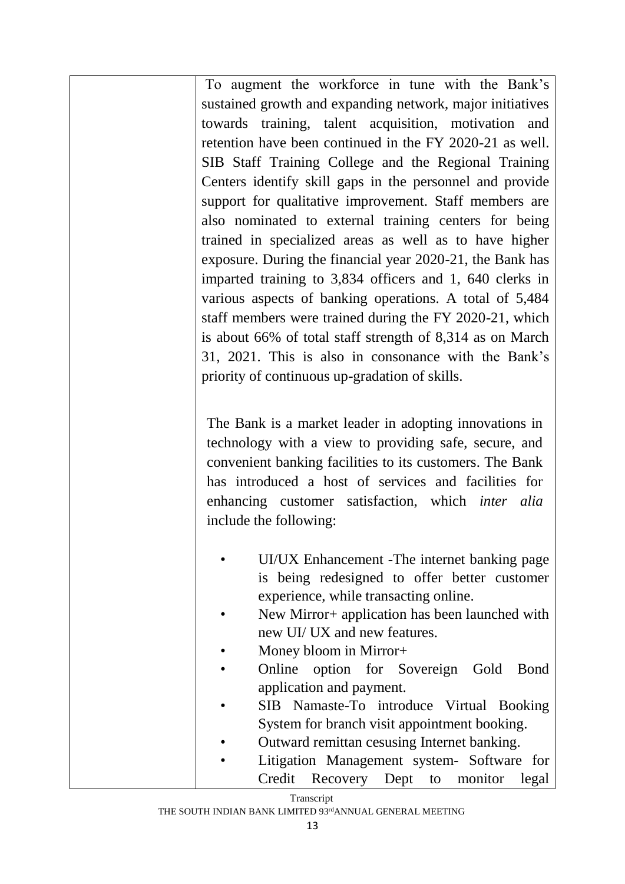| | To augment the workforce in tune with the Bank's sustained growth and expanding network, major initiatives towards training, talent acquisition, motivation and retention have been continued in the FY 2020-21 as well. SIB Staff Training College and the Regional Training Centers identify skill gaps in the personnel and provide support for qualitative improvement. Staff members are also nominated to external training centers for being trained in specialized areas as well as to have higher exposure. During the financial year 2020-21, the Bank has imparted training to 3,834 officers and 1, 640 clerks in various aspects of banking operations. A total of 5,484 staff members were trained during the FY 2020-21, which is about 66% of total staff strength of 8,314 as on March 31, 2021. This is also in consonance with the Bank's priority of continuous up-gradation of skills.<br><br>The Bank is a market leader in adopting innovations in technology with a view to providing safe, secure, and convenient banking facilities to its customers. The Bank has introduced a host of services and facilities for enhancing customer satisfaction, which *inter alia* include the following:<br><br>• UI/UX Enhancement -The internet banking page is being redesigned to offer better customer experience, while transacting online.<br>• New Mirror+ application has been launched with new UI/ UX and new features.<br>• Money bloom in Mirror+<br>• Online option for Sovereign Gold Bond application and payment.<br>• SIB Namaste-To introduce Virtual Booking System for branch visit appointment booking.<br>• Outward remittan cesusing Internet banking.<br>• Litigation Management system- Software for Credit Recovery Dept to monitor legal |
|---|---|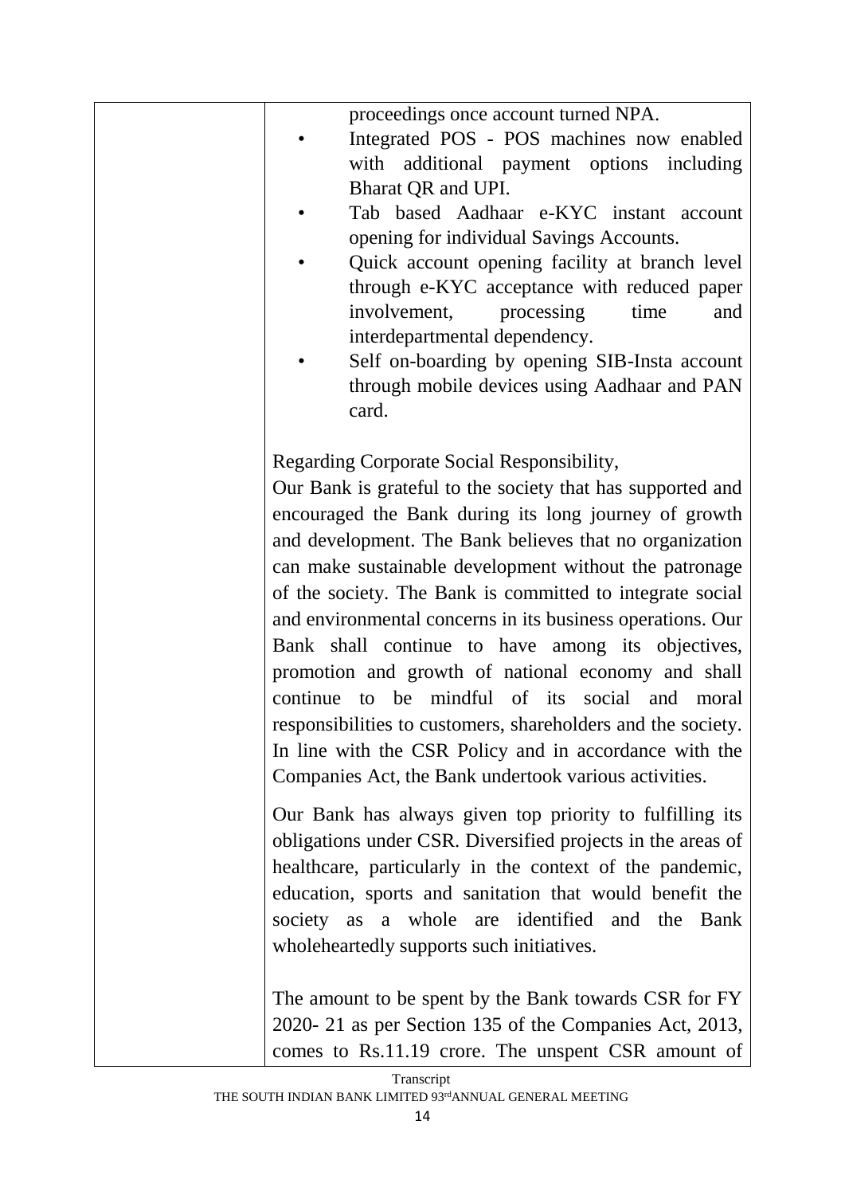| | proceedings once account turned NPA.<br>• Integrated POS - POS machines now enabled with additional payment options including Bharat QR and UPI.<br>• Tab based Aadhaar e-KYC instant account opening for individual Savings Accounts.<br>• Quick account opening facility at branch level through e-KYC acceptance with reduced paper involvement, processing time and interdepartmental dependency.<br>• Self on-boarding by opening SIB-Insta account through mobile devices using Aadhaar and PAN card.<br><br>Regarding Corporate Social Responsibility,<br>Our Bank is grateful to the society that has supported and encouraged the Bank during its long journey of growth and development. The Bank believes that no organization can make sustainable development without the patronage of the society. The Bank is committed to integrate social and environmental concerns in its business operations. Our Bank shall continue to have among its objectives, promotion and growth of national economy and shall continue to be mindful of its social and moral responsibilities to customers, shareholders and the society. In line with the CSR Policy and in accordance with the Companies Act, the Bank undertook various activities.<br><br>Our Bank has always given top priority to fulfilling its obligations under CSR. Diversified projects in the areas of healthcare, particularly in the context of the pandemic, education, sports and sanitation that would benefit the society as a whole are identified and the Bank wholeheartedly supports such initiatives.<br><br>The amount to be spent by the Bank towards CSR for FY 2020- 21 as per Section 135 of the Companies Act, 2013, comes to Rs.11.19 crore. The unspent CSR amount of |
|---|---|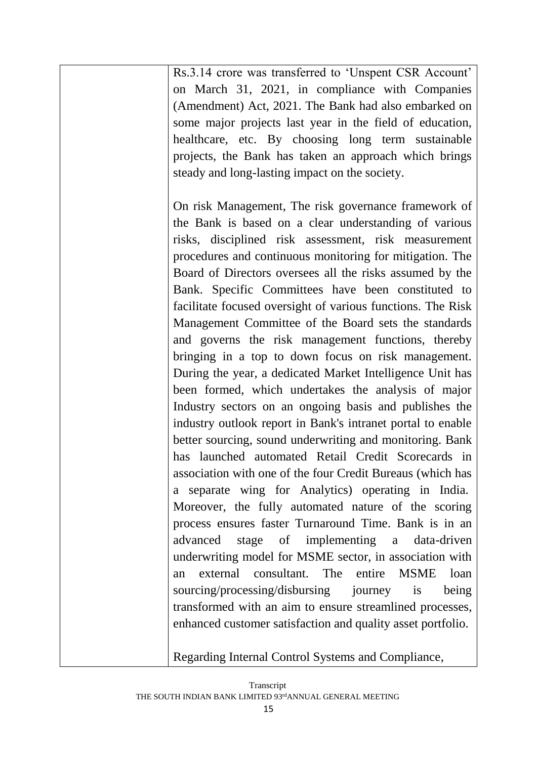| | |
|---|---|
| | Rs.3.14 crore was transferred to 'Unspent CSR Account' on March 31, 2021, in compliance with Companies (Amendment) Act, 2021. The Bank had also embarked on some major projects last year in the field of education, healthcare, etc. By choosing long term sustainable projects, the Bank has taken an approach which brings steady and long-lasting impact on the society.<br><br>On risk Management, The risk governance framework of the Bank is based on a clear understanding of various risks, disciplined risk assessment, risk measurement procedures and continuous monitoring for mitigation. The Board of Directors oversees all the risks assumed by the Bank. Specific Committees have been constituted to facilitate focused oversight of various functions. The Risk Management Committee of the Board sets the standards and governs the risk management functions, thereby bringing in a top to down focus on risk management. During the year, a dedicated Market Intelligence Unit has been formed, which undertakes the analysis of major Industry sectors on an ongoing basis and publishes the industry outlook report in Bank's intranet portal to enable better sourcing, sound underwriting and monitoring. Bank has launched automated Retail Credit Scorecards in association with one of the four Credit Bureaus (which has a separate wing for Analytics) operating in India. Moreover, the fully automated nature of the scoring process ensures faster Turnaround Time. Bank is in an advanced stage of implementing a data-driven underwriting model for MSME sector, in association with an external consultant. The entire MSME loan sourcing/processing/disbursing journey is being transformed with an aim to ensure streamlined processes, enhanced customer satisfaction and quality asset portfolio.<br><br>Regarding Internal Control Systems and Compliance, |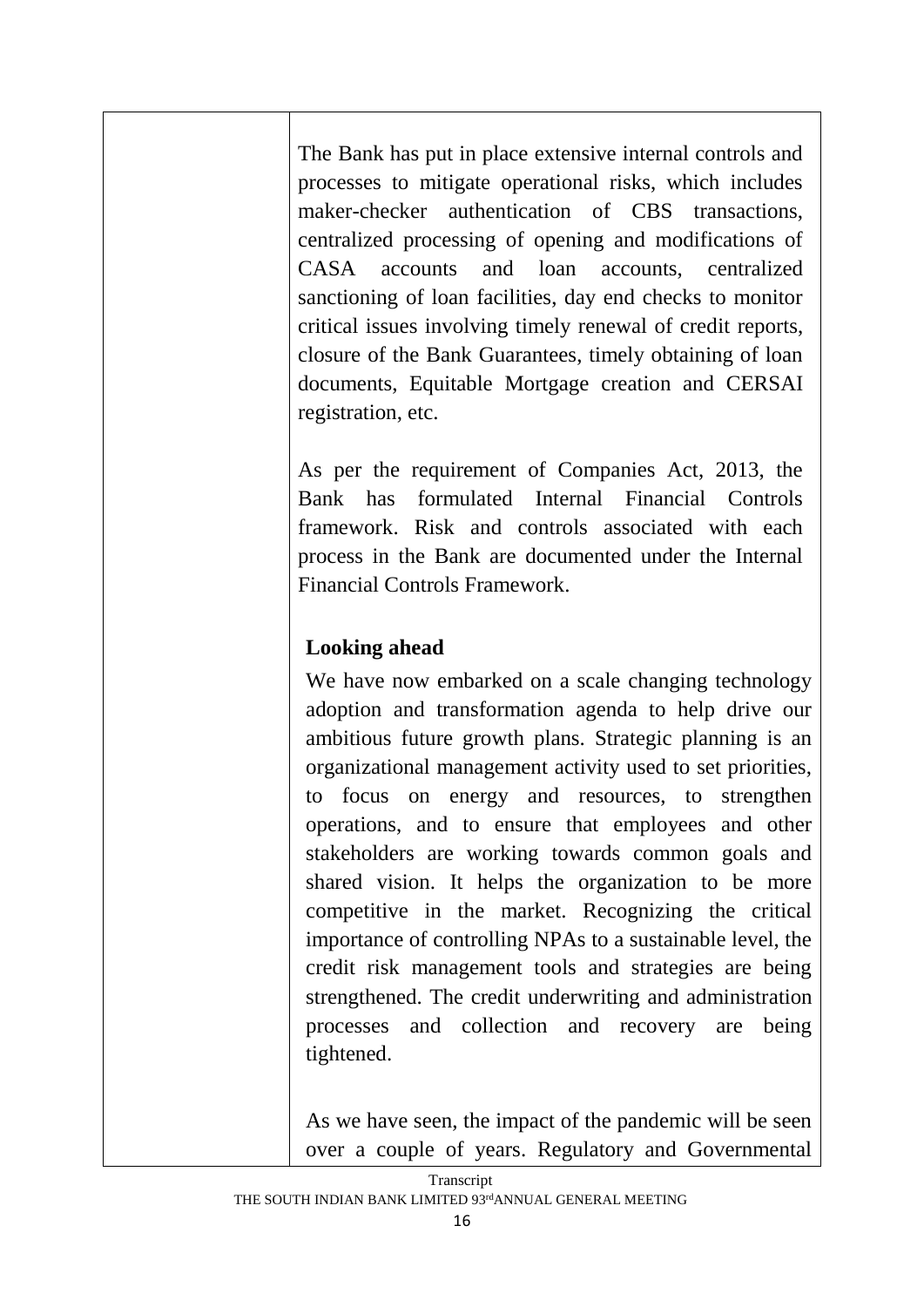The Bank has put in place extensive internal controls and processes to mitigate operational risks, which includes maker-checker authentication of CBS transactions, centralized processing of opening and modifications of CASA accounts and loan accounts, centralized sanctioning of loan facilities, day end checks to monitor critical issues involving timely renewal of credit reports, closure of the Bank Guarantees, timely obtaining of loan documents, Equitable Mortgage creation and CERSAI registration, etc.

As per the requirement of Companies Act, 2013, the Bank has formulated Internal Financial Controls framework. Risk and controls associated with each process in the Bank are documented under the Internal Financial Controls Framework.

**Looking ahead**

We have now embarked on a scale changing technology adoption and transformation agenda to help drive our ambitious future growth plans. Strategic planning is an organizational management activity used to set priorities, to focus on energy and resources, to strengthen operations, and to ensure that employees and other stakeholders are working towards common goals and shared vision. It helps the organization to be more competitive in the market. Recognizing the critical importance of controlling NPAs to a sustainable level, the credit risk management tools and strategies are being strengthened. The credit underwriting and administration processes and collection and recovery are being tightened.

As we have seen, the impact of the pandemic will be seen over a couple of years. Regulatory and Governmental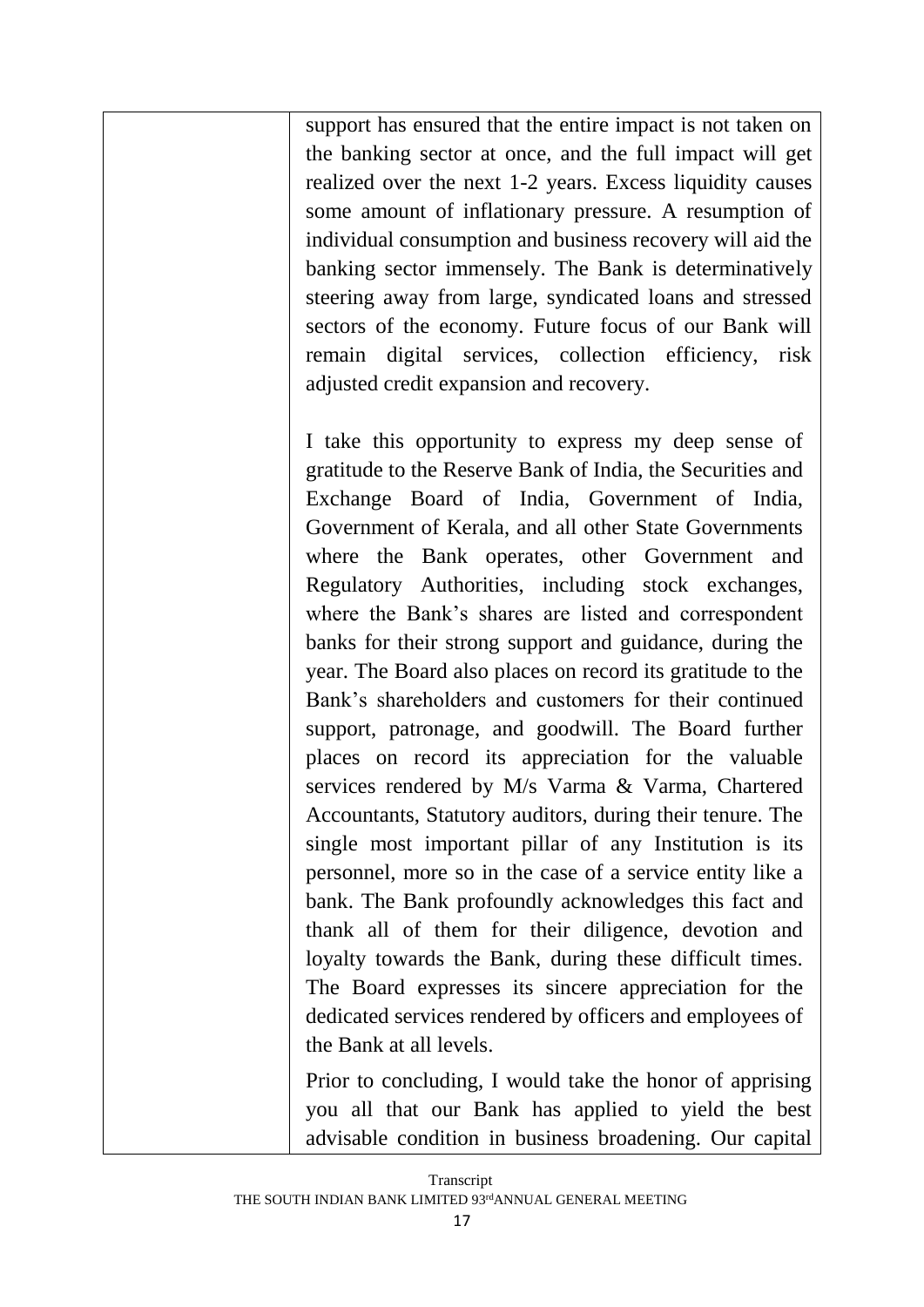| | support has ensured that the entire impact is not taken on the banking sector at once, and the full impact will get realized over the next 1-2 years. Excess liquidity causes some amount of inflationary pressure. A resumption of individual consumption and business recovery will aid the banking sector immensely. The Bank is determinatively steering away from large, syndicated loans and stressed sectors of the economy. Future focus of our Bank will remain digital services, collection efficiency, risk adjusted credit expansion and recovery.<br><br>I take this opportunity to express my deep sense of gratitude to the Reserve Bank of India, the Securities and Exchange Board of India, Government of India, Government of Kerala, and all other State Governments where the Bank operates, other Government and Regulatory Authorities, including stock exchanges, where the Bank's shares are listed and correspondent banks for their strong support and guidance, during the year. The Board also places on record its gratitude to the Bank's shareholders and customers for their continued support, patronage, and goodwill. The Board further places on record its appreciation for the valuable services rendered by M/s Varma & Varma, Chartered Accountants, Statutory auditors, during their tenure. The single most important pillar of any Institution is its personnel, more so in the case of a service entity like a bank. The Bank profoundly acknowledges this fact and thank all of them for their diligence, devotion and loyalty towards the Bank, during these difficult times. The Board expresses its sincere appreciation for the dedicated services rendered by officers and employees of the Bank at all levels.<br><br>Prior to concluding, I would take the honor of apprising you all that our Bank has applied to yield the best advisable condition in business broadening. Our capital |
|---|---|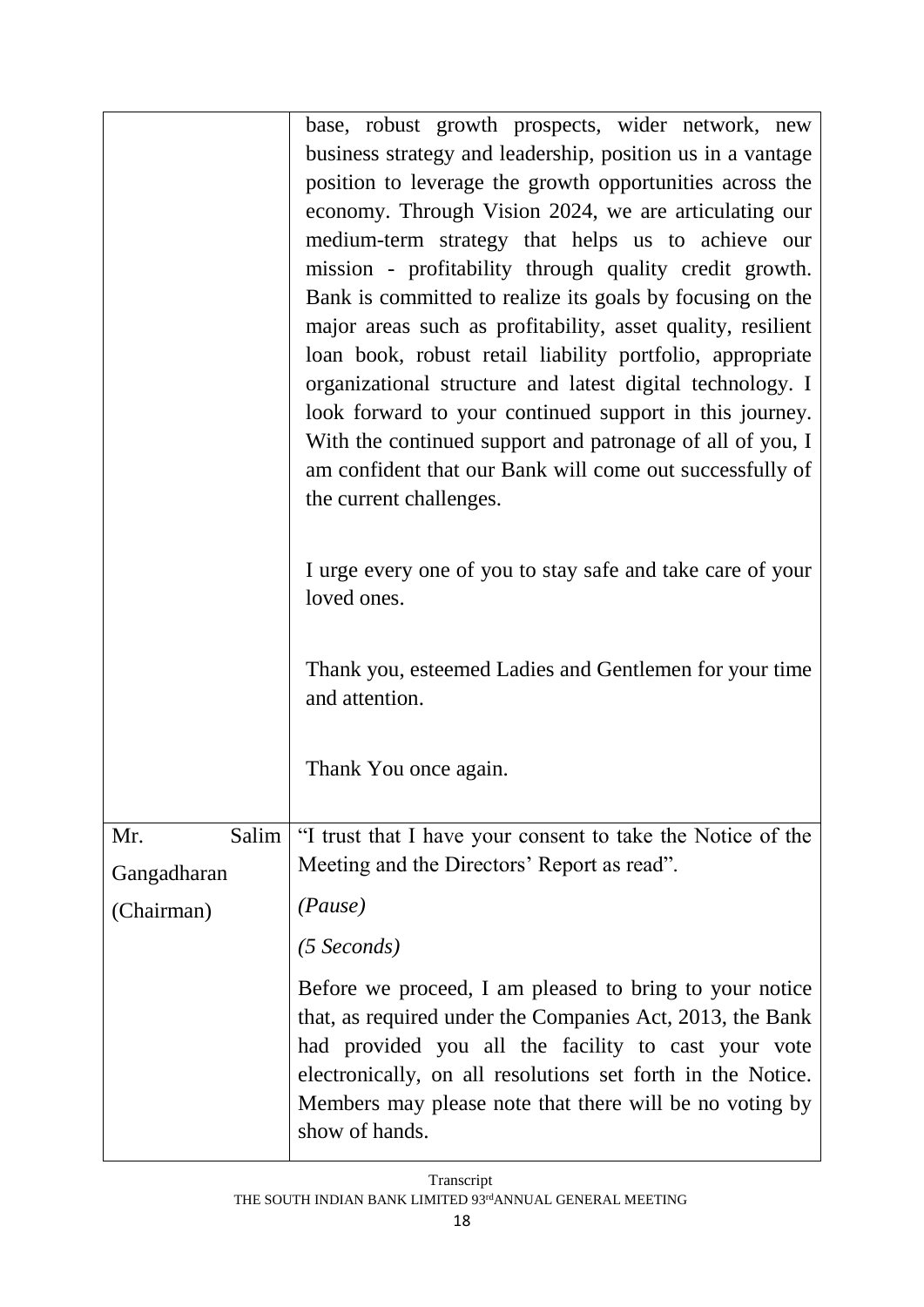| | |
|---|---|
| | base, robust growth prospects, wider network, new business strategy and leadership, position us in a vantage position to leverage the growth opportunities across the economy. Through Vision 2024, we are articulating our medium-term strategy that helps us to achieve our mission - profitability through quality credit growth. Bank is committed to realize its goals by focusing on the major areas such as profitability, asset quality, resilient loan book, robust retail liability portfolio, appropriate organizational structure and latest digital technology. I look forward to your continued support in this journey. With the continued support and patronage of all of you, I am confident that our Bank will come out successfully of the current challenges.<br><br>I urge every one of you to stay safe and take care of your loved ones.<br><br>Thank you, esteemed Ladies and Gentlemen for your time and attention.<br><br>Thank You once again. |
| Mr. Salim Gangadharan (Chairman) | "I trust that I have your consent to take the Notice of the Meeting and the Directors' Report as read".<br><br>*(Pause)*<br><br>*(5 Seconds)*<br><br>Before we proceed, I am pleased to bring to your notice that, as required under the Companies Act, 2013, the Bank had provided you all the facility to cast your vote electronically, on all resolutions set forth in the Notice. Members may please note that there will be no voting by show of hands. |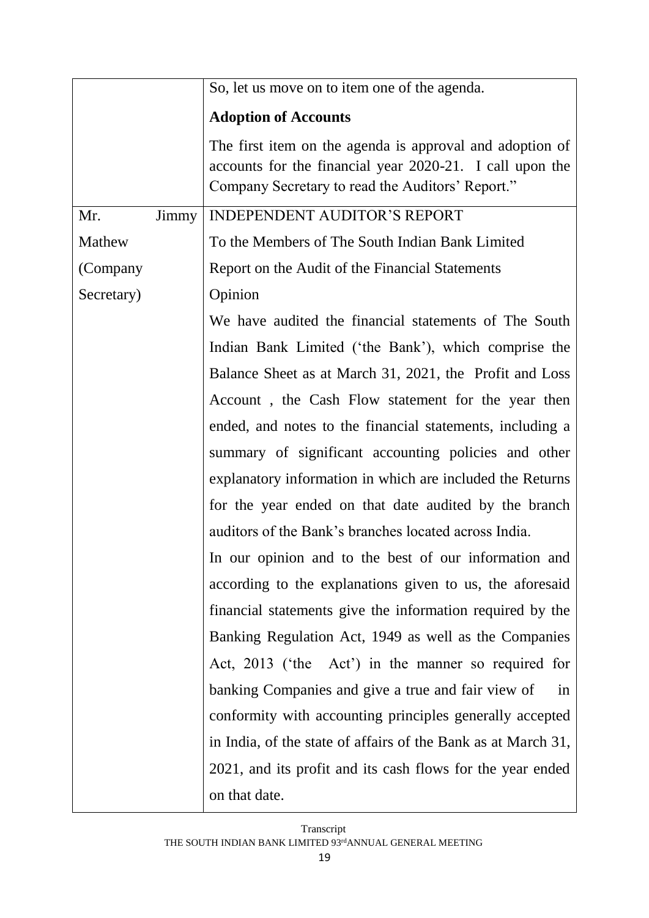| | |
|---|---|
| | So, let us move on to item one of the agenda.<br><br>**Adoption of Accounts**<br><br>The first item on the agenda is approval and adoption of accounts for the financial year 2020-21. I call upon the Company Secretary to read the Auditors' Report." |
| Mr. Jimmy Mathew (Company Secretary) | INDEPENDENT AUDITOR'S REPORT<br><br>To the Members of The South Indian Bank Limited<br><br>Report on the Audit of the Financial Statements<br><br>Opinion<br><br>We have audited the financial statements of The South Indian Bank Limited ('the Bank'), which comprise the Balance Sheet as at March 31, 2021, the Profit and Loss Account , the Cash Flow statement for the year then ended, and notes to the financial statements, including a summary of significant accounting policies and other explanatory information in which are included the Returns for the year ended on that date audited by the branch auditors of the Bank's branches located across India.<br><br>In our opinion and to the best of our information and according to the explanations given to us, the aforesaid financial statements give the information required by the Banking Regulation Act, 1949 as well as the Companies Act, 2013 ('the Act') in the manner so required for banking Companies and give a true and fair view of in conformity with accounting principles generally accepted in India, of the state of affairs of the Bank as at March 31, 2021, and its profit and its cash flows for the year ended on that date. |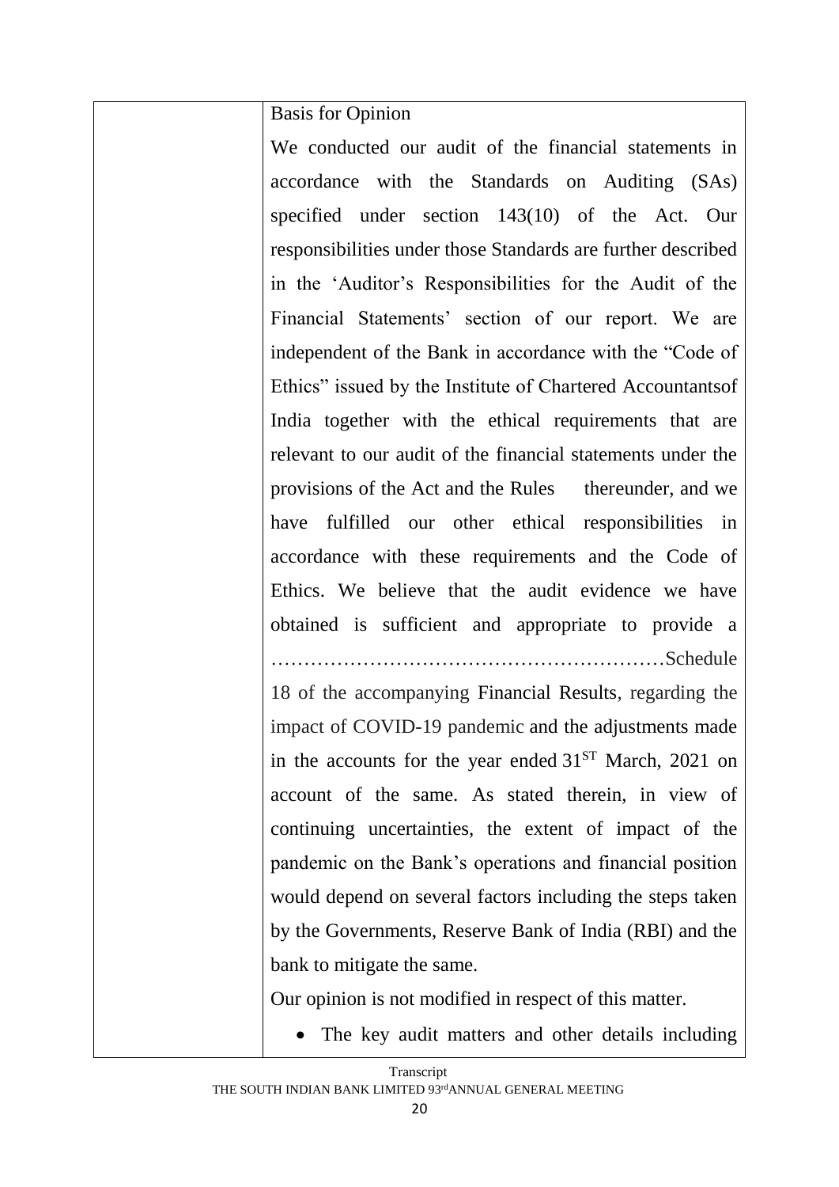| | Basis for Opinion<br>We conducted our audit of the financial statements in accordance with the Standards on Auditing (SAs) specified under section 143(10) of the Act. Our responsibilities under those Standards are further described in the 'Auditor's Responsibilities for the Audit of the Financial Statements' section of our report. We are independent of the Bank in accordance with the "Code of Ethics" issued by the Institute of Chartered Accountantsof India together with the ethical requirements that are relevant to our audit of the financial statements under the provisions of the Act and the Rules thereunder, and we have fulfilled our other ethical responsibilities in accordance with these requirements and the Code of Ethics. We believe that the audit evidence we have obtained is sufficient and appropriate to provide a ……………………………………………………Schedule 18 of the accompanying Financial Results, regarding the impact of COVID-19 pandemic and the adjustments made in the accounts for the year ended 31[ST] March, 2021 on account of the same. As stated therein, in view of continuing uncertainties, the extent of impact of the pandemic on the Bank's operations and financial position would depend on several factors including the steps taken by the Governments, Reserve Bank of India (RBI) and the bank to mitigate the same.<br>Our opinion is not modified in respect of this matter.<br>• The key audit matters and other details including |
|---|---|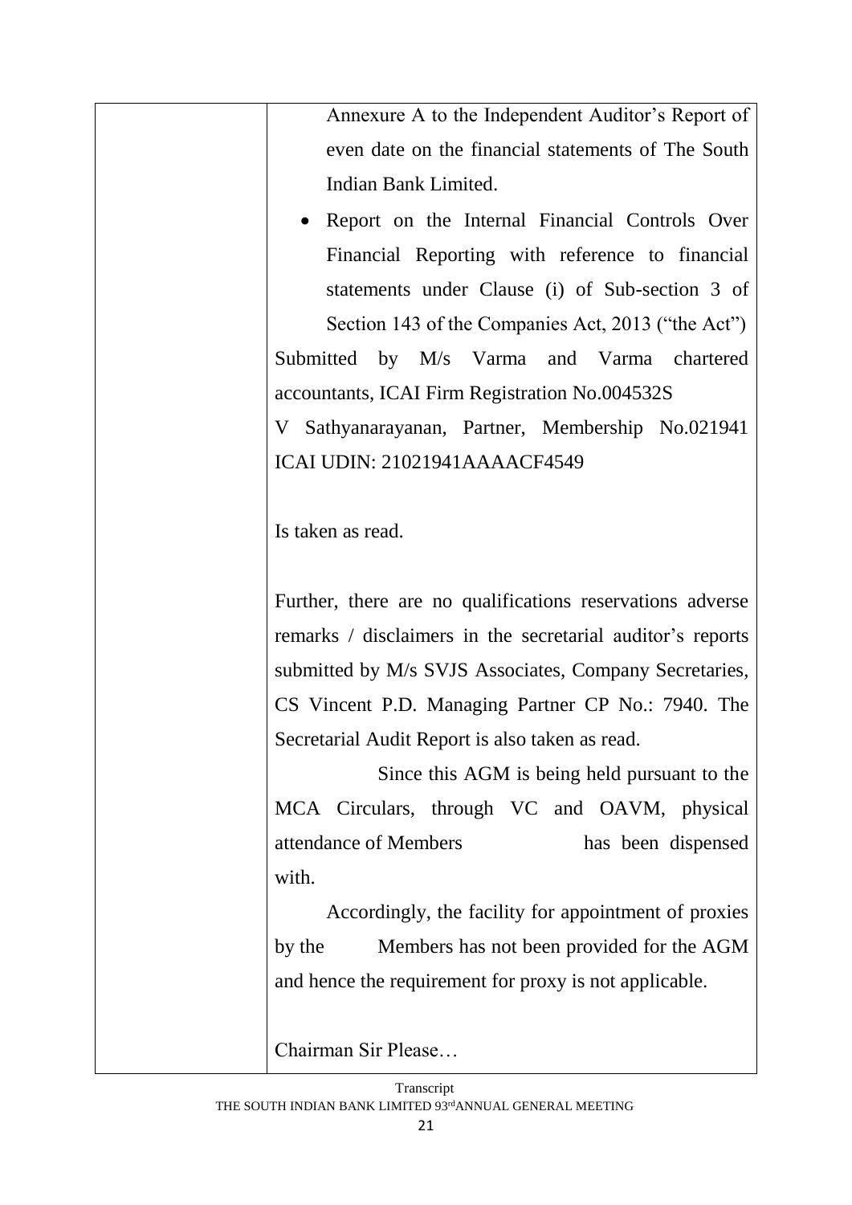| | Annexure A to the Independent Auditor's Report of even date on the financial statements of The South Indian Bank Limited.<br>• Report on the Internal Financial Controls Over Financial Reporting with reference to financial statements under Clause (i) of Sub-section 3 of Section 143 of the Companies Act, 2013 ("the Act")<br>Submitted by M/s Varma and Varma chartered accountants, ICAI Firm Registration No.004532S<br>V Sathyanarayanan, Partner, Membership No.021941 ICAI UDIN: 21021941AAAACF4549<br><br>Is taken as read.<br><br>Further, there are no qualifications reservations adverse remarks / disclaimers in the secretarial auditor's reports submitted by M/s SVJS Associates, Company Secretaries, CS Vincent P.D. Managing Partner CP No.: 7940. The Secretarial Audit Report is also taken as read.<br>Since this AGM is being held pursuant to the MCA Circulars, through VC and OAVM, physical attendance of Members has been dispensed with.<br>Accordingly, the facility for appointment of proxies by the Members has not been provided for the AGM and hence the requirement for proxy is not applicable.<br><br>Chairman Sir Please… |
|---|---|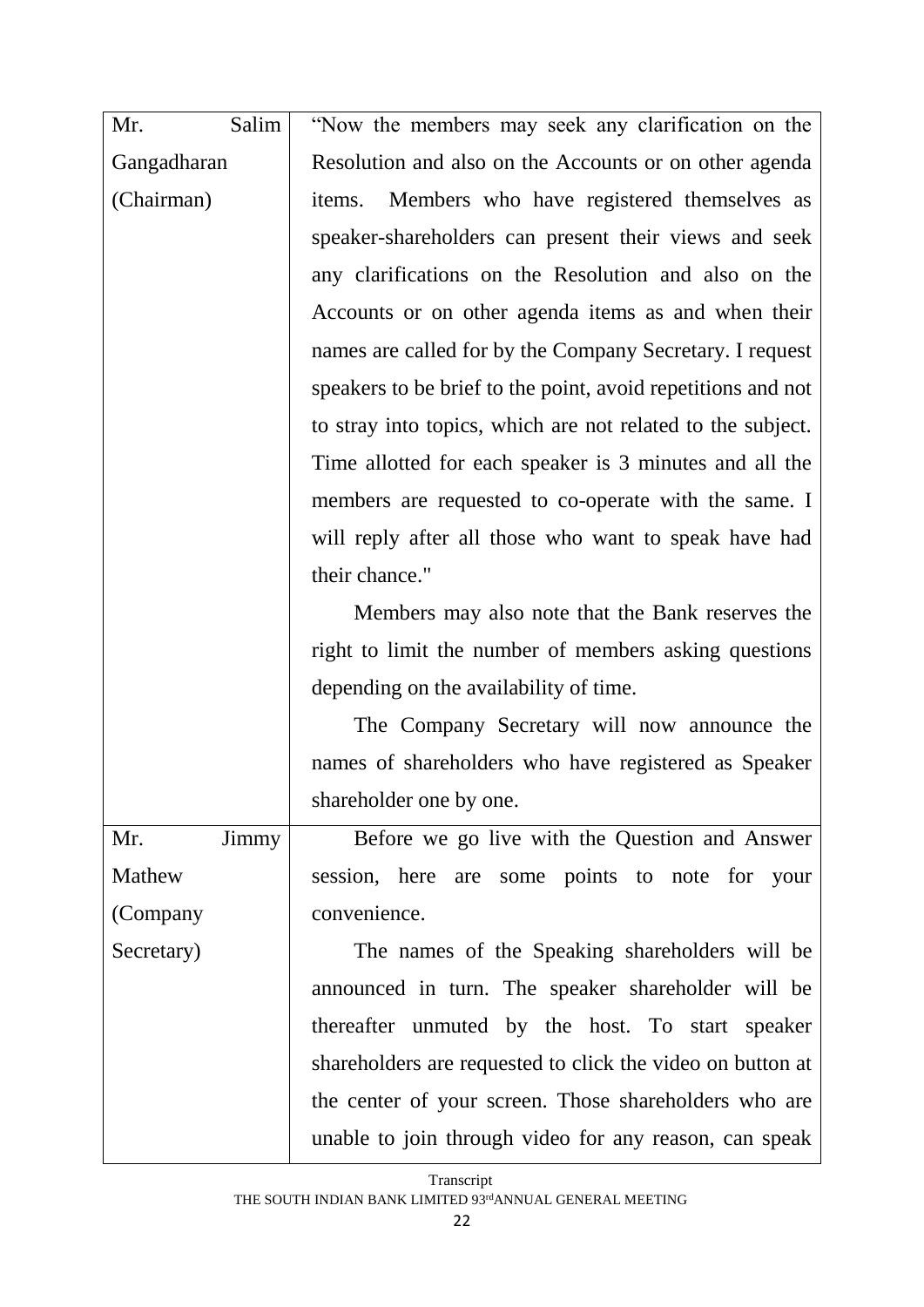| | |
|---|---|
| Mr. Salim Gangadharan (Chairman) | "Now the members may seek any clarification on the Resolution and also on the Accounts or on other agenda items. Members who have registered themselves as speaker-shareholders can present their views and seek any clarifications on the Resolution and also on the Accounts or on other agenda items as and when their names are called for by the Company Secretary. I request speakers to be brief to the point, avoid repetitions and not to stray into topics, which are not related to the subject. Time allotted for each speaker is 3 minutes and all the members are requested to co-operate with the same. I will reply after all those who want to speak have had their chance."<br><br>Members may also note that the Bank reserves the right to limit the number of members asking questions depending on the availability of time.<br><br>The Company Secretary will now announce the names of shareholders who have registered as Speaker shareholder one by one. |
| Mr. Jimmy Mathew (Company Secretary) | Before we go live with the Question and Answer session, here are some points to note for your convenience.<br><br>The names of the Speaking shareholders will be announced in turn. The speaker shareholder will be thereafter unmuted by the host. To start speaker shareholders are requested to click the video on button at the center of your screen. Those shareholders who are unable to join through video for any reason, can speak |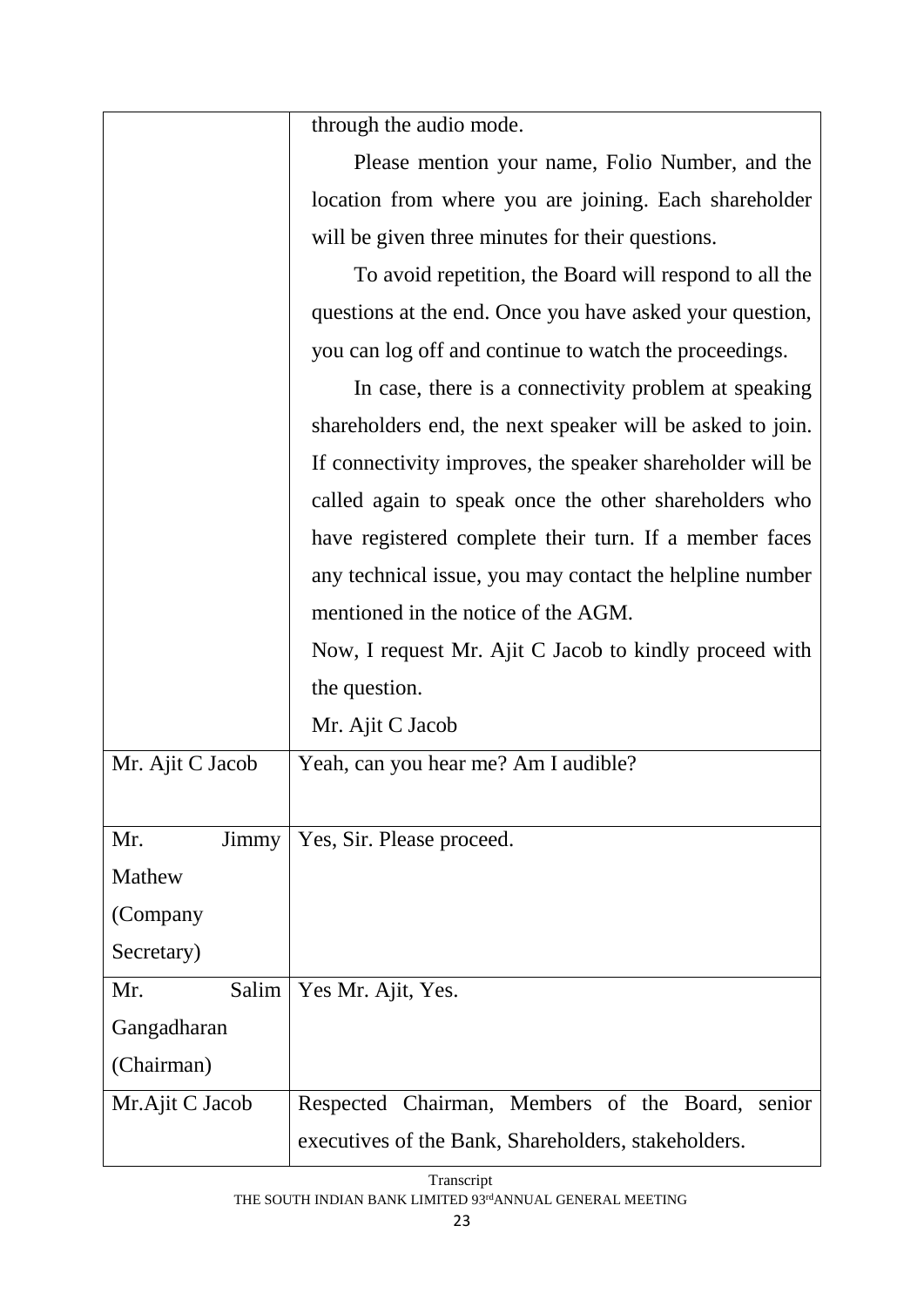| | |
|---|---|
| | through the audio mode.<br>Please mention your name, Folio Number, and the location from where you are joining. Each shareholder will be given three minutes for their questions.<br>To avoid repetition, the Board will respond to all the questions at the end. Once you have asked your question, you can log off and continue to watch the proceedings.<br>In case, there is a connectivity problem at speaking shareholders end, the next speaker will be asked to join. If connectivity improves, the speaker shareholder will be called again to speak once the other shareholders who have registered complete their turn. If a member faces any technical issue, you may contact the helpline number mentioned in the notice of the AGM.<br>Now, I request Mr. Ajit C Jacob to kindly proceed with the question.<br>Mr. Ajit C Jacob |
| Mr. Ajit C Jacob | Yeah, can you hear me? Am I audible? |
| Mr. Jimmy Mathew (Company Secretary) | Yes, Sir. Please proceed. |
| Mr. Salim Gangadharan (Chairman) | Yes Mr. Ajit, Yes. |
| Mr.Ajit C Jacob | Respected Chairman, Members of the Board, senior executives of the Bank, Shareholders, stakeholders. |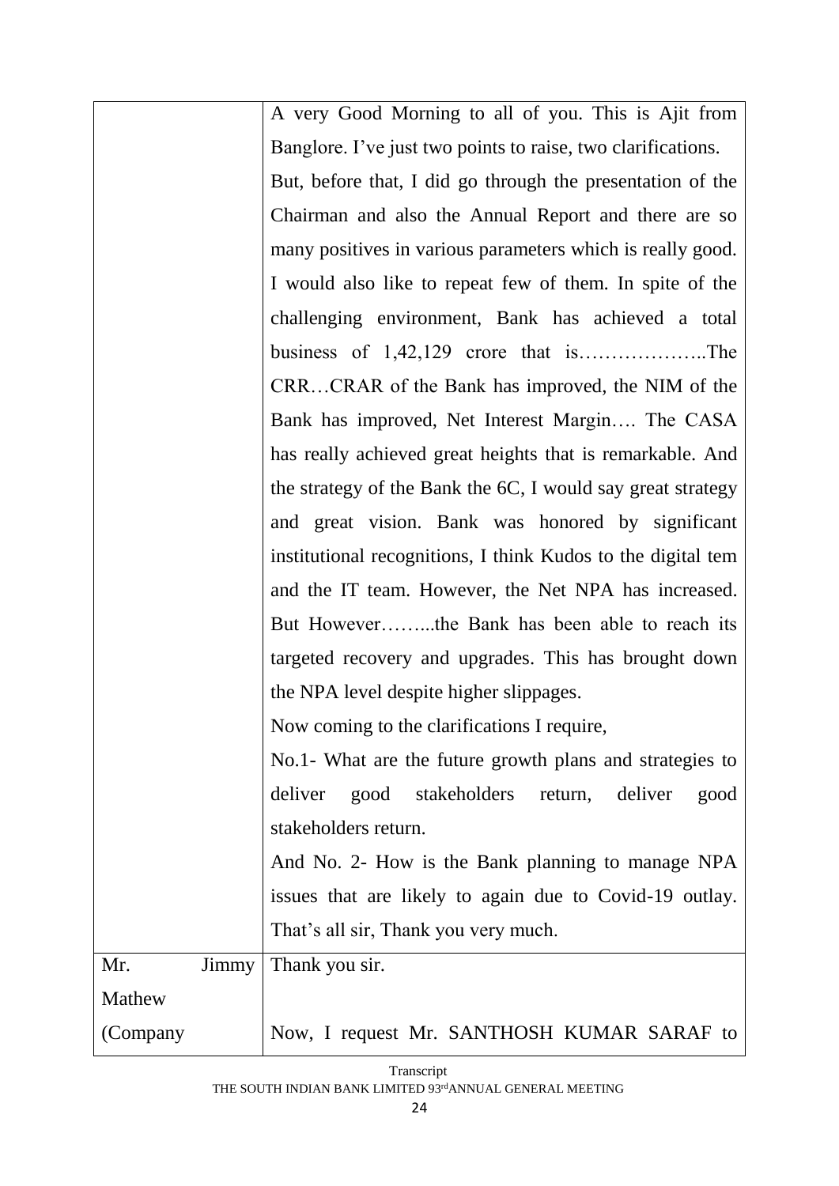| | |
|---|---|
| | A very Good Morning to all of you. This is Ajit from Banglore. I've just two points to raise, two clarifications.<br>But, before that, I did go through the presentation of the Chairman and also the Annual Report and there are so many positives in various parameters which is really good. I would also like to repeat few of them. In spite of the challenging environment, Bank has achieved a total business of 1,42,129 crore that is……………….The CRR…CRAR of the Bank has improved, the NIM of the Bank has improved, Net Interest Margin…. The CASA has really achieved great heights that is remarkable. And the strategy of the Bank the 6C, I would say great strategy and great vision. Bank was honored by significant institutional recognitions, I think Kudos to the digital tem and the IT team. However, the Net NPA has increased. But However……...the Bank has been able to reach its targeted recovery and upgrades. This has brought down the NPA level despite higher slippages.<br>Now coming to the clarifications I require,<br>No.1- What are the future growth plans and strategies to deliver good stakeholders return, deliver good stakeholders return.<br>And No. 2- How is the Bank planning to manage NPA issues that are likely to again due to Covid-19 outlay. That's all sir, Thank you very much. |
| Mr. Jimmy Mathew (Company | Thank you sir.<br><br>Now, I request Mr. SANTHOSH KUMAR SARAF to |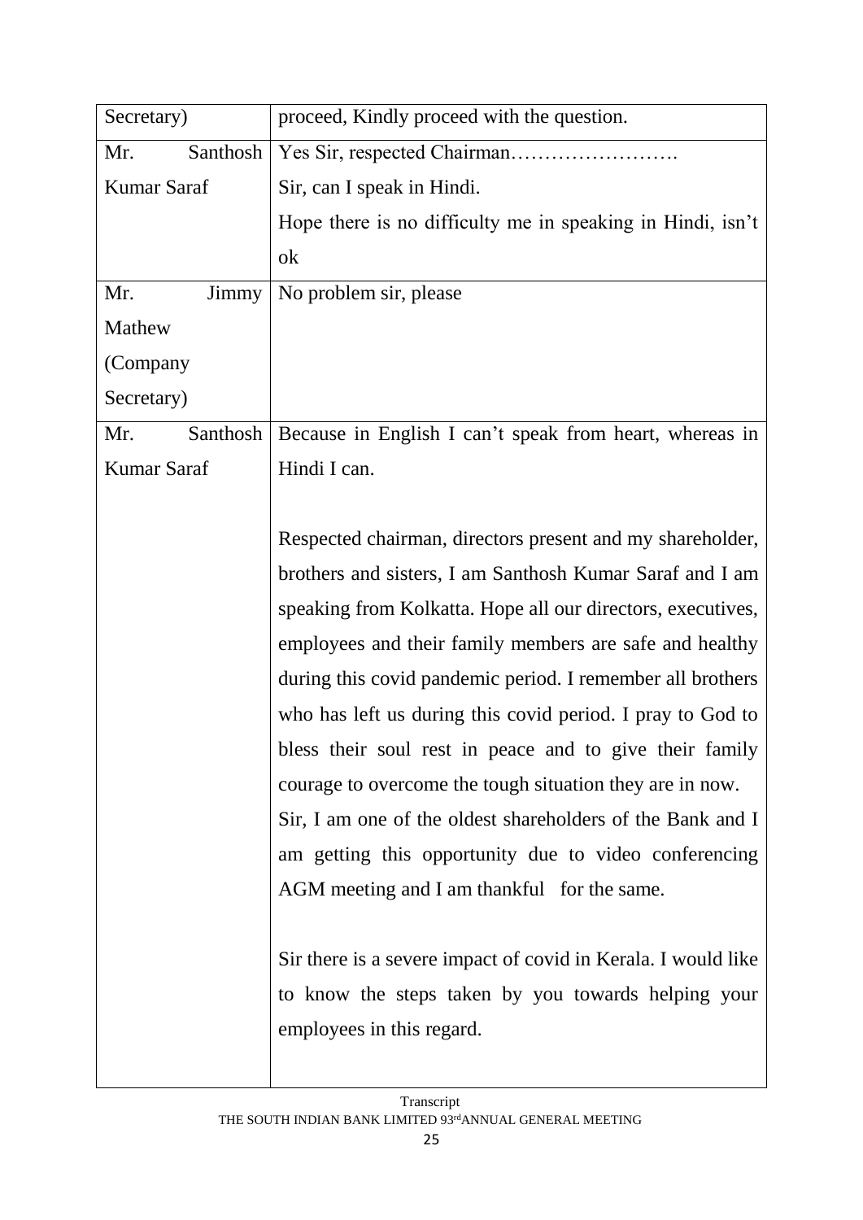| Secretary) | proceed, Kindly proceed with the question. |
|---|---|
| Mr. Santhosh Kumar Saraf | Yes Sir, respected Chairman……………………. <br>Sir, can I speak in Hindi. <br>Hope there is no difficulty me in speaking in Hindi, isn't ok |
| Mr. Jimmy Mathew (Company Secretary) | No problem sir, please |
| Mr. Santhosh Kumar Saraf | Because in English I can't speak from heart, whereas in Hindi I can. <br><br>Respected chairman, directors present and my shareholder, brothers and sisters, I am Santhosh Kumar Saraf and I am speaking from Kolkatta. Hope all our directors, executives, employees and their family members are safe and healthy during this covid pandemic period. I remember all brothers who has left us during this covid period. I pray to God to bless their soul rest in peace and to give their family courage to overcome the tough situation they are in now. <br>Sir, I am one of the oldest shareholders of the Bank and I am getting this opportunity due to video conferencing AGM meeting and I am thankful for the same. <br><br>Sir there is a severe impact of covid in Kerala. I would like to know the steps taken by you towards helping your employees in this regard. |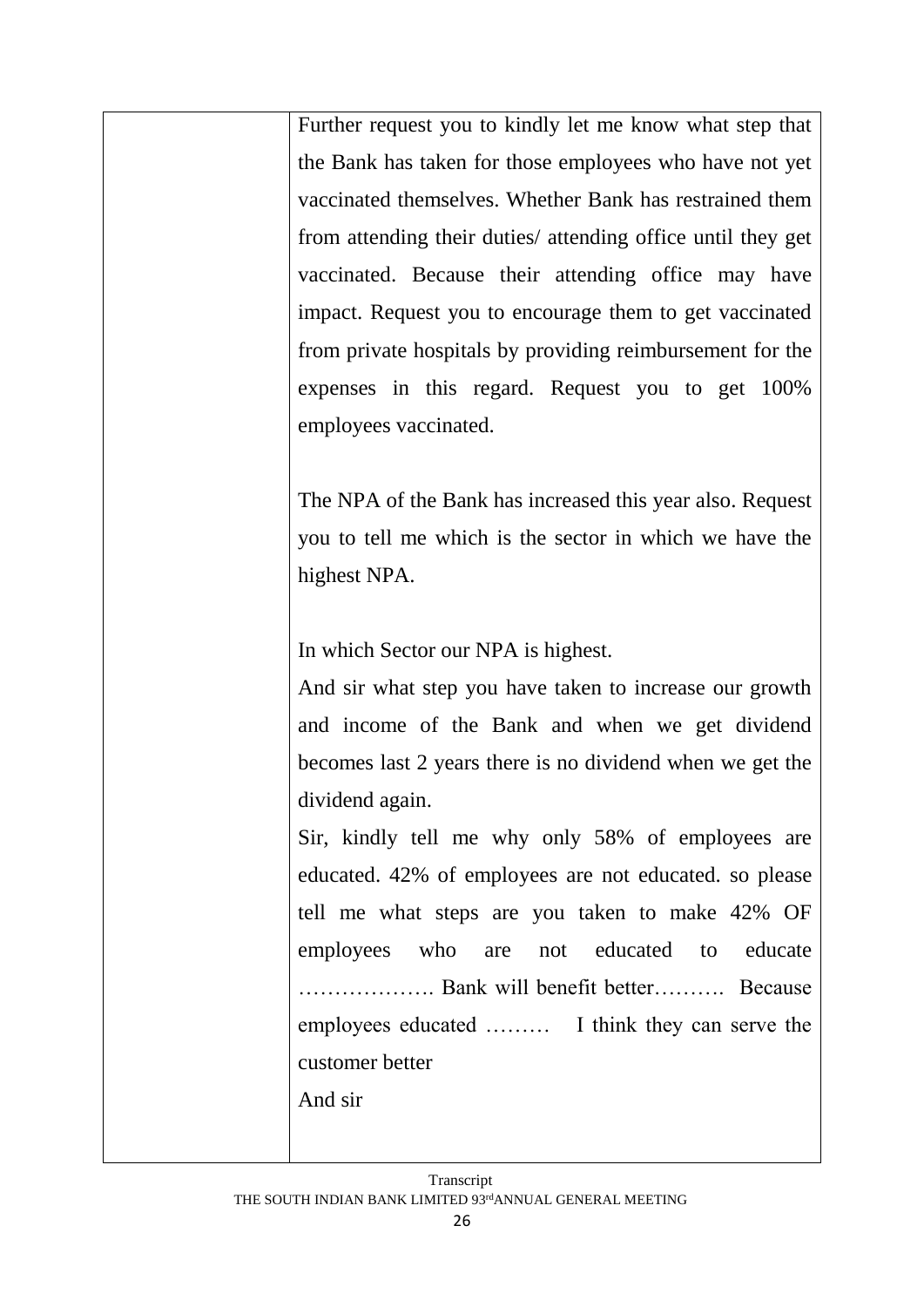| | |
|---|---|
| | Further request you to kindly let me know what step that the Bank has taken for those employees who have not yet vaccinated themselves. Whether Bank has restrained them from attending their duties/ attending office until they get vaccinated. Because their attending office may have impact. Request you to encourage them to get vaccinated from private hospitals by providing reimbursement for the expenses in this regard. Request you to get 100% employees vaccinated.<br><br>The NPA of the Bank has increased this year also. Request you to tell me which is the sector in which we have the highest NPA.<br><br>In which Sector our NPA is highest.<br>And sir what step you have taken to increase our growth and income of the Bank and when we get dividend becomes last 2 years there is no dividend when we get the dividend again.<br>Sir, kindly tell me why only 58% of employees are educated. 42% of employees are not educated. so please tell me what steps are you taken to make 42% OF employees who are not educated to educate ………………. Bank will benefit better………. Because employees educated ……… I think they can serve the customer better<br>And sir |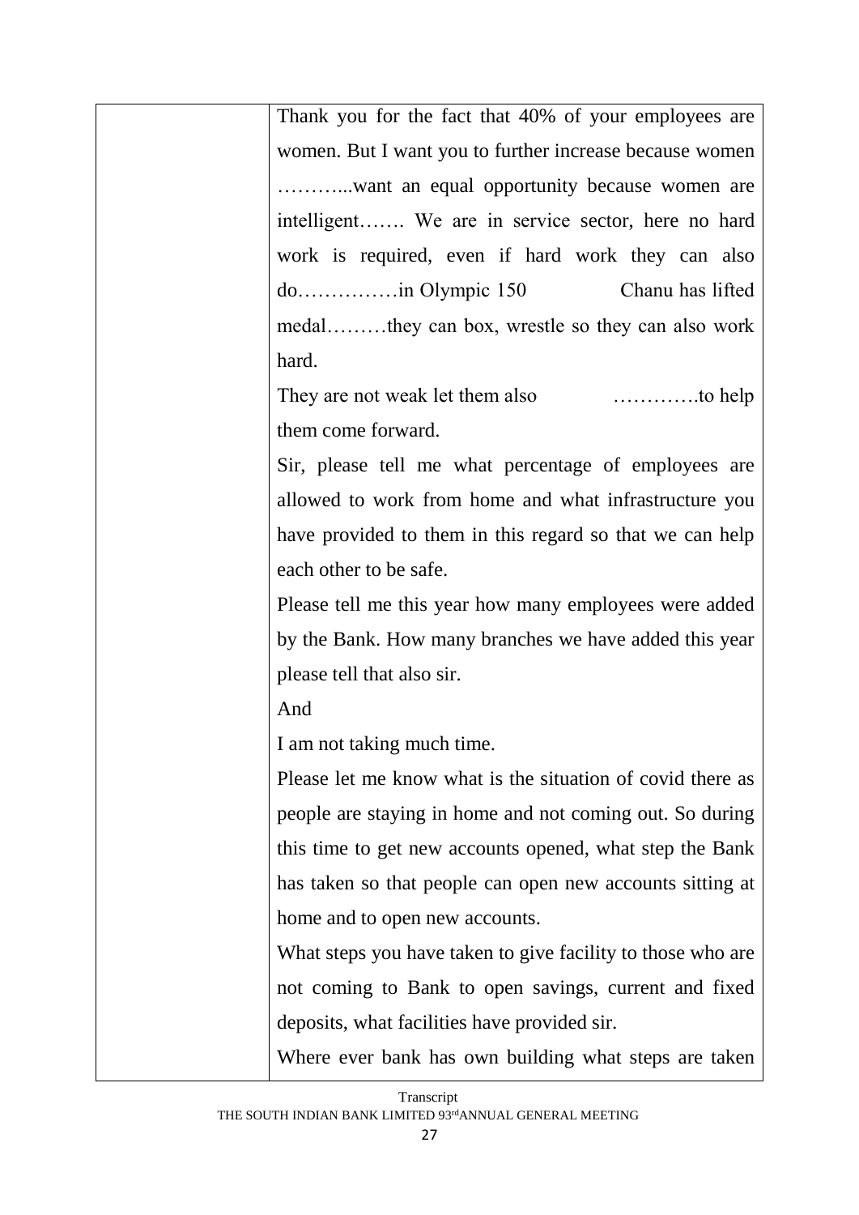| | Thank you for the fact that 40% of your employees are women. But I want you to further increase because women ………...want an equal opportunity because women are intelligent……. We are in service sector, here no hard work is required, even if hard work they can also do……………in Olympic 150 Chanu has lifted medal………they can box, wrestle so they can also work hard.<br>They are not weak let them also ………….to help them come forward.<br>Sir, please tell me what percentage of employees are allowed to work from home and what infrastructure you have provided to them in this regard so that we can help each other to be safe.<br>Please tell me this year how many employees were added by the Bank. How many branches we have added this year please tell that also sir.<br>And<br>I am not taking much time.<br>Please let me know what is the situation of covid there as people are staying in home and not coming out. So during this time to get new accounts opened, what step the Bank has taken so that people can open new accounts sitting at home and to open new accounts.<br>What steps you have taken to give facility to those who are not coming to Bank to open savings, current and fixed deposits, what facilities have provided sir.<br>Where ever bank has own building what steps are taken |
|---|---|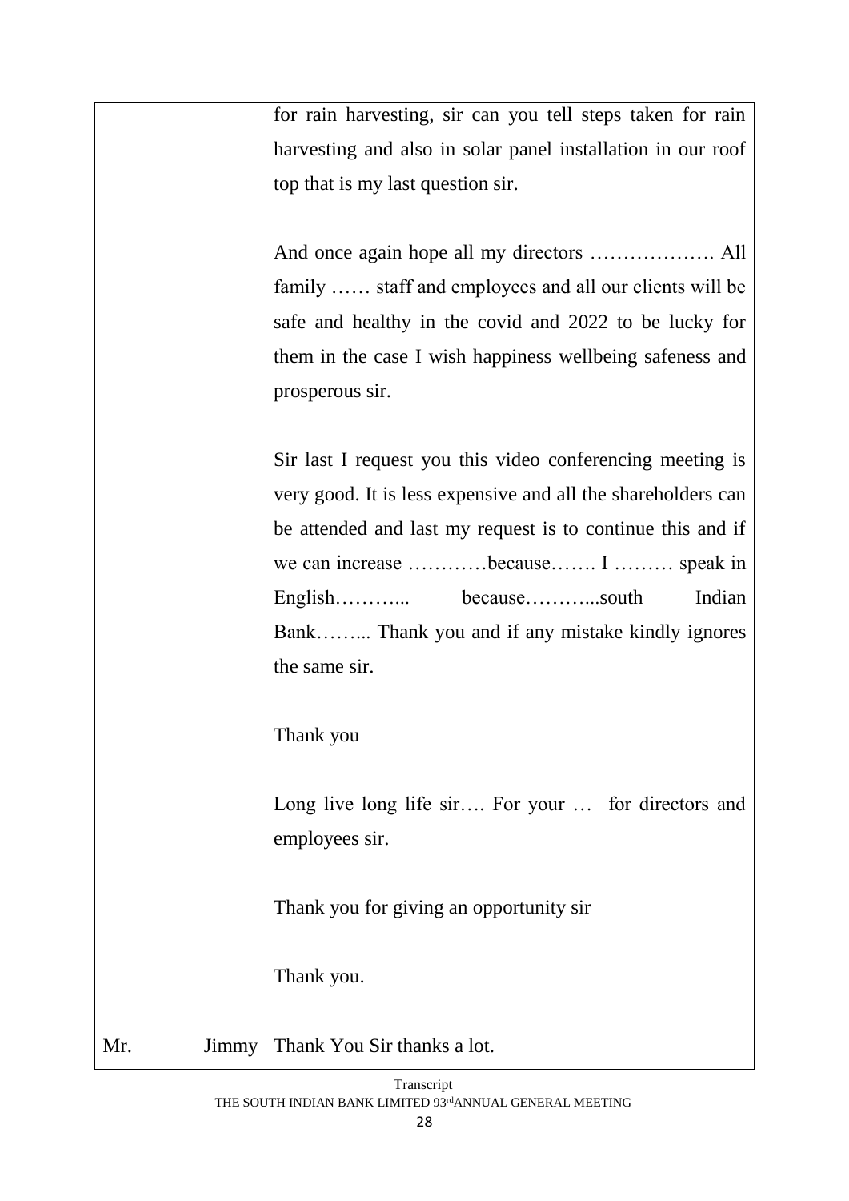| | |
|---|---|
| | for rain harvesting, sir can you tell steps taken for rain harvesting and also in solar panel installation in our roof top that is my last question sir.<br><br>And once again hope all my directors ………………. All family …… staff and employees and all our clients will be safe and healthy in the covid and 2022 to be lucky for them in the case I wish happiness wellbeing safeness and prosperous sir.<br><br>Sir last I request you this video conferencing meeting is very good. It is less expensive and all the shareholders can be attended and last my request is to continue this and if we can increase …………because……. I ……… speak in English……….. because………..south Indian Bank…….. Thank you and if any mistake kindly ignores the same sir.<br><br>Thank you<br><br>Long live long life sir…. For your … for directors and employees sir.<br><br>Thank you for giving an opportunity sir<br><br>Thank you. |
| Mr. Jimmy | Thank You Sir thanks a lot. |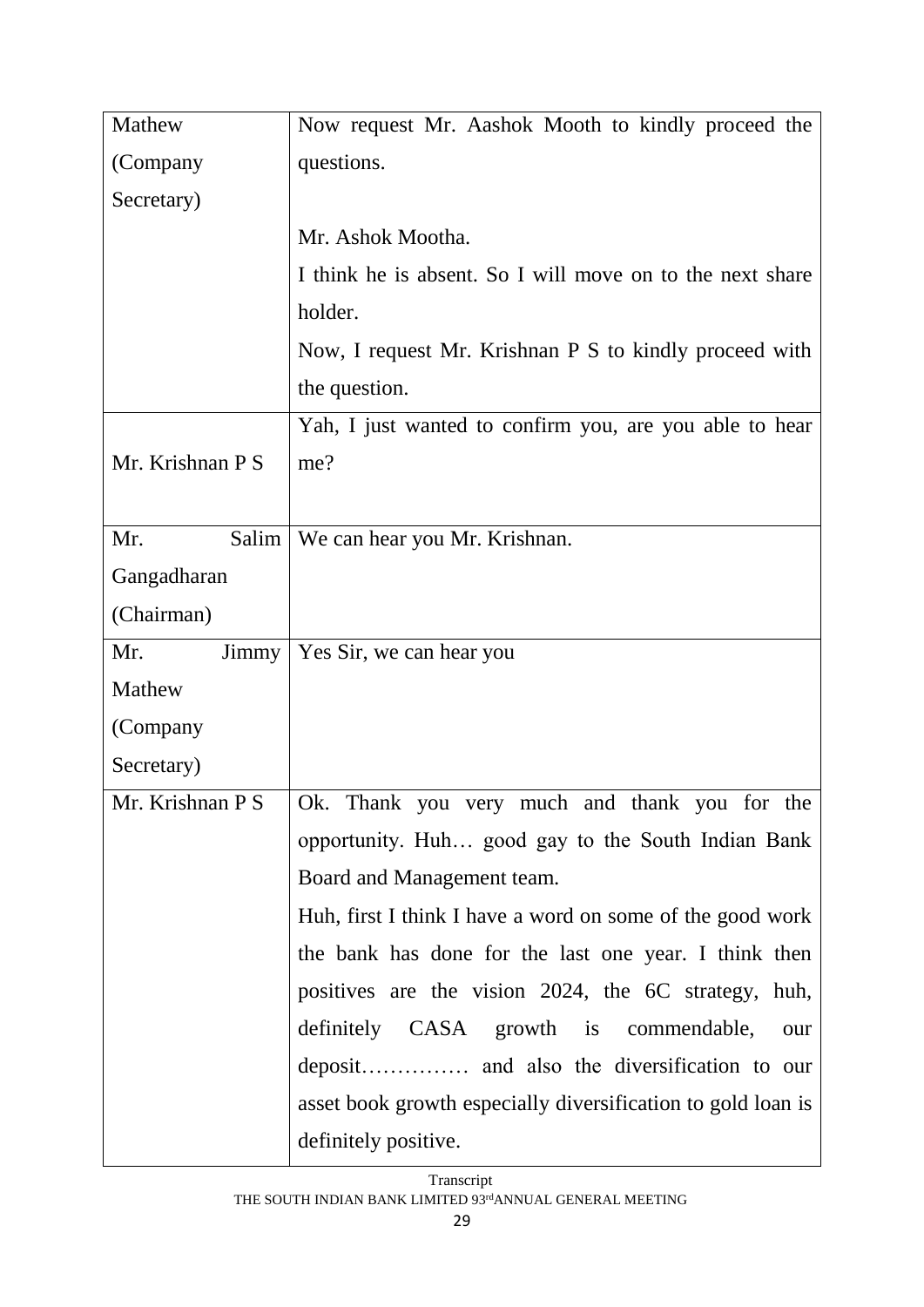| | |
|---|---|
| Mathew (Company Secretary) | Now request Mr. Aashok Mooth to kindly proceed the questions.<br><br>Mr. Ashok Mootha.<br>I think he is absent. So I will move on to the next share holder.<br>Now, I request Mr. Krishnan P S to kindly proceed with the question. |
| Mr. Krishnan P S | Yah, I just wanted to confirm you, are you able to hear me? |
| Mr. Salim Gangadharan (Chairman) | We can hear you Mr. Krishnan. |
| Mr. Jimmy Mathew (Company Secretary) | Yes Sir, we can hear you |
| Mr. Krishnan P S | Ok. Thank you very much and thank you for the opportunity. Huh… good gay to the South Indian Bank Board and Management team.<br>Huh, first I think I have a word on some of the good work the bank has done for the last one year. I think then positives are the vision 2024, the 6C strategy, huh, definitely CASA growth is commendable, our deposit…………… and also the diversification to our asset book growth especially diversification to gold loan is definitely positive. |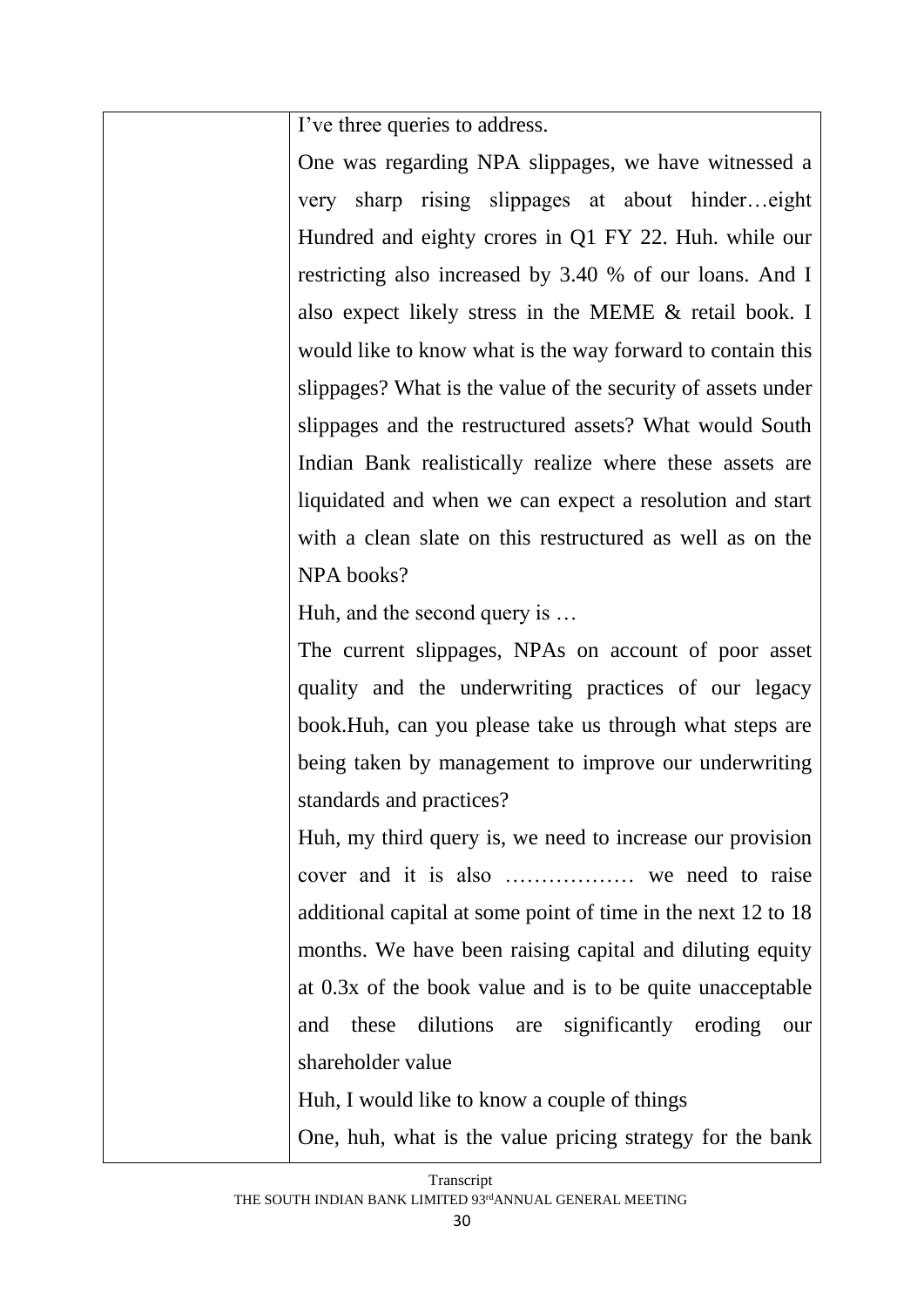| | I've three queries to address.<br>One was regarding NPA slippages, we have witnessed a very sharp rising slippages at about hinder…eight Hundred and eighty crores in Q1 FY 22. Huh. while our restricting also increased by 3.40 % of our loans. And I also expect likely stress in the MEME & retail book. I would like to know what is the way forward to contain this slippages? What is the value of the security of assets under slippages and the restructured assets? What would South Indian Bank realistically realize where these assets are liquidated and when we can expect a resolution and start with a clean slate on this restructured as well as on the NPA books?<br>Huh, and the second query is …<br>The current slippages, NPAs on account of poor asset quality and the underwriting practices of our legacy book.Huh, can you please take us through what steps are being taken by management to improve our underwriting standards and practices?<br>Huh, my third query is, we need to increase our provision cover and it is also ……………… we need to raise additional capital at some point of time in the next 12 to 18 months. We have been raising capital and diluting equity at 0.3x of the book value and is to be quite unacceptable and these dilutions are significantly eroding our shareholder value<br>Huh, I would like to know a couple of things<br>One, huh, what is the value pricing strategy for the bank |
|---|---|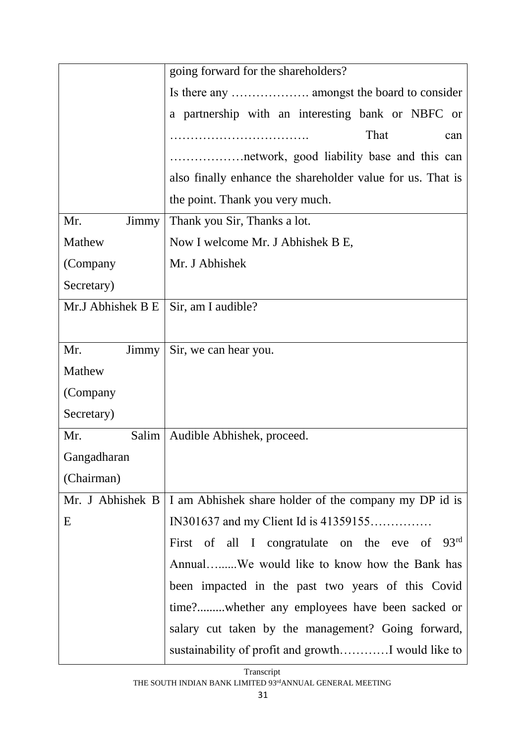| | |
|---|---|
| | going forward for the shareholders?<br>Is there any ………………. amongst the board to consider a partnership with an interesting bank or NBFC or ……………………………. That can ………………network, good liability base and this can also finally enhance the shareholder value for us. That is the point. Thank you very much. |
| Mr. Jimmy Mathew (Company Secretary) | Thank you Sir, Thanks a lot.<br>Now I welcome Mr. J Abhishek B E,<br>Mr. J Abhishek |
| Mr.J Abhishek B E | Sir, am I audible? |
| Mr. Jimmy Mathew (Company Secretary) | Sir, we can hear you. |
| Mr. Salim Gangadharan (Chairman) | Audible Abhishek, proceed. |
| Mr. J Abhishek B E | I am Abhishek share holder of the company my DP id is IN301637 and my Client Id is 41359155……………<br>First of all I congratulate on the eve of 93rd Annual…......We would like to know how the Bank has been impacted in the past two years of this Covid time?.........whether any employees have been sacked or salary cut taken by the management? Going forward, sustainability of profit and growth…………I would like to |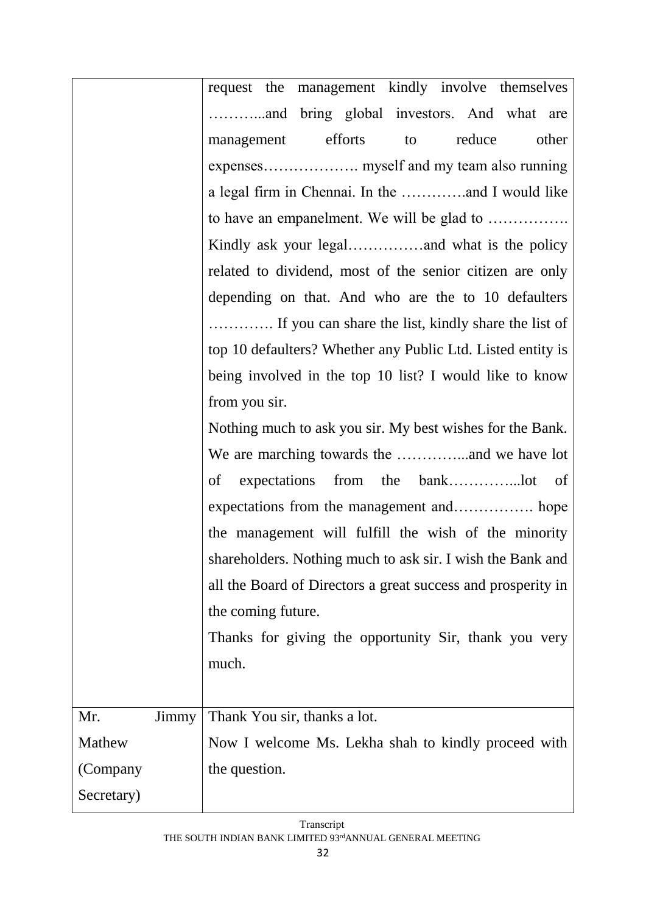| | |
|---|---|
| | request the management kindly involve themselves ………...and bring global investors. And what are management efforts to reduce other expenses………………. myself and my team also running a legal firm in Chennai. In the ………….and I would like to have an empanelment. We will be glad to ……………. Kindly ask your legal……………and what is the policy related to dividend, most of the senior citizen are only depending on that. And who are the to 10 defaulters …………. If you can share the list, kindly share the list of top 10 defaulters? Whether any Public Ltd. Listed entity is being involved in the top 10 list? I would like to know from you sir.<br>Nothing much to ask you sir. My best wishes for the Bank. We are marching towards the …………...and we have lot of expectations from the bank…………...lot of expectations from the management and……………. hope the management will fulfill the wish of the minority shareholders. Nothing much to ask sir. I wish the Bank and all the Board of Directors a great success and prosperity in the coming future.<br>Thanks for giving the opportunity Sir, thank you very much. |
| Mr. Jimmy Mathew (Company Secretary) | Thank You sir, thanks a lot.<br>Now I welcome Ms. Lekha shah to kindly proceed with the question. |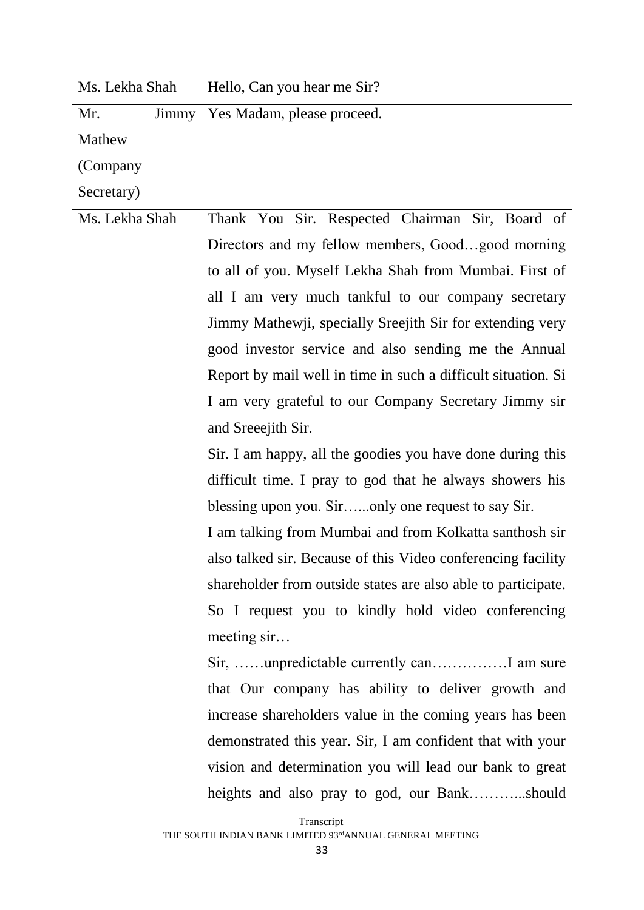| | |
|---|---|
| Ms. Lekha Shah | Hello, Can you hear me Sir? |
| Mr. Jimmy Mathew (Company Secretary) | Yes Madam, please proceed. |
| Ms. Lekha Shah | Thank You Sir. Respected Chairman Sir, Board of Directors and my fellow members, Good…good morning to all of you. Myself Lekha Shah from Mumbai. First of all I am very much tankful to our company secretary Jimmy Mathewji, specially Sreejith Sir for extending very good investor service and also sending me the Annual Report by mail well in time in such a difficult situation. Si I am very grateful to our Company Secretary Jimmy sir and Sreeejith Sir.<br>Sir. I am happy, all the goodies you have done during this difficult time. I pray to god that he always showers his blessing upon you. Sir…...only one request to say Sir.<br>I am talking from Mumbai and from Kolkatta santhosh sir also talked sir. Because of this Video conferencing facility shareholder from outside states are also able to participate. So I request you to kindly hold video conferencing meeting sir…<br>Sir, ……unpredictable currently can……………I am sure that Our company has ability to deliver growth and increase shareholders value in the coming years has been demonstrated this year. Sir, I am confident that with your vision and determination you will lead our bank to great heights and also pray to god, our Bank………...should |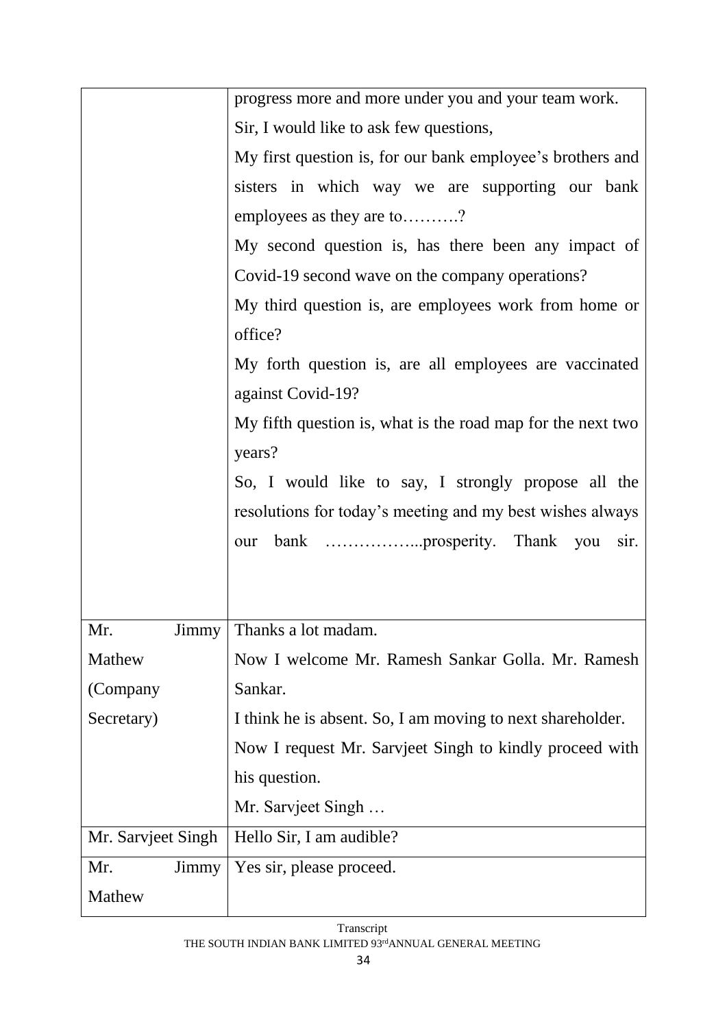| | |
|---|---|
| | progress more and more under you and your team work.<br>Sir, I would like to ask few questions,<br>My first question is, for our bank employee's brothers and sisters in which way we are supporting our bank employees as they are to……….?<br>My second question is, has there been any impact of Covid-19 second wave on the company operations?<br>My third question is, are employees work from home or office?<br>My forth question is, are all employees are vaccinated against Covid-19?<br>My fifth question is, what is the road map for the next two years?<br>So, I would like to say, I strongly propose all the resolutions for today's meeting and my best wishes always our bank ……………...prosperity. Thank you sir. |
| Mr. Jimmy Mathew (Company Secretary) | Thanks a lot madam.<br>Now I welcome Mr. Ramesh Sankar Golla. Mr. Ramesh Sankar.<br>I think he is absent. So, I am moving to next shareholder.<br>Now I request Mr. Sarvjeet Singh to kindly proceed with his question.<br>Mr. Sarvjeet Singh … |
| Mr. Sarvjeet Singh | Hello Sir, I am audible? |
| Mr. Jimmy Mathew | Yes sir, please proceed. |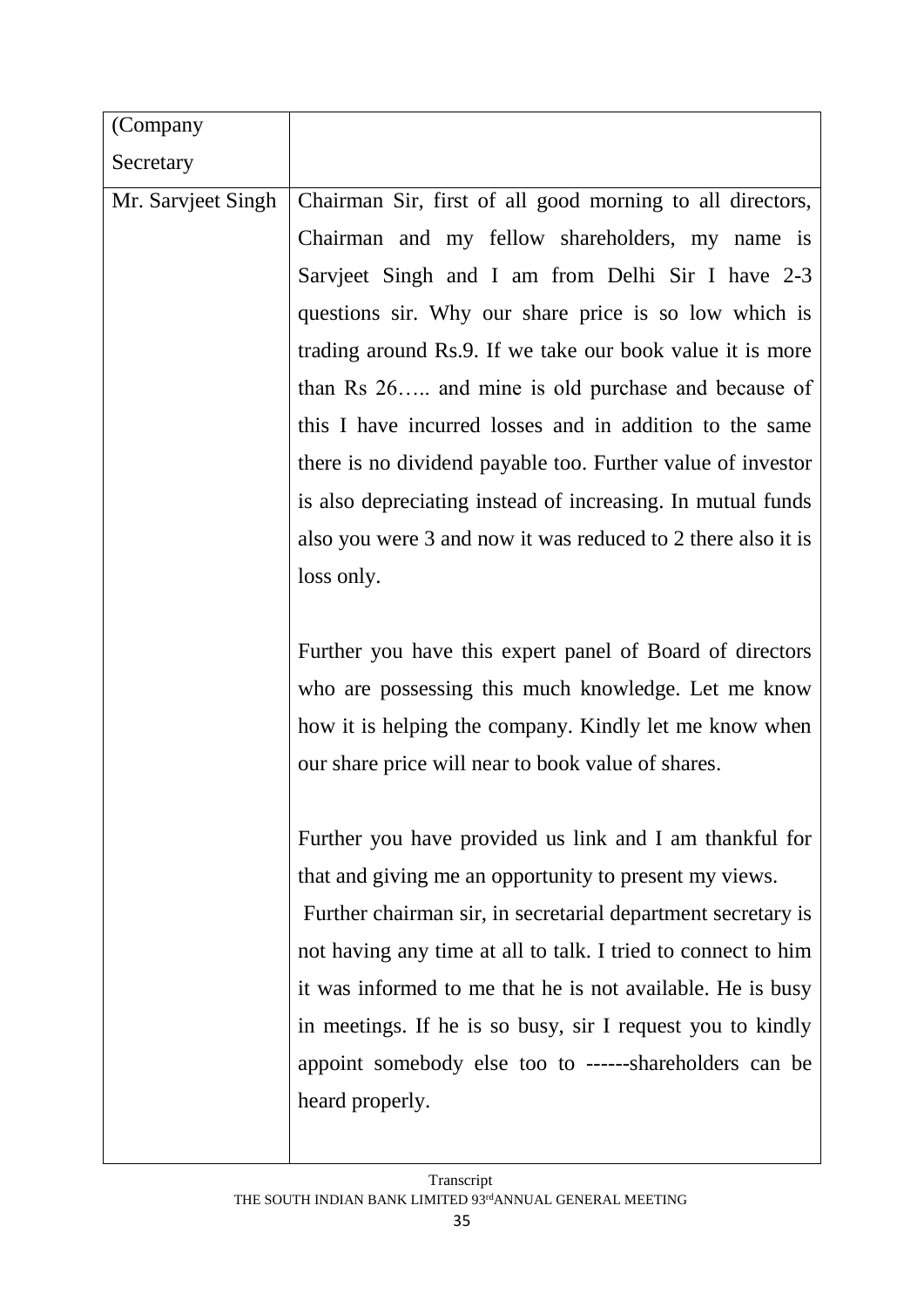| (Company Secretary | |
|---|---|
| Mr. Sarvjeet Singh | Chairman Sir, first of all good morning to all directors, Chairman and my fellow shareholders, my name is Sarvjeet Singh and I am from Delhi Sir I have 2-3 questions sir. Why our share price is so low which is trading around Rs.9. If we take our book value it is more than Rs 26….. and mine is old purchase and because of this I have incurred losses and in addition to the same there is no dividend payable too. Further value of investor is also depreciating instead of increasing. In mutual funds also you were 3 and now it was reduced to 2 there also it is loss only.<br><br>Further you have this expert panel of Board of directors who are possessing this much knowledge. Let me know how it is helping the company. Kindly let me know when our share price will near to book value of shares.<br><br>Further you have provided us link and I am thankful for that and giving me an opportunity to present my views. Further chairman sir, in secretarial department secretary is not having any time at all to talk. I tried to connect to him it was informed to me that he is not available. He is busy in meetings. If he is so busy, sir I request you to kindly appoint somebody else too to ------shareholders can be heard properly. |

Transcript
THE SOUTH INDIAN BANK LIMITED 93rd ANNUAL GENERAL MEETING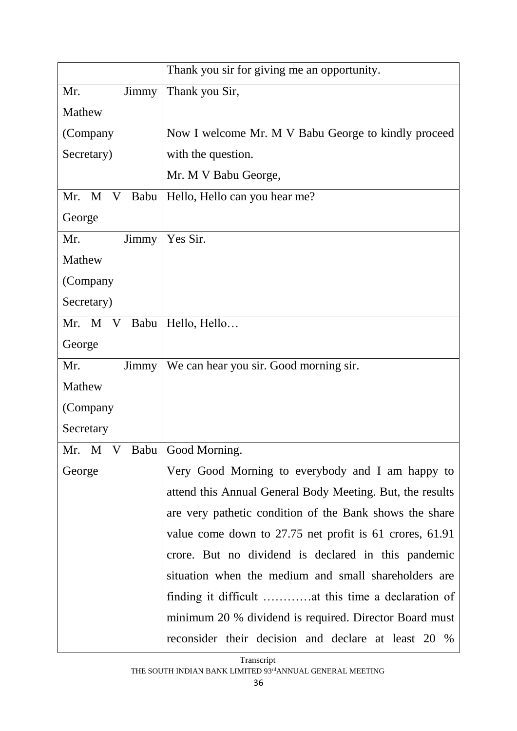| | |
|---|---|
| | Thank you sir for giving me an opportunity. |
| Mr. Jimmy Mathew (Company Secretary) | Thank you Sir,<br><br>Now I welcome Mr. M V Babu George to kindly proceed with the question.<br>Mr. M V Babu George, |
| Mr. M V Babu George | Hello, Hello can you hear me? |
| Mr. Jimmy Mathew (Company Secretary) | Yes Sir. |
| Mr. M V Babu George | Hello, Hello… |
| Mr. Jimmy Mathew (Company Secretary | We can hear you sir. Good morning sir. |
| Mr. M V Babu George | Good Morning.<br>Very Good Morning to everybody and I am happy to attend this Annual General Body Meeting. But, the results are very pathetic condition of the Bank shows the share value come down to 27.75 net profit is 61 crores, 61.91 crore. But no dividend is declared in this pandemic situation when the medium and small shareholders are finding it difficult …………at this time a declaration of minimum 20 % dividend is required. Director Board must reconsider their decision and declare at least 20 % |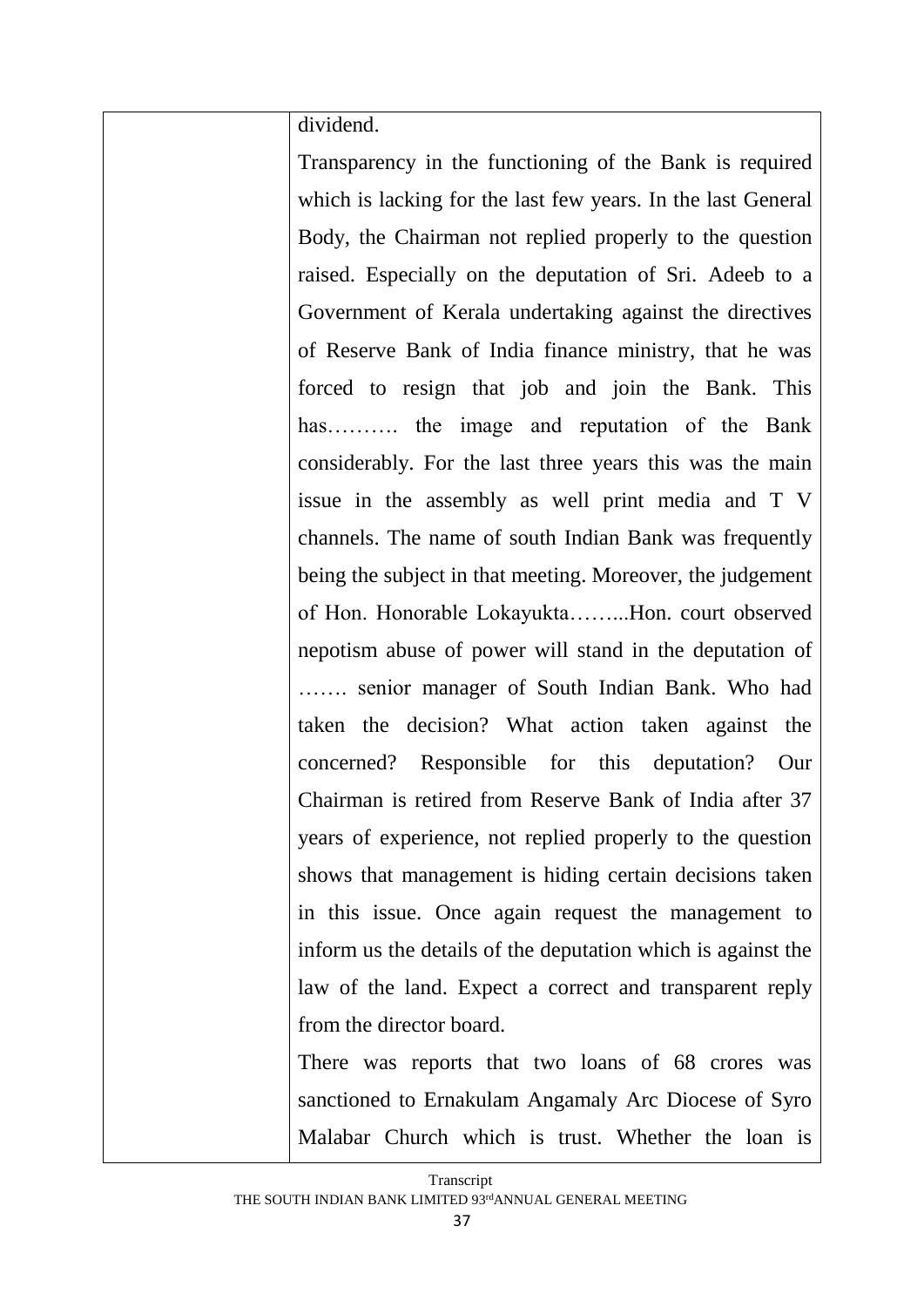| | dividend.<br>Transparency in the functioning of the Bank is required which is lacking for the last few years. In the last General Body, the Chairman not replied properly to the question raised. Especially on the deputation of Sri. Adeeb to a Government of Kerala undertaking against the directives of Reserve Bank of India finance ministry, that he was forced to resign that job and join the Bank. This has………. the image and reputation of the Bank considerably. For the last three years this was the main issue in the assembly as well print media and T V channels. The name of south Indian Bank was frequently being the subject in that meeting. Moreover, the judgement of Hon. Honorable Lokayukta……...Hon. court observed nepotism abuse of power will stand in the deputation of ……. senior manager of South Indian Bank. Who had taken the decision? What action taken against the concerned? Responsible for this deputation? Our Chairman is retired from Reserve Bank of India after 37 years of experience, not replied properly to the question shows that management is hiding certain decisions taken in this issue. Once again request the management to inform us the details of the deputation which is against the law of the land. Expect a correct and transparent reply from the director board.<br>There was reports that two loans of 68 crores was sanctioned to Ernakulam Angamaly Arc Diocese of Syro Malabar Church which is trust. Whether the loan is |
|---|---|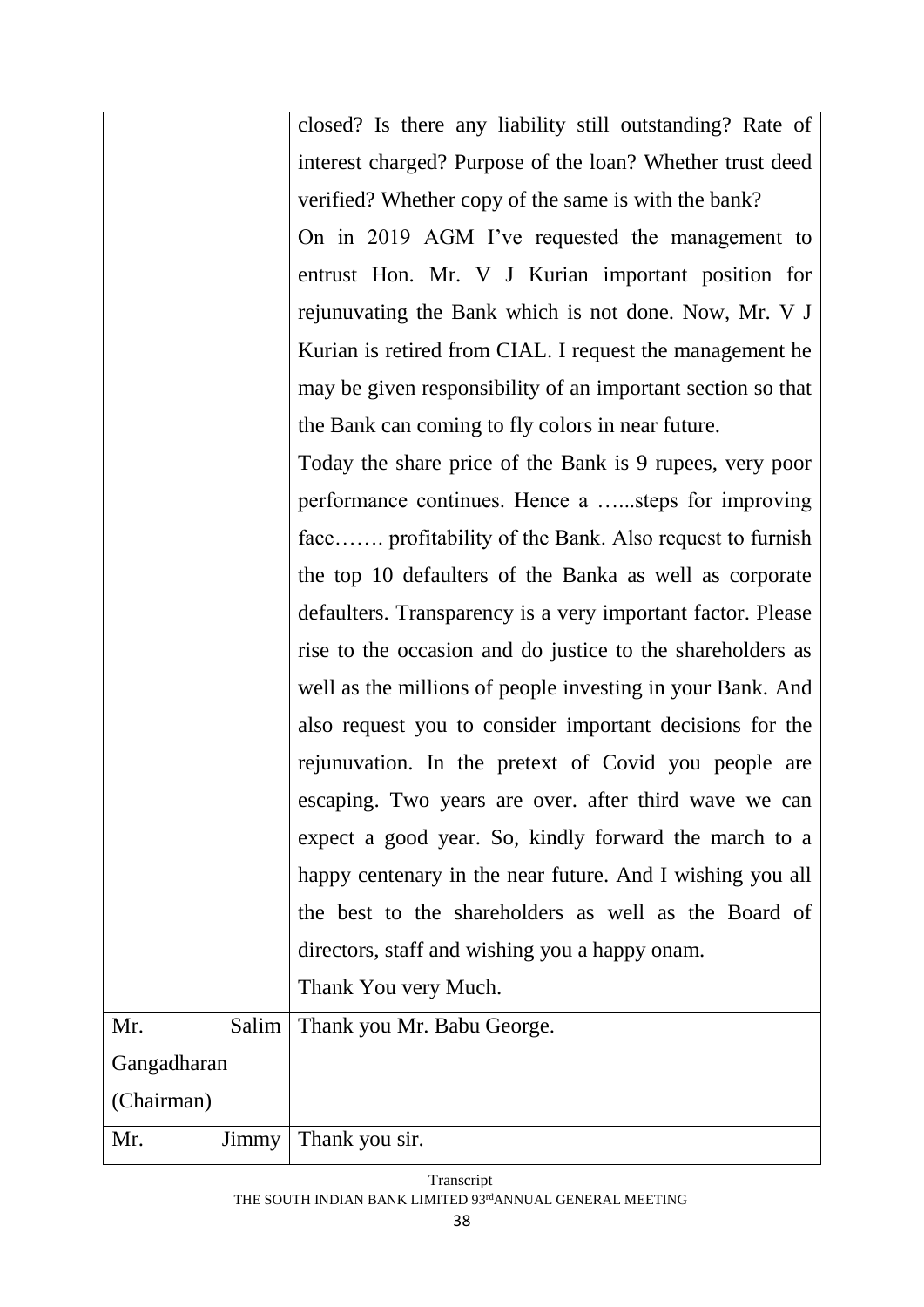| | |
|---|---|
| | closed? Is there any liability still outstanding? Rate of interest charged? Purpose of the loan? Whether trust deed verified? Whether copy of the same is with the bank?<br>On in 2019 AGM I've requested the management to entrust Hon. Mr. V J Kurian important position for rejunuvating the Bank which is not done. Now, Mr. V J Kurian is retired from CIAL. I request the management he may be given responsibility of an important section so that the Bank can coming to fly colors in near future.<br>Today the share price of the Bank is 9 rupees, very poor performance continues. Hence a …...steps for improving face……. profitability of the Bank. Also request to furnish the top 10 defaulters of the Banka as well as corporate defaulters. Transparency is a very important factor. Please rise to the occasion and do justice to the shareholders as well as the millions of people investing in your Bank. And also request you to consider important decisions for the rejunuvation. In the pretext of Covid you people are escaping. Two years are over. after third wave we can expect a good year. So, kindly forward the march to a happy centenary in the near future. And I wishing you all the best to the shareholders as well as the Board of directors, staff and wishing you a happy onam.<br>Thank You very Much. |
| Mr. Salim Gangadharan (Chairman) | Thank you Mr. Babu George. |
| Mr. Jimmy | Thank you sir. |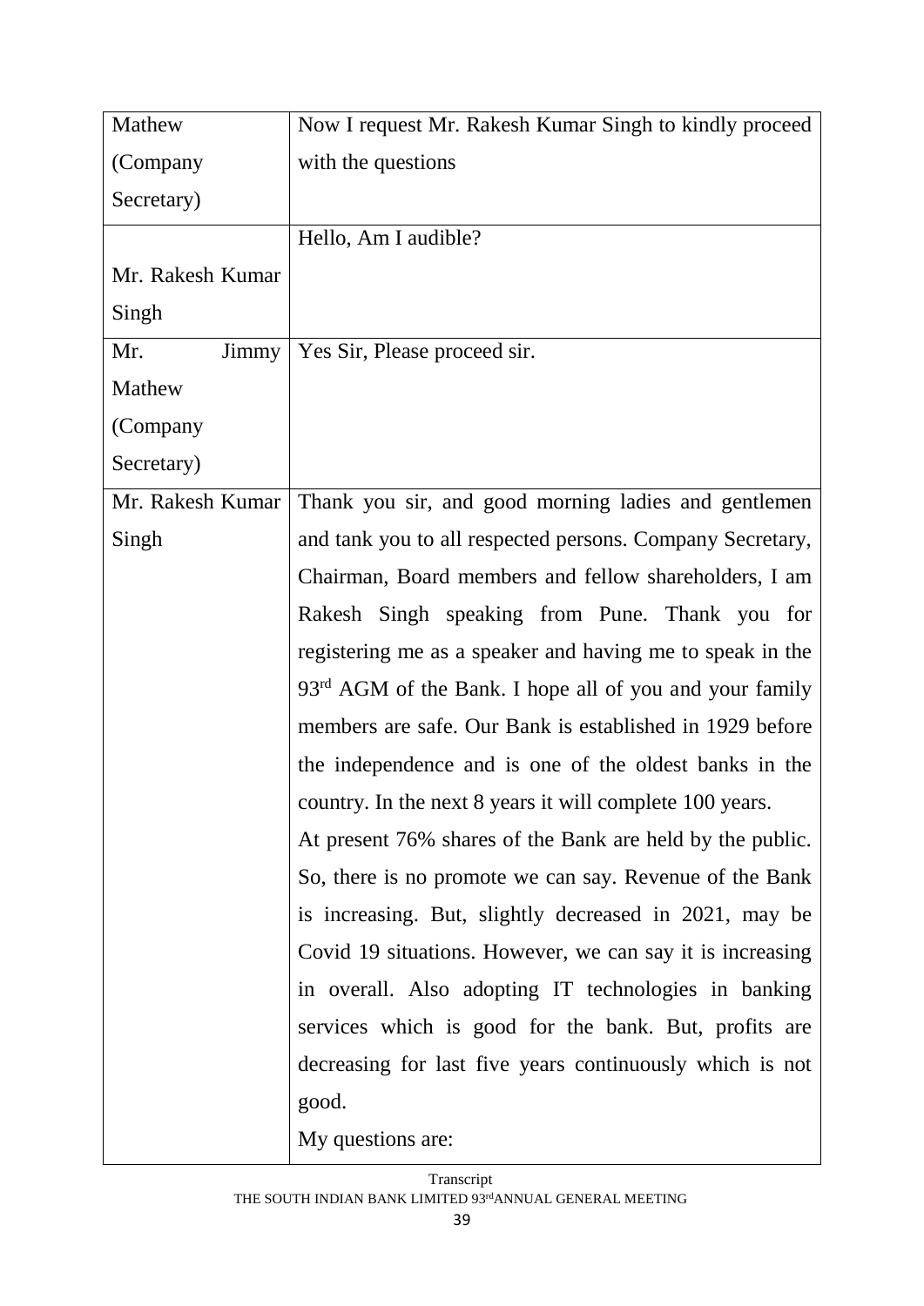| | |
|---|---|
| Mathew (Company Secretary) | Now I request Mr. Rakesh Kumar Singh to kindly proceed with the questions |
| Mr. Rakesh Kumar Singh | Hello, Am I audible? |
| Mr. Jimmy Mathew (Company Secretary) | Yes Sir, Please proceed sir. |
| Mr. Rakesh Kumar Singh | Thank you sir, and good morning ladies and gentlemen and tank you to all respected persons. Company Secretary, Chairman, Board members and fellow shareholders, I am Rakesh Singh speaking from Pune. Thank you for registering me as a speaker and having me to speak in the 93rd AGM of the Bank. I hope all of you and your family members are safe. Our Bank is established in 1929 before the independence and is one of the oldest banks in the country. In the next 8 years it will complete 100 years.<br>At present 76% shares of the Bank are held by the public. So, there is no promote we can say. Revenue of the Bank is increasing. But, slightly decreased in 2021, may be Covid 19 situations. However, we can say it is increasing in overall. Also adopting IT technologies in banking services which is good for the bank. But, profits are decreasing for last five years continuously which is not good.<br>My questions are: |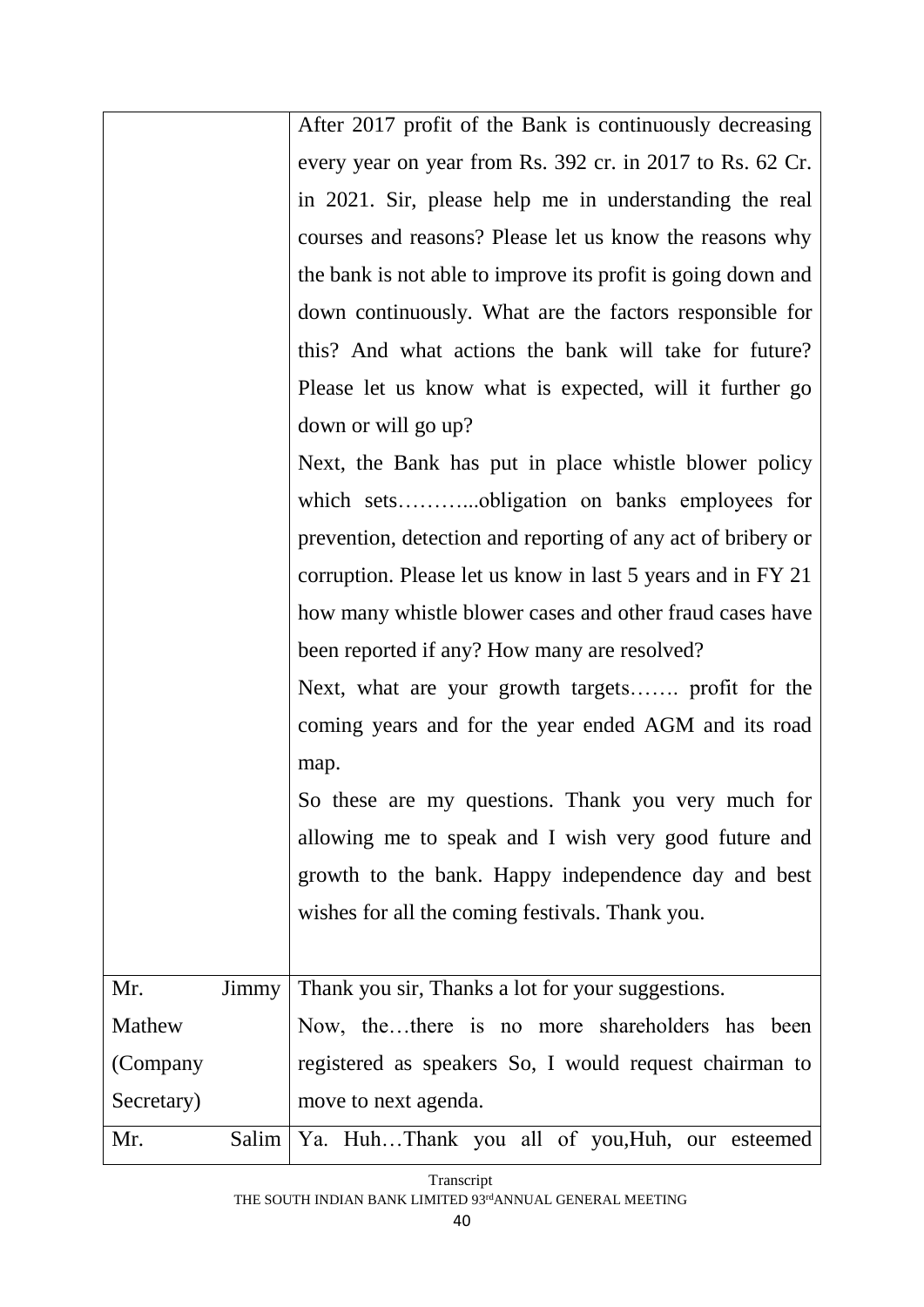| | |
|---|---|
| | After 2017 profit of the Bank is continuously decreasing every year on year from Rs. 392 cr. in 2017 to Rs. 62 Cr. in 2021. Sir, please help me in understanding the real courses and reasons? Please let us know the reasons why the bank is not able to improve its profit is going down and down continuously. What are the factors responsible for this? And what actions the bank will take for future? Please let us know what is expected, will it further go down or will go up?<br>Next, the Bank has put in place whistle blower policy which sets………...obligation on banks employees for prevention, detection and reporting of any act of bribery or corruption. Please let us know in last 5 years and in FY 21 how many whistle blower cases and other fraud cases have been reported if any? How many are resolved?<br>Next, what are your growth targets……. profit for the coming years and for the year ended AGM and its road map.<br>So these are my questions. Thank you very much for allowing me to speak and I wish very good future and growth to the bank. Happy independence day and best wishes for all the coming festivals. Thank you. |
| Mr. Jimmy Mathew (Company Secretary) | Thank you sir, Thanks a lot for your suggestions.<br>Now, the…there is no more shareholders has been registered as speakers So, I would request chairman to move to next agenda. |
| Mr. Salim | Ya. Huh…Thank you all of you,Huh, our esteemed |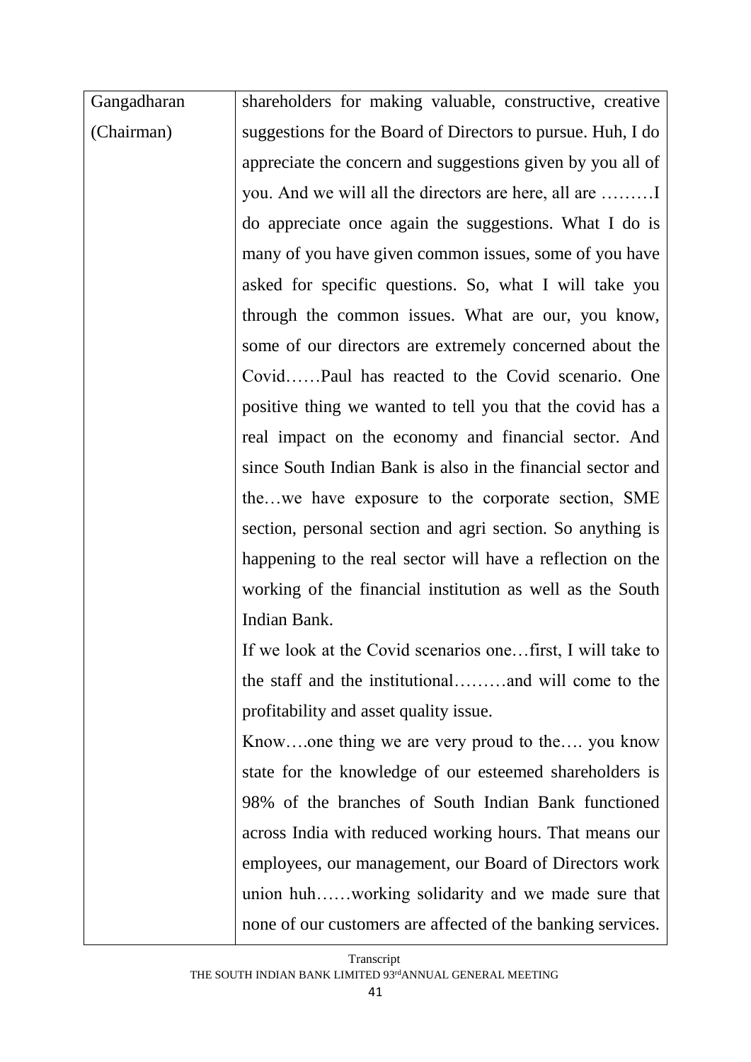| | |
|---|---|
| Gangadharan (Chairman) | shareholders for making valuable, constructive, creative suggestions for the Board of Directors to pursue. Huh, I do appreciate the concern and suggestions given by you all of you. And we will all the directors are here, all are ………I do appreciate once again the suggestions. What I do is many of you have given common issues, some of you have asked for specific questions. So, what I will take you through the common issues. What are our, you know, some of our directors are extremely concerned about the Covid……Paul has reacted to the Covid scenario. One positive thing we wanted to tell you that the covid has a real impact on the economy and financial sector. And since South Indian Bank is also in the financial sector and the…we have exposure to the corporate section, SME section, personal section and agri section. So anything is happening to the real sector will have a reflection on the working of the financial institution as well as the South Indian Bank.<br>If we look at the Covid scenarios one…first, I will take to the staff and the institutional………and will come to the profitability and asset quality issue.<br>Know….one thing we are very proud to the…. you know state for the knowledge of our esteemed shareholders is 98% of the branches of South Indian Bank functioned across India with reduced working hours. That means our employees, our management, our Board of Directors work union huh……working solidarity and we made sure that none of our customers are affected of the banking services. |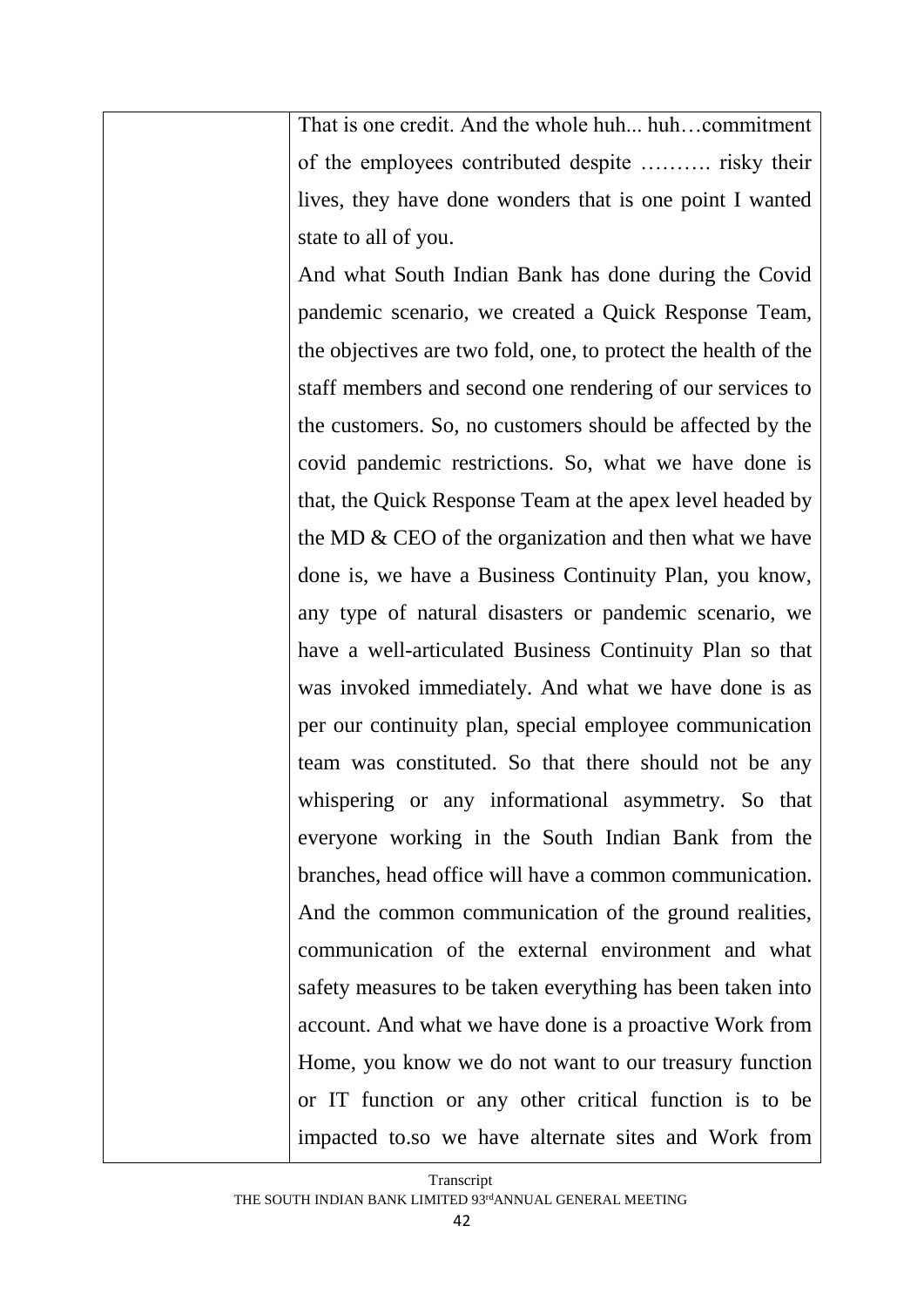| | That is one credit. And the whole huh... huh…commitment of the employees contributed despite ………. risky their lives, they have done wonders that is one point I wanted state to all of you.<br>And what South Indian Bank has done during the Covid pandemic scenario, we created a Quick Response Team, the objectives are two fold, one, to protect the health of the staff members and second one rendering of our services to the customers. So, no customers should be affected by the covid pandemic restrictions. So, what we have done is that, the Quick Response Team at the apex level headed by the MD & CEO of the organization and then what we have done is, we have a Business Continuity Plan, you know, any type of natural disasters or pandemic scenario, we have a well-articulated Business Continuity Plan so that was invoked immediately. And what we have done is as per our continuity plan, special employee communication team was constituted. So that there should not be any whispering or any informational asymmetry. So that everyone working in the South Indian Bank from the branches, head office will have a common communication. And the common communication of the ground realities, communication of the external environment and what safety measures to be taken everything has been taken into account. And what we have done is a proactive Work from Home, you know we do not want to our treasury function or IT function or any other critical function is to be impacted to.so we have alternate sites and Work from |
|---|---|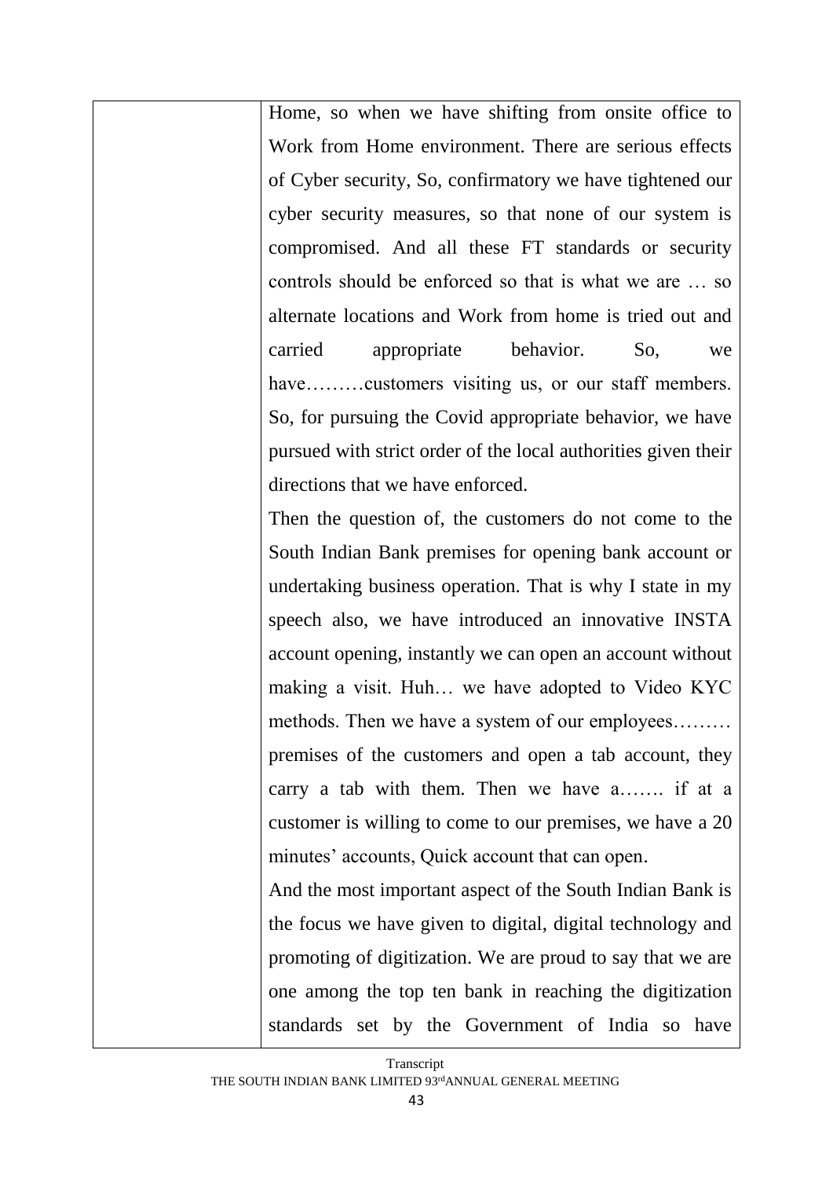| | Home, so when we have shifting from onsite office to Work from Home environment. There are serious effects of Cyber security, So, confirmatory we have tightened our cyber security measures, so that none of our system is compromised. And all these FT standards or security controls should be enforced so that is what we are … so alternate locations and Work from home is tried out and carried appropriate behavior. So, we have………customers visiting us, or our staff members. So, for pursuing the Covid appropriate behavior, we have pursued with strict order of the local authorities given their directions that we have enforced.<br>Then the question of, the customers do not come to the South Indian Bank premises for opening bank account or undertaking business operation. That is why I state in my speech also, we have introduced an innovative INSTA account opening, instantly we can open an account without making a visit. Huh… we have adopted to Video KYC methods. Then we have a system of our employees……… premises of the customers and open a tab account, they carry a tab with them. Then we have a……. if at a customer is willing to come to our premises, we have a 20 minutes' accounts, Quick account that can open.<br>And the most important aspect of the South Indian Bank is the focus we have given to digital, digital technology and promoting of digitization. We are proud to say that we are one among the top ten bank in reaching the digitization standards set by the Government of India so have |
|---|---|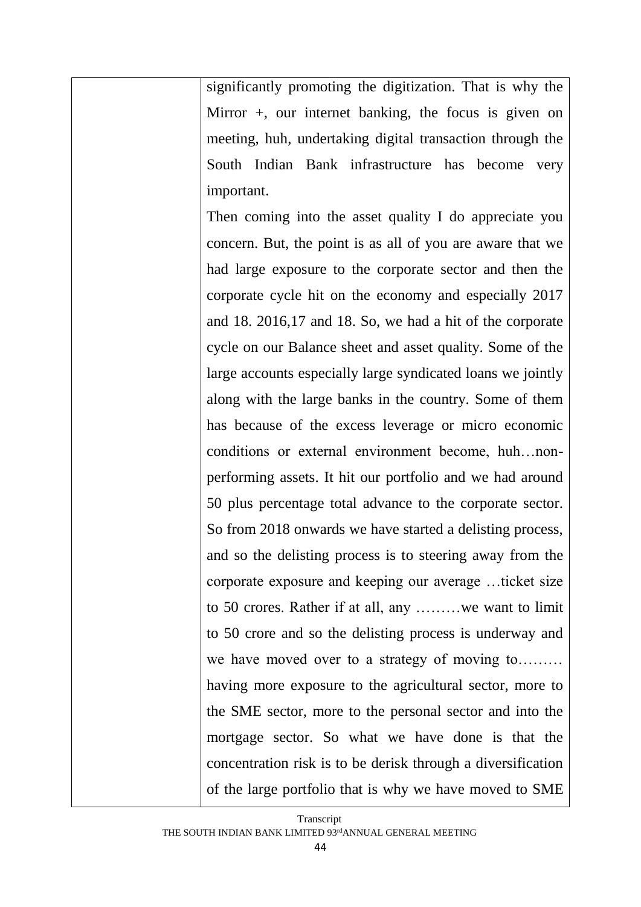| | significantly promoting the digitization. That is why the Mirror +, our internet banking, the focus is given on meeting, huh, undertaking digital transaction through the South Indian Bank infrastructure has become very important.<br>Then coming into the asset quality I do appreciate you concern. But, the point is as all of you are aware that we had large exposure to the corporate sector and then the corporate cycle hit on the economy and especially 2017 and 18. 2016,17 and 18. So, we had a hit of the corporate cycle on our Balance sheet and asset quality. Some of the large accounts especially large syndicated loans we jointly along with the large banks in the country. Some of them has because of the excess leverage or micro economic conditions or external environment become, huh…non-performing assets. It hit our portfolio and we had around 50 plus percentage total advance to the corporate sector. So from 2018 onwards we have started a delisting process, and so the delisting process is to steering away from the corporate exposure and keeping our average …ticket size to 50 crores. Rather if at all, any ………we want to limit to 50 crore and so the delisting process is underway and we have moved over to a strategy of moving to……… having more exposure to the agricultural sector, more to the SME sector, more to the personal sector and into the mortgage sector. So what we have done is that the concentration risk is to be derisk through a diversification of the large portfolio that is why we have moved to SME |
|---|---|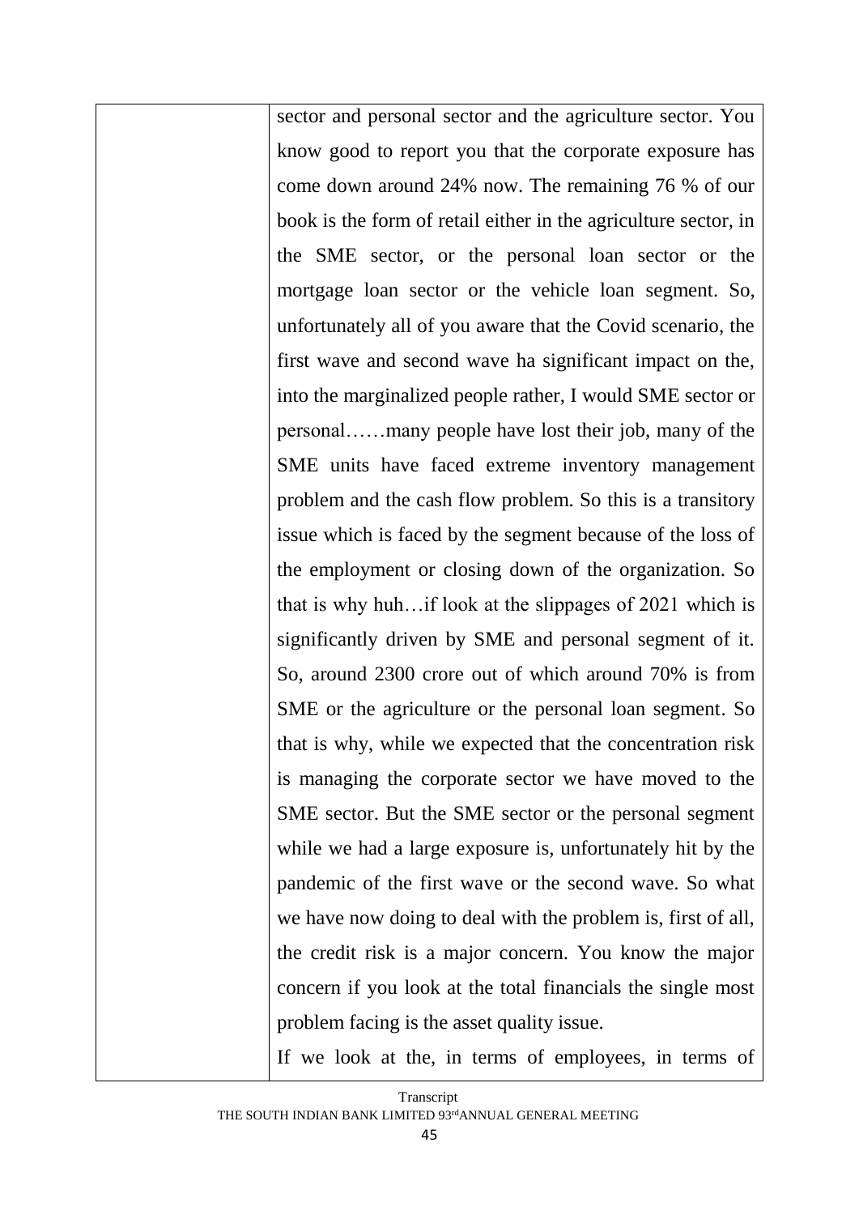| | sector and personal sector and the agriculture sector. You know good to report you that the corporate exposure has come down around 24% now. The remaining 76 % of our book is the form of retail either in the agriculture sector, in the SME sector, or the personal loan sector or the mortgage loan sector or the vehicle loan segment. So, unfortunately all of you aware that the Covid scenario, the first wave and second wave ha significant impact on the, into the marginalized people rather, I would SME sector or personal……many people have lost their job, many of the SME units have faced extreme inventory management problem and the cash flow problem. So this is a transitory issue which is faced by the segment because of the loss of the employment or closing down of the organization. So that is why huh…if look at the slippages of 2021 which is significantly driven by SME and personal segment of it. So, around 2300 crore out of which around 70% is from SME or the agriculture or the personal loan segment. So that is why, while we expected that the concentration risk is managing the corporate sector we have moved to the SME sector. But the SME sector or the personal segment while we had a large exposure is, unfortunately hit by the pandemic of the first wave or the second wave. So what we have now doing to deal with the problem is, first of all, the credit risk is a major concern. You know the major concern if you look at the total financials the single most problem facing is the asset quality issue.<br><br>If we look at the, in terms of employees, in terms of |
|---|---|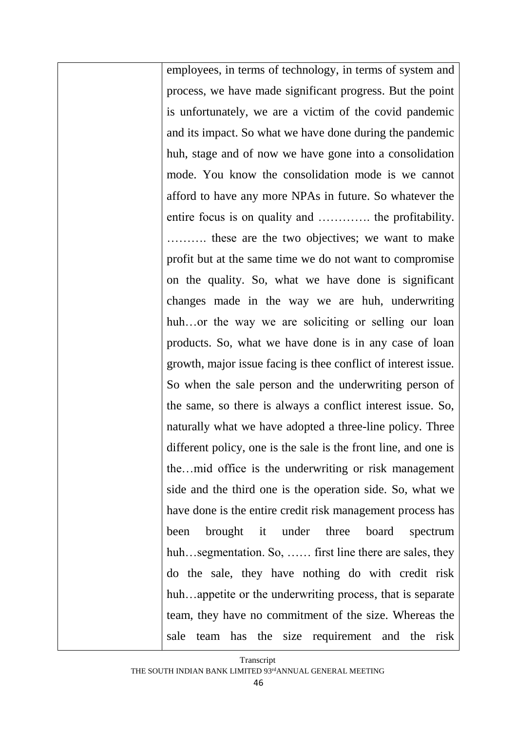| | employees, in terms of technology, in terms of system and process, we have made significant progress. But the point is unfortunately, we are a victim of the covid pandemic and its impact. So what we have done during the pandemic huh, stage and of now we have gone into a consolidation mode. You know the consolidation mode is we cannot afford to have any more NPAs in future. So whatever the entire focus is on quality and …………. the profitability. ………. these are the two objectives; we want to make profit but at the same time we do not want to compromise on the quality. So, what we have done is significant changes made in the way we are huh, underwriting huh…or the way we are soliciting or selling our loan products. So, what we have done is in any case of loan growth, major issue facing is thee conflict of interest issue. So when the sale person and the underwriting person of the same, so there is always a conflict interest issue. So, naturally what we have adopted a three-line policy. Three different policy, one is the sale is the front line, and one is the…mid office is the underwriting or risk management side and the third one is the operation side. So, what we have done is the entire credit risk management process has been brought it under three board spectrum huh…segmentation. So, …… first line there are sales, they do the sale, they have nothing do with credit risk huh…appetite or the underwriting process, that is separate team, they have no commitment of the size. Whereas the sale team has the size requirement and the risk |
|---|---|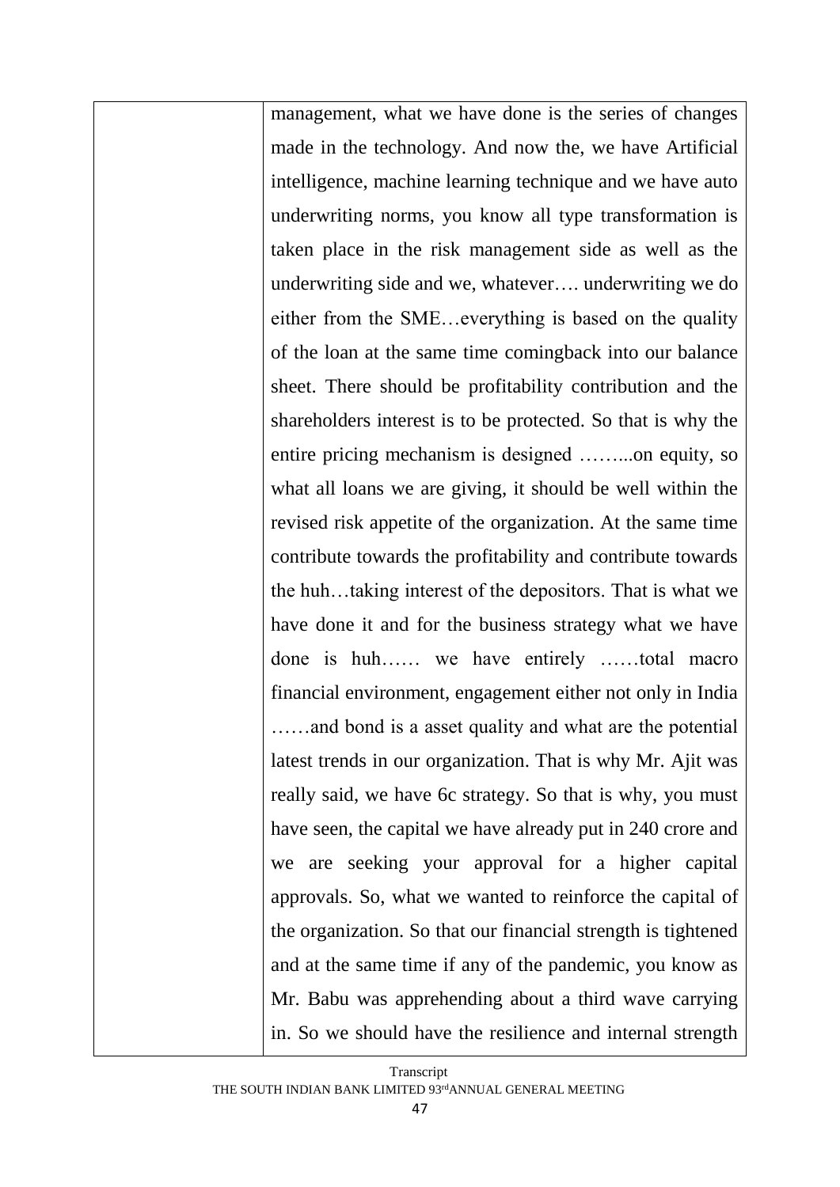| | management, what we have done is the series of changes made in the technology. And now the, we have Artificial intelligence, machine learning technique and we have auto underwriting norms, you know all type transformation is taken place in the risk management side as well as the underwriting side and we, whatever…. underwriting we do either from the SME…everything is based on the quality of the loan at the same time comingback into our balance sheet. There should be profitability contribution and the shareholders interest is to be protected. So that is why the entire pricing mechanism is designed ……...on equity, so what all loans we are giving, it should be well within the revised risk appetite of the organization. At the same time contribute towards the profitability and contribute towards the huh…taking interest of the depositors. That is what we have done it and for the business strategy what we have done is huh…… we have entirely ……total macro financial environment, engagement either not only in India ……and bond is a asset quality and what are the potential latest trends in our organization. That is why Mr. Ajit was really said, we have 6c strategy. So that is why, you must have seen, the capital we have already put in 240 crore and we are seeking your approval for a higher capital approvals. So, what we wanted to reinforce the capital of the organization. So that our financial strength is tightened and at the same time if any of the pandemic, you know as Mr. Babu was apprehending about a third wave carrying in. So we should have the resilience and internal strength |
|---|---|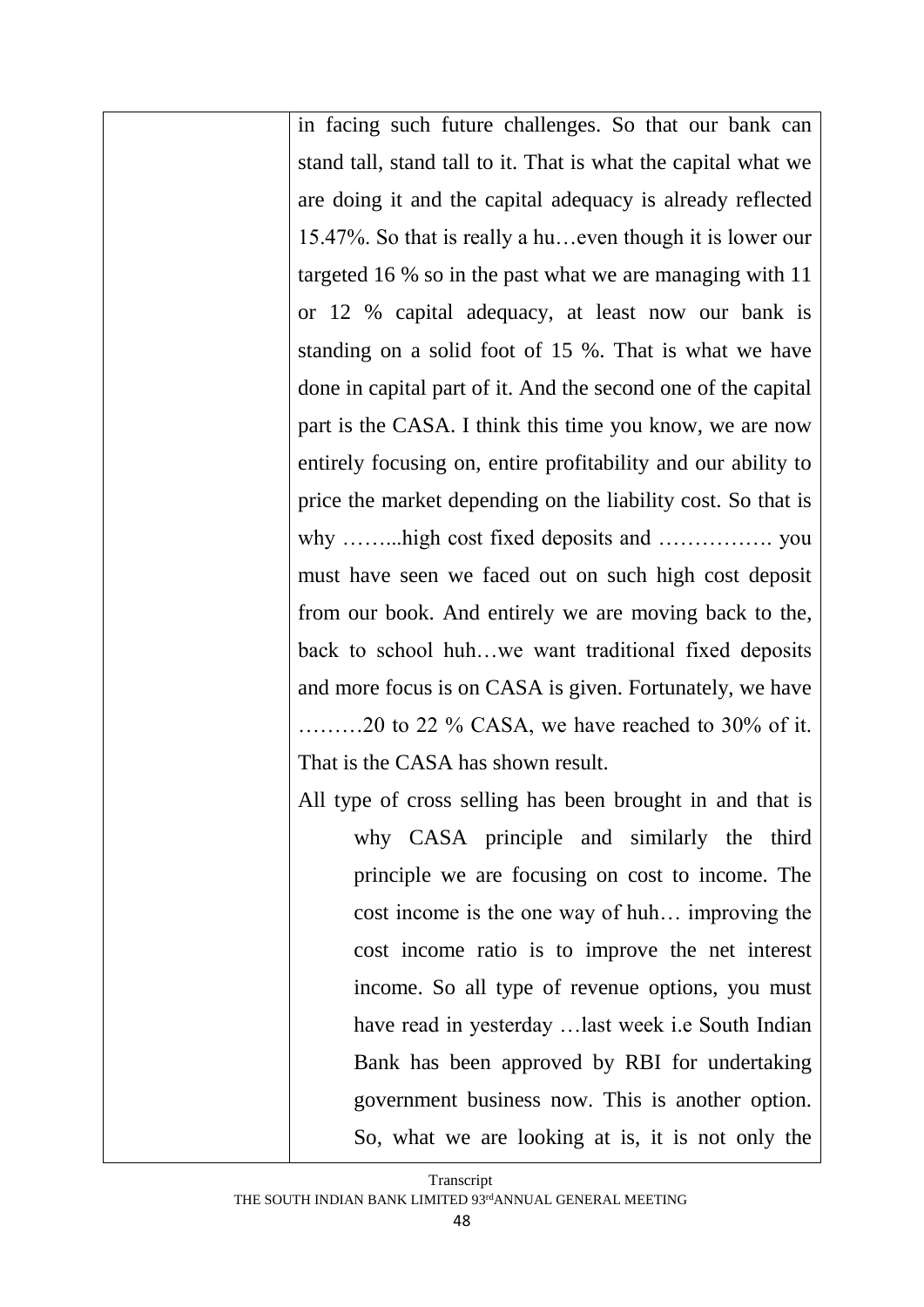| | in facing such future challenges. So that our bank can stand tall, stand tall to it. That is what the capital what we are doing it and the capital adequacy is already reflected 15.47%. So that is really a hu…even though it is lower our targeted 16 % so in the past what we are managing with 11 or 12 % capital adequacy, at least now our bank is standing on a solid foot of 15 %. That is what we have done in capital part of it. And the second one of the capital part is the CASA. I think this time you know, we are now entirely focusing on, entire profitability and our ability to price the market depending on the liability cost. So that is why ……...high cost fixed deposits and ……………. you must have seen we faced out on such high cost deposit from our book. And entirely we are moving back to the, back to school huh…we want traditional fixed deposits and more focus is on CASA is given. Fortunately, we have ………20 to 22 % CASA, we have reached to 30% of it. That is the CASA has shown result.<br><br>All type of cross selling has been brought in and that is why CASA principle and similarly the third principle we are focusing on cost to income. The cost income is the one way of huh… improving the cost income ratio is to improve the net interest income. So all type of revenue options, you must have read in yesterday …last week i.e South Indian Bank has been approved by RBI for undertaking government business now. This is another option. So, what we are looking at is, it is not only the |
|---|---|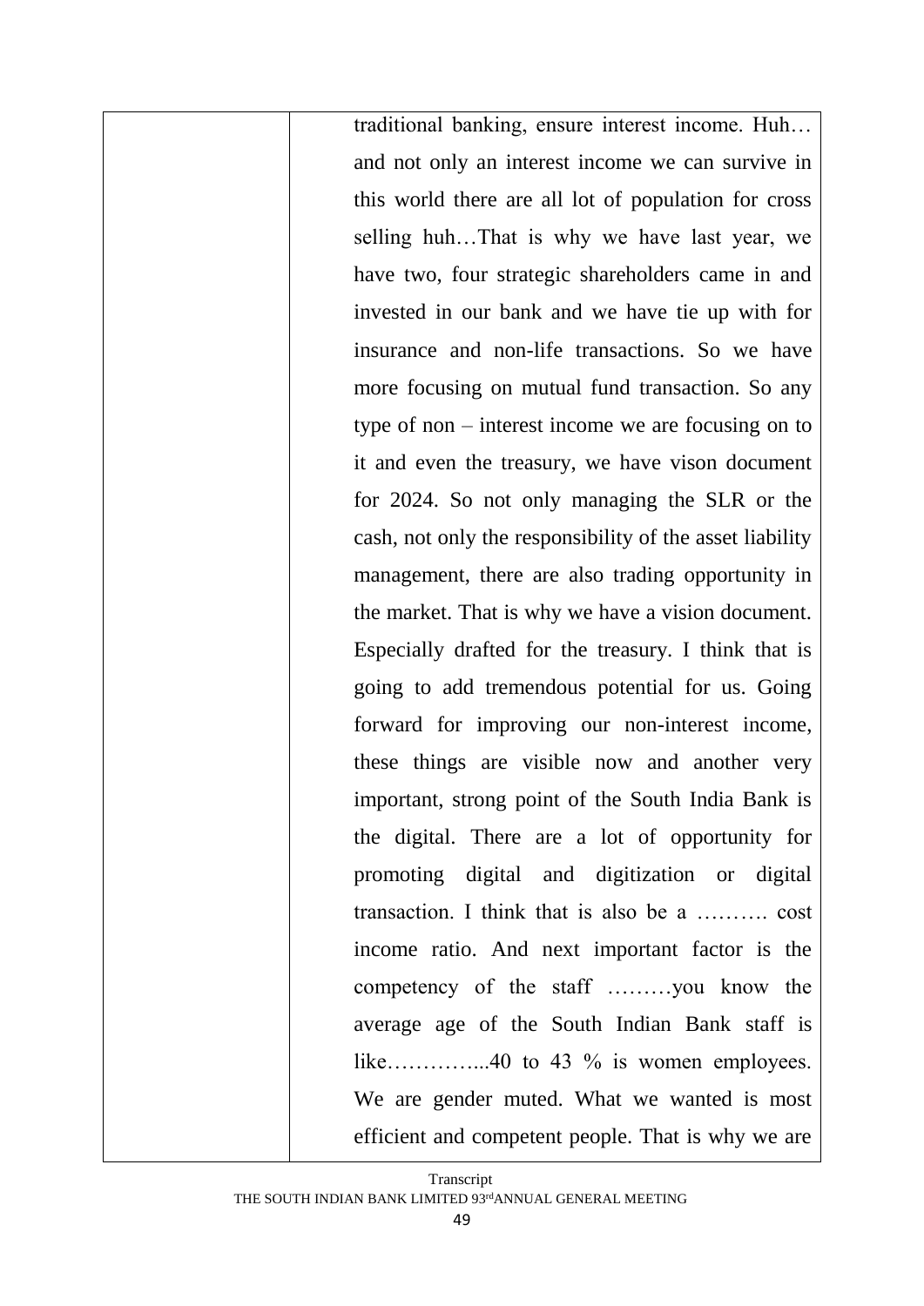| | |
|---|---|
| | traditional banking, ensure interest income. Huh… and not only an interest income we can survive in this world there are all lot of population for cross selling huh…That is why we have last year, we have two, four strategic shareholders came in and invested in our bank and we have tie up with for insurance and non-life transactions. So we have more focusing on mutual fund transaction. So any type of non – interest income we are focusing on to it and even the treasury, we have vison document for 2024. So not only managing the SLR or the cash, not only the responsibility of the asset liability management, there are also trading opportunity in the market. That is why we have a vision document. Especially drafted for the treasury. I think that is going to add tremendous potential for us. Going forward for improving our non-interest income, these things are visible now and another very important, strong point of the South India Bank is the digital. There are a lot of opportunity for promoting digital and digitization or digital transaction. I think that is also be a ………. cost income ratio. And next important factor is the competency of the staff ………you know the average age of the South Indian Bank staff is like…………...40 to 43 % is women employees. We are gender muted. What we wanted is most efficient and competent people. That is why we are |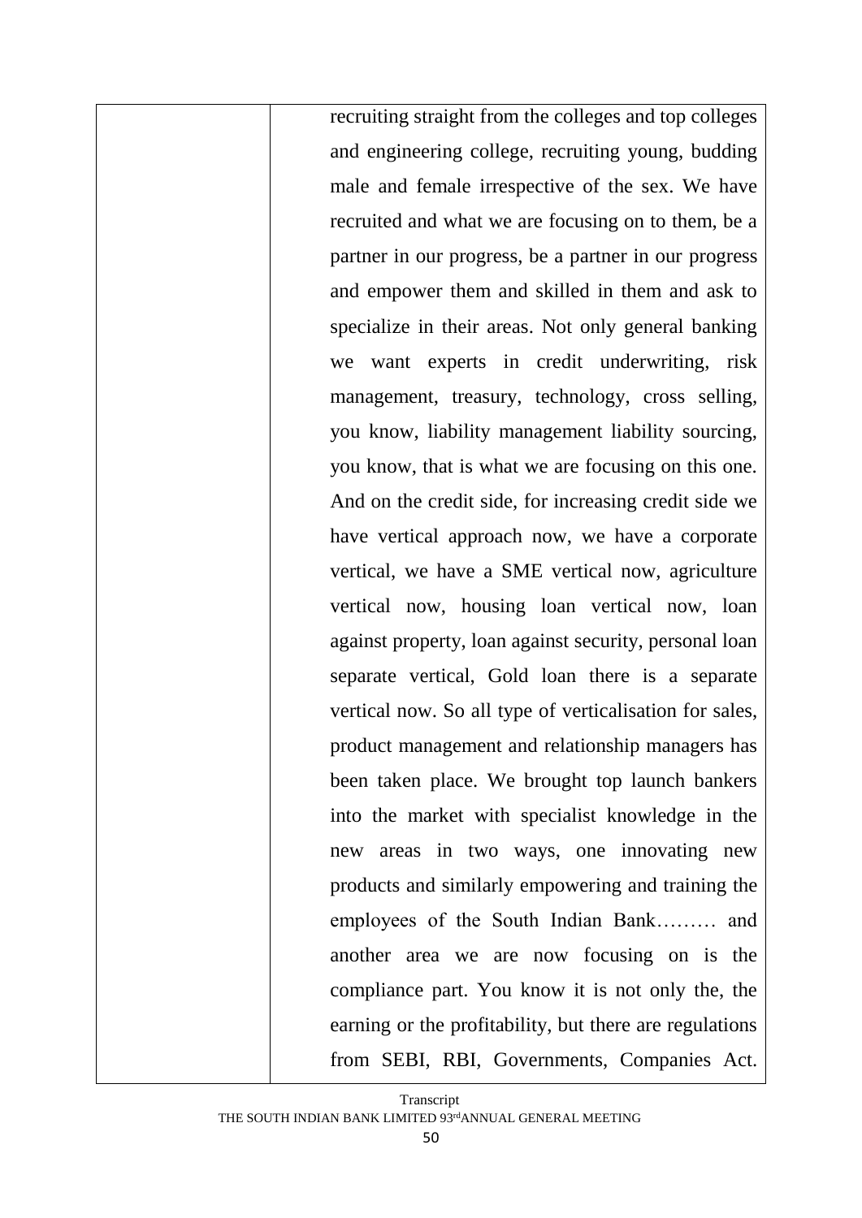| | recruiting straight from the colleges and top colleges and engineering college, recruiting young, budding male and female irrespective of the sex. We have recruited and what we are focusing on to them, be a partner in our progress, be a partner in our progress and empower them and skilled in them and ask to specialize in their areas. Not only general banking we want experts in credit underwriting, risk management, treasury, technology, cross selling, you know, liability management liability sourcing, you know, that is what we are focusing on this one. And on the credit side, for increasing credit side we have vertical approach now, we have a corporate vertical, we have a SME vertical now, agriculture vertical now, housing loan vertical now, loan against property, loan against security, personal loan separate vertical, Gold loan there is a separate vertical now. So all type of verticalisation for sales, product management and relationship managers has been taken place. We brought top launch bankers into the market with specialist knowledge in the new areas in two ways, one innovating new products and similarly empowering and training the employees of the South Indian Bank……… and another area we are now focusing on is the compliance part. You know it is not only the, the earning or the profitability, but there are regulations from SEBI, RBI, Governments, Companies Act. |
|---|---|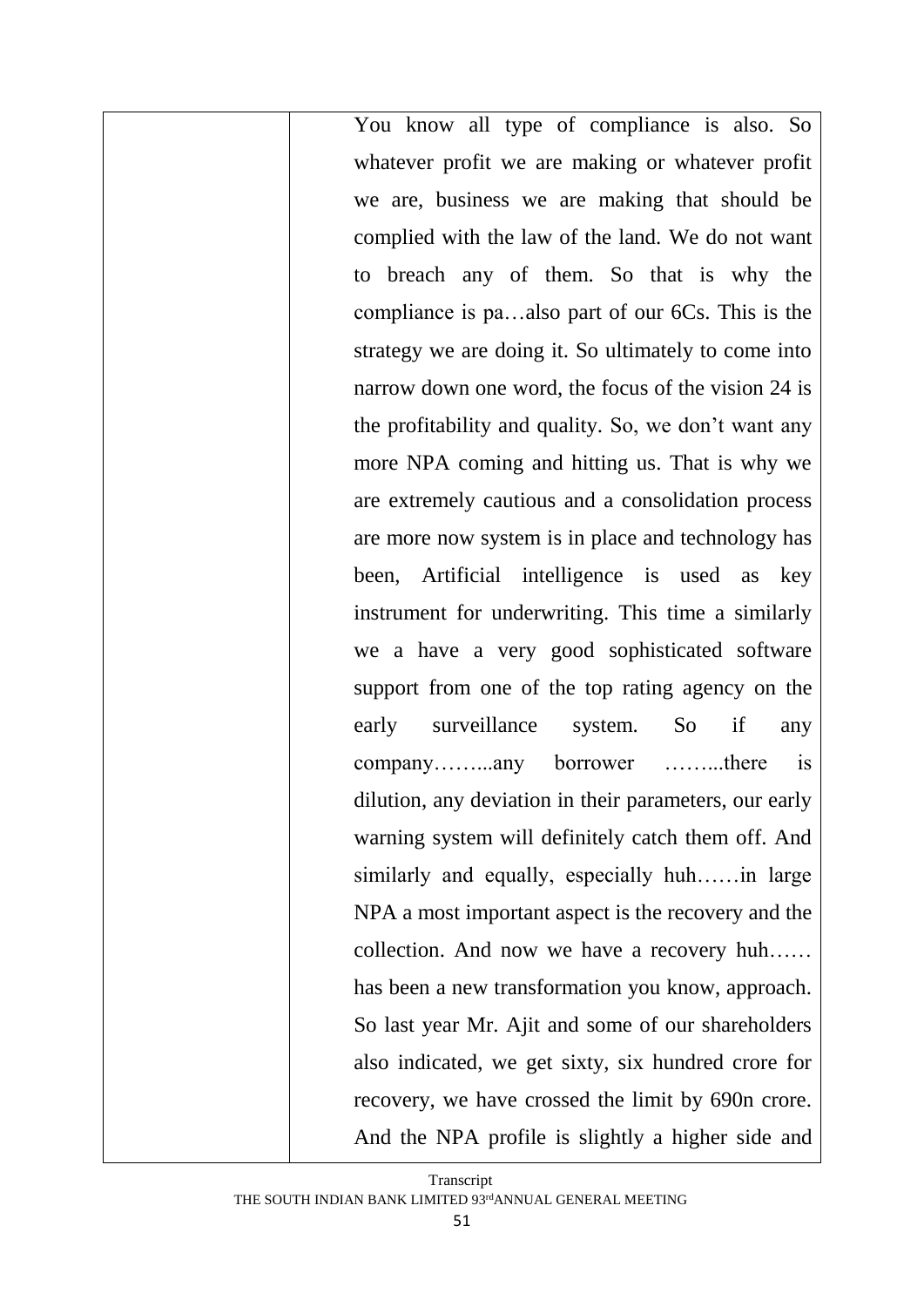| | You know all type of compliance is also. So whatever profit we are making or whatever profit we are, business we are making that should be complied with the law of the land. We do not want to breach any of them. So that is why the compliance is pa…also part of our 6Cs. This is the strategy we are doing it. So ultimately to come into narrow down one word, the focus of the vision 24 is the profitability and quality. So, we don't want any more NPA coming and hitting us. That is why we are extremely cautious and a consolidation process are more now system is in place and technology has been, Artificial intelligence is used as key instrument for underwriting. This time a similarly we a have a very good sophisticated software support from one of the top rating agency on the early surveillance system. So if any company……...any borrower ……...there is dilution, any deviation in their parameters, our early warning system will definitely catch them off. And similarly and equally, especially huh……in large NPA a most important aspect is the recovery and the collection. And now we have a recovery huh…… has been a new transformation you know, approach. So last year Mr. Ajit and some of our shareholders also indicated, we get sixty, six hundred crore for recovery, we have crossed the limit by 690n crore. And the NPA profile is slightly a higher side and |
|---|---|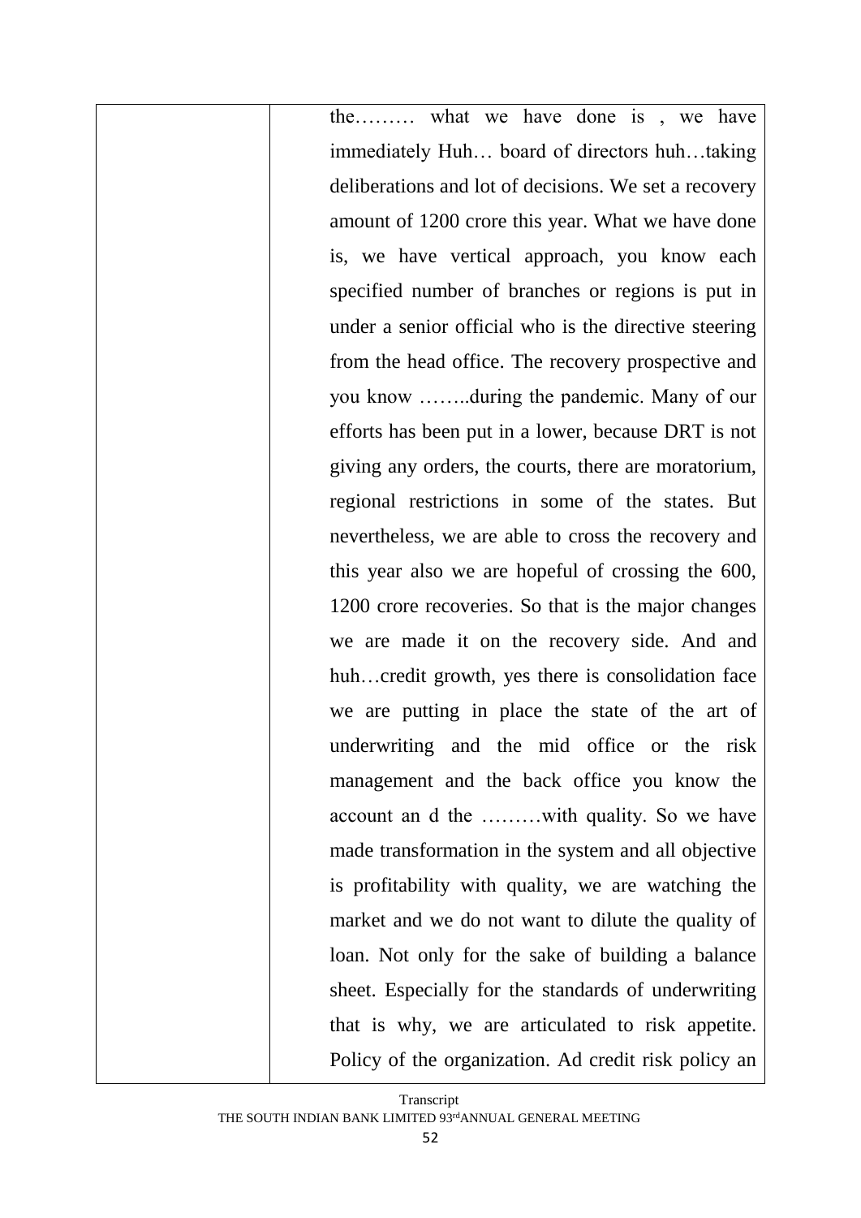| | the……… what we have done is , we have immediately Huh… board of directors huh…taking deliberations and lot of decisions. We set a recovery amount of 1200 crore this year. What we have done is, we have vertical approach, you know each specified number of branches or regions is put in under a senior official who is the directive steering from the head office. The recovery prospective and you know ……..during the pandemic. Many of our efforts has been put in a lower, because DRT is not giving any orders, the courts, there are moratorium, regional restrictions in some of the states. But nevertheless, we are able to cross the recovery and this year also we are hopeful of crossing the 600, 1200 crore recoveries. So that is the major changes we are made it on the recovery side. And and huh…credit growth, yes there is consolidation face we are putting in place the state of the art of underwriting and the mid office or the risk management and the back office you know the account an d the ………with quality. So we have made transformation in the system and all objective is profitability with quality, we are watching the market and we do not want to dilute the quality of loan. Not only for the sake of building a balance sheet. Especially for the standards of underwriting that is why, we are articulated to risk appetite. Policy of the organization. Ad credit risk policy an |
|---|---|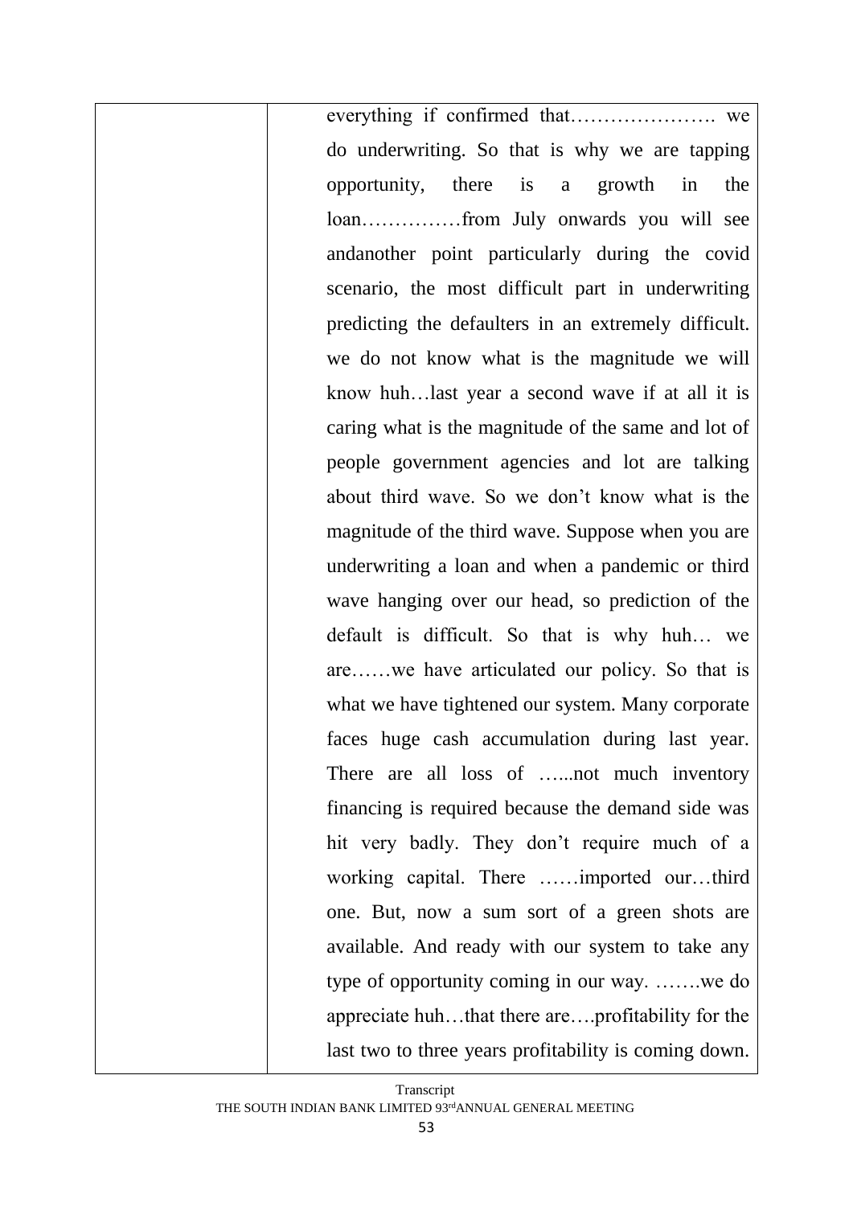| | everything if confirmed that…………………. we do underwriting. So that is why we are tapping opportunity, there is a growth in the loan……………from July onwards you will see andanother point particularly during the covid scenario, the most difficult part in underwriting predicting the defaulters in an extremely difficult. we do not know what is the magnitude we will know huh…last year a second wave if at all it is caring what is the magnitude of the same and lot of people government agencies and lot are talking about third wave. So we don't know what is the magnitude of the third wave. Suppose when you are underwriting a loan and when a pandemic or third wave hanging over our head, so prediction of the default is difficult. So that is why huh… we are……we have articulated our policy. So that is what we have tightened our system. Many corporate faces huge cash accumulation during last year. There are all loss of …...not much inventory financing is required because the demand side was hit very badly. They don't require much of a working capital. There ……imported our…third one. But, now a sum sort of a green shots are available. And ready with our system to take any type of opportunity coming in our way. …….we do appreciate huh…that there are….profitability for the last two to three years profitability is coming down. |
|---|---|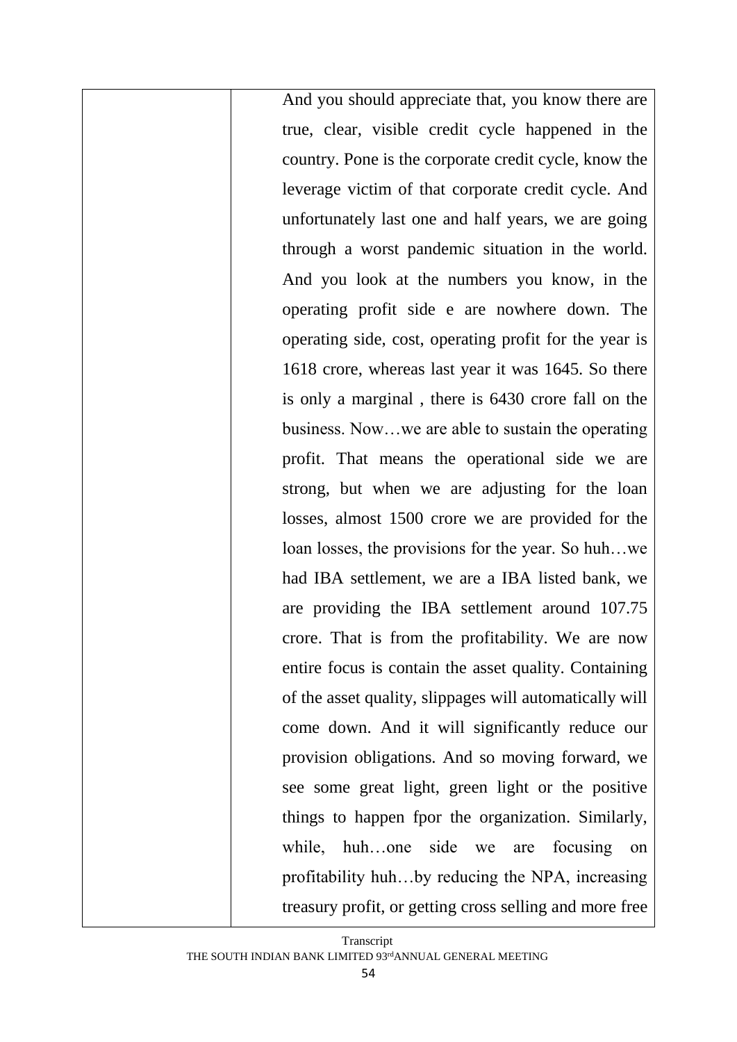| | And you should appreciate that, you know there are true, clear, visible credit cycle happened in the country. Pone is the corporate credit cycle, know the leverage victim of that corporate credit cycle. And unfortunately last one and half years, we are going through a worst pandemic situation in the world. And you look at the numbers you know, in the operating profit side e are nowhere down. The operating side, cost, operating profit for the year is 1618 crore, whereas last year it was 1645. So there is only a marginal , there is 6430 crore fall on the business. Now…we are able to sustain the operating profit. That means the operational side we are strong, but when we are adjusting for the loan losses, almost 1500 crore we are provided for the loan losses, the provisions for the year. So huh…we had IBA settlement, we are a IBA listed bank, we are providing the IBA settlement around 107.75 crore. That is from the profitability. We are now entire focus is contain the asset quality. Containing of the asset quality, slippages will automatically will come down. And it will significantly reduce our provision obligations. And so moving forward, we see some great light, green light or the positive things to happen fpor the organization. Similarly, while, huh…one side we are focusing on profitability huh…by reducing the NPA, increasing treasury profit, or getting cross selling and more free |
|---|---|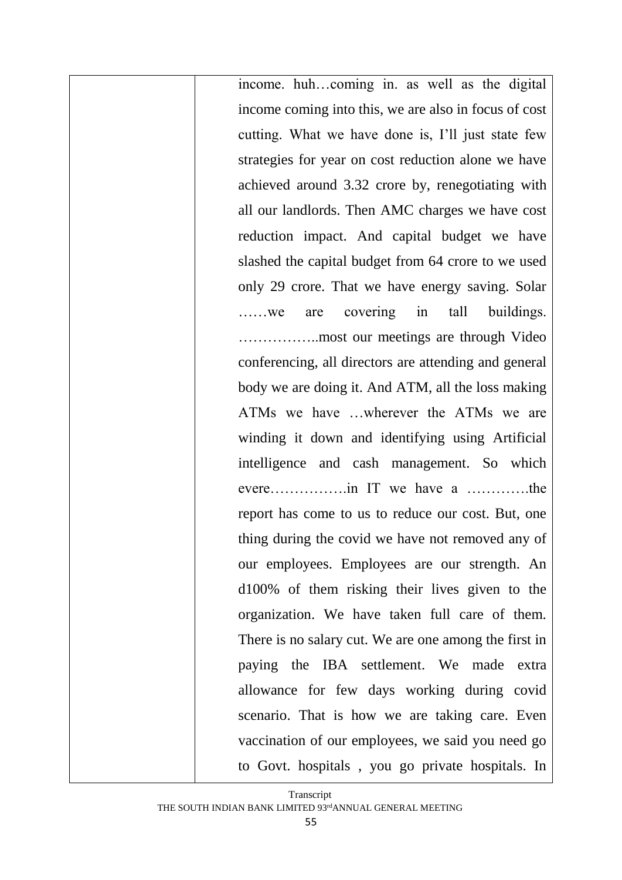| | income. huh…coming in. as well as the digital income coming into this, we are also in focus of cost cutting. What we have done is, I'll just state few strategies for year on cost reduction alone we have achieved around 3.32 crore by, renegotiating with all our landlords. Then AMC charges we have cost reduction impact. And capital budget we have slashed the capital budget from 64 crore to we used only 29 crore. That we have energy saving. Solar ……we are covering in tall buildings. ……………..most our meetings are through Video conferencing, all directors are attending and general body we are doing it. And ATM, all the loss making ATMs we have …wherever the ATMs we are winding it down and identifying using Artificial intelligence and cash management. So which evere…………….in IT we have a …………the report has come to us to reduce our cost. But, one thing during the covid we have not removed any of our employees. Employees are our strength. An d100% of them risking their lives given to the organization. We have taken full care of them. There is no salary cut. We are one among the first in paying the IBA settlement. We made extra allowance for few days working during covid scenario. That is how we are taking care. Even vaccination of our employees, we said you need go to Govt. hospitals , you go private hospitals. In |
|---|---|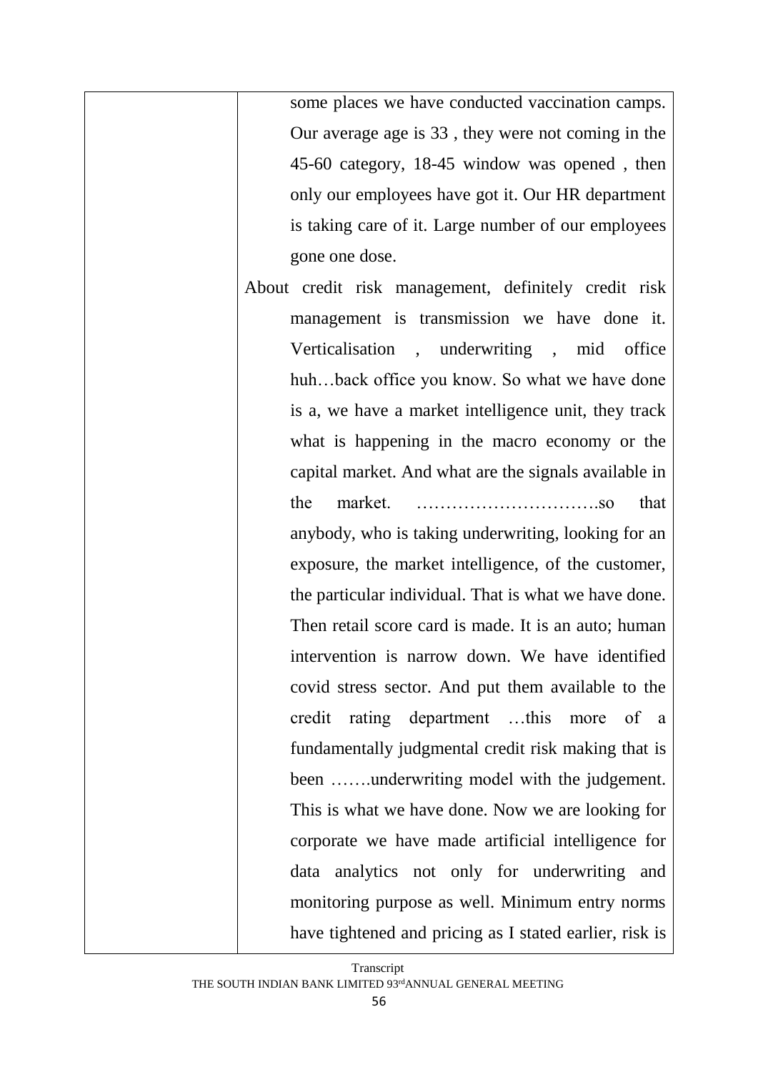| | |
|---|---|
| | some places we have conducted vaccination camps. Our average age is 33 , they were not coming in the 45-60 category, 18-45 window was opened , then only our employees have got it. Our HR department is taking care of it. Large number of our employees gone one dose.<br>About credit risk management, definitely credit risk management is transmission we have done it. Verticalisation , underwriting , mid office huh…back office you know. So what we have done is a, we have a market intelligence unit, they track what is happening in the macro economy or the capital market. And what are the signals available in the market. ………………………….so that anybody, who is taking underwriting, looking for an exposure, the market intelligence, of the customer, the particular individual. That is what we have done. Then retail score card is made. It is an auto; human intervention is narrow down. We have identified covid stress sector. And put them available to the credit rating department …this more of a fundamentally judgmental credit risk making that is been …….underwriting model with the judgement. This is what we have done. Now we are looking for corporate we have made artificial intelligence for data analytics not only for underwriting and monitoring purpose as well. Minimum entry norms have tightened and pricing as I stated earlier, risk is |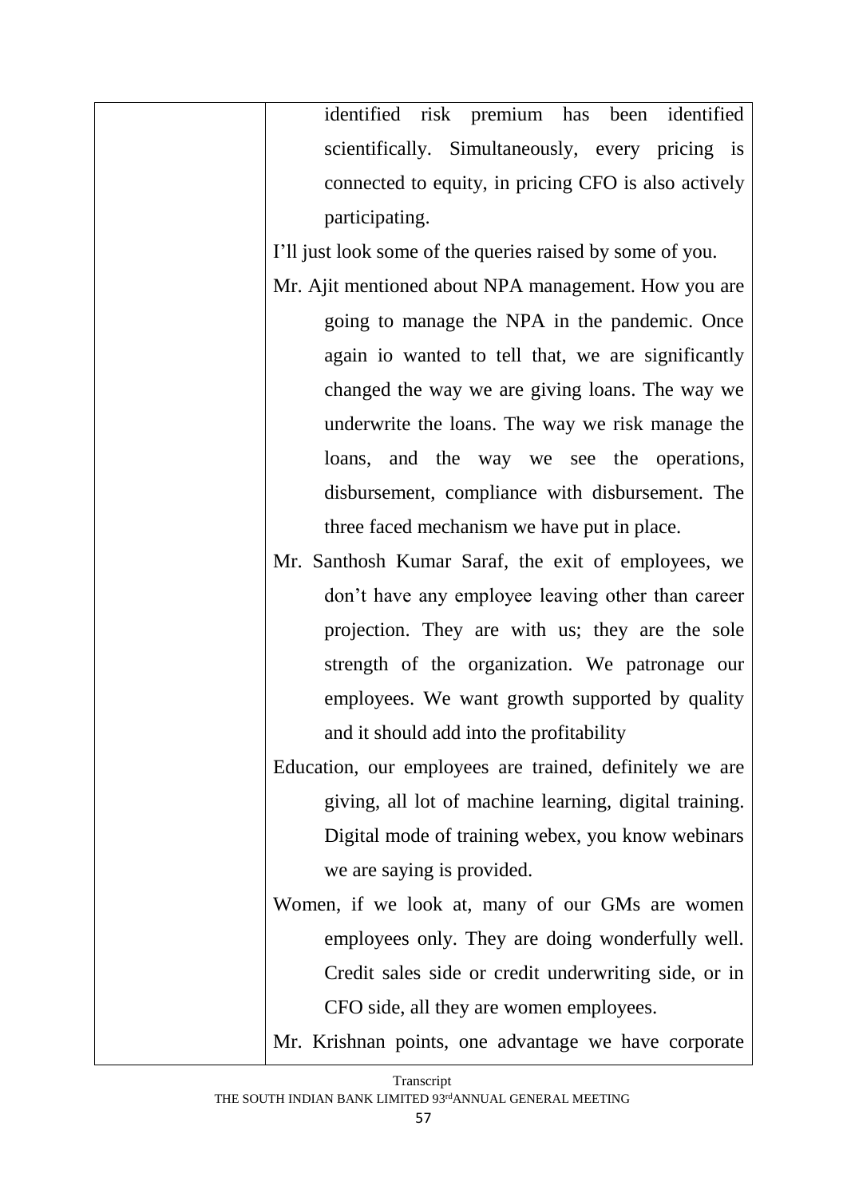| | identified risk premium has been identified scientifically. Simultaneously, every pricing is connected to equity, in pricing CFO is also actively participating.<br>I'll just look some of the queries raised by some of you.<br>Mr. Ajit mentioned about NPA management. How you are going to manage the NPA in the pandemic. Once again io wanted to tell that, we are significantly changed the way we are giving loans. The way we underwrite the loans. The way we risk manage the loans, and the way we see the operations, disbursement, compliance with disbursement. The three faced mechanism we have put in place.<br>Mr. Santhosh Kumar Saraf, the exit of employees, we don't have any employee leaving other than career projection. They are with us; they are the sole strength of the organization. We patronage our employees. We want growth supported by quality and it should add into the profitability<br>Education, our employees are trained, definitely we are giving, all lot of machine learning, digital training. Digital mode of training webex, you know webinars we are saying is provided.<br>Women, if we look at, many of our GMs are women employees only. They are doing wonderfully well. Credit sales side or credit underwriting side, or in CFO side, all they are women employees.<br>Mr. Krishnan points, one advantage we have corporate |
|---|---|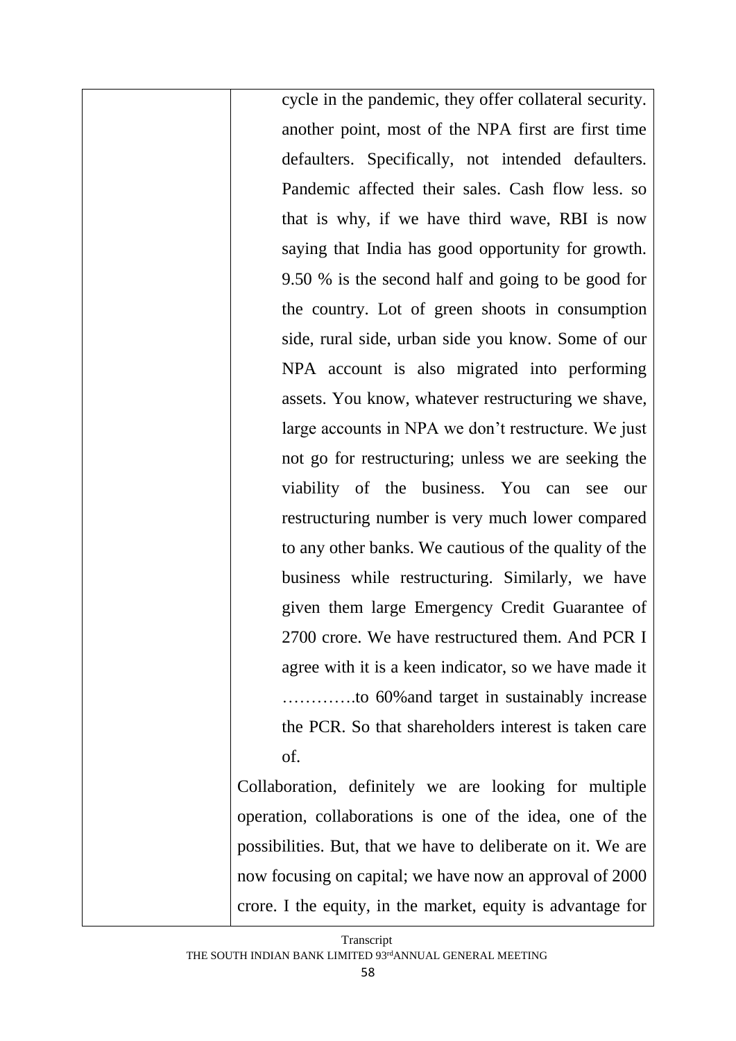| | cycle in the pandemic, they offer collateral security. another point, most of the NPA first are first time defaulters. Specifically, not intended defaulters. Pandemic affected their sales. Cash flow less. so that is why, if we have third wave, RBI is now saying that India has good opportunity for growth. 9.50 % is the second half and going to be good for the country. Lot of green shoots in consumption side, rural side, urban side you know. Some of our NPA account is also migrated into performing assets. You know, whatever restructuring we shave, large accounts in NPA we don't restructure. We just not go for restructuring; unless we are seeking the viability of the business. You can see our restructuring number is very much lower compared to any other banks. We cautious of the quality of the business while restructuring. Similarly, we have given them large Emergency Credit Guarantee of 2700 crore. We have restructured them. And PCR I agree with it is a keen indicator, so we have made it ………….to 60%and target in sustainably increase the PCR. So that shareholders interest is taken care of.<br><br>Collaboration, definitely we are looking for multiple operation, collaborations is one of the idea, one of the possibilities. But, that we have to deliberate on it. We are now focusing on capital; we have now an approval of 2000 crore. I the equity, in the market, equity is advantage for |
|---|---|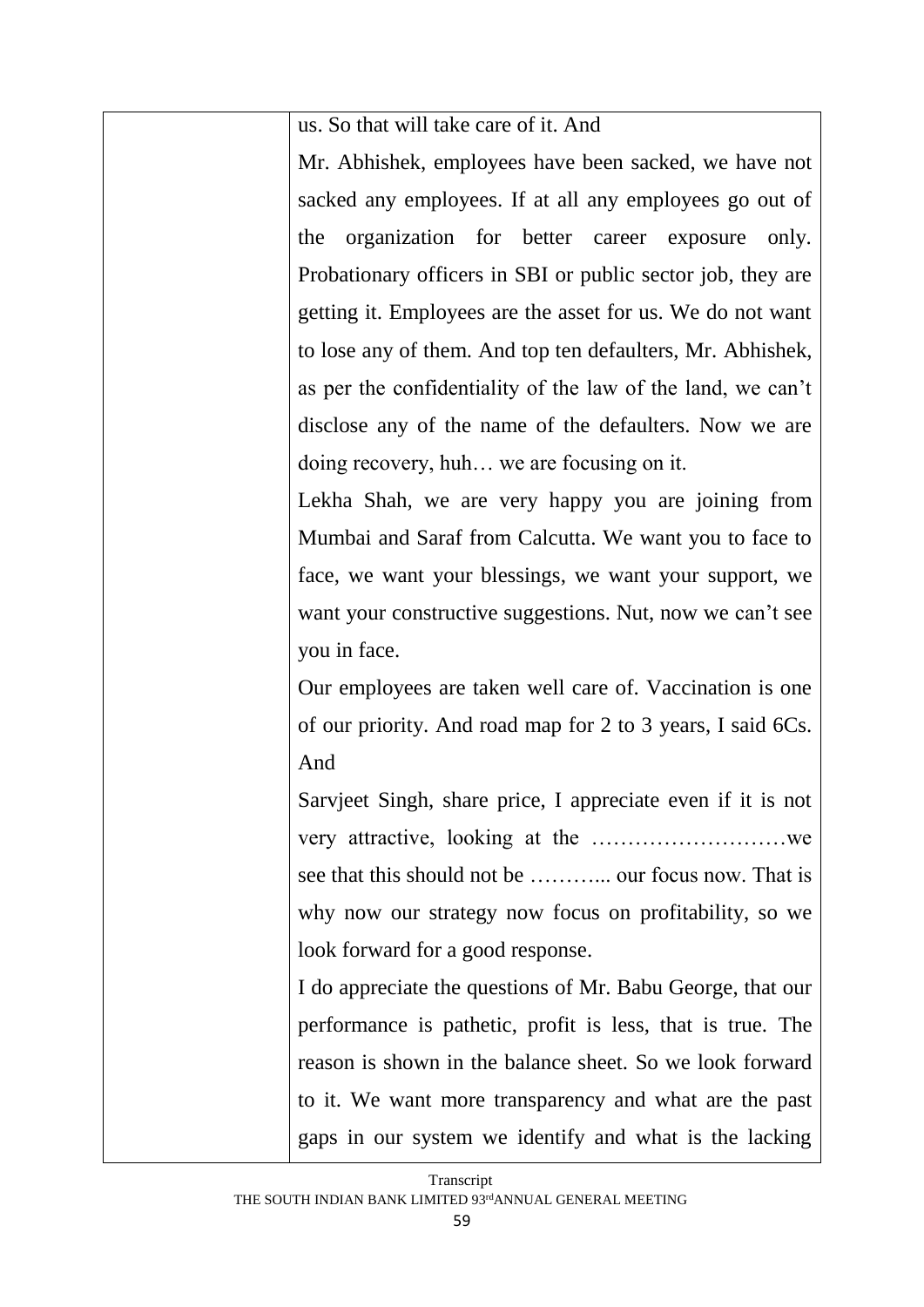| | |
|---|---|
| | us. So that will take care of it. And<br>Mr. Abhishek, employees have been sacked, we have not sacked any employees. If at all any employees go out of the organization for better career exposure only. Probationary officers in SBI or public sector job, they are getting it. Employees are the asset for us. We do not want to lose any of them. And top ten defaulters, Mr. Abhishek, as per the confidentiality of the law of the land, we can't disclose any of the name of the defaulters. Now we are doing recovery, huh… we are focusing on it.<br>Lekha Shah, we are very happy you are joining from Mumbai and Saraf from Calcutta. We want you to face to face, we want your blessings, we want your support, we want your constructive suggestions. Nut, now we can't see you in face.<br>Our employees are taken well care of. Vaccination is one of our priority. And road map for 2 to 3 years, I said 6Cs. And<br>Sarvjeet Singh, share price, I appreciate even if it is not very attractive, looking at the ………………………we see that this should not be ………... our focus now. That is why now our strategy now focus on profitability, so we look forward for a good response.<br>I do appreciate the questions of Mr. Babu George, that our performance is pathetic, profit is less, that is true. The reason is shown in the balance sheet. So we look forward to it. We want more transparency and what are the past gaps in our system we identify and what is the lacking |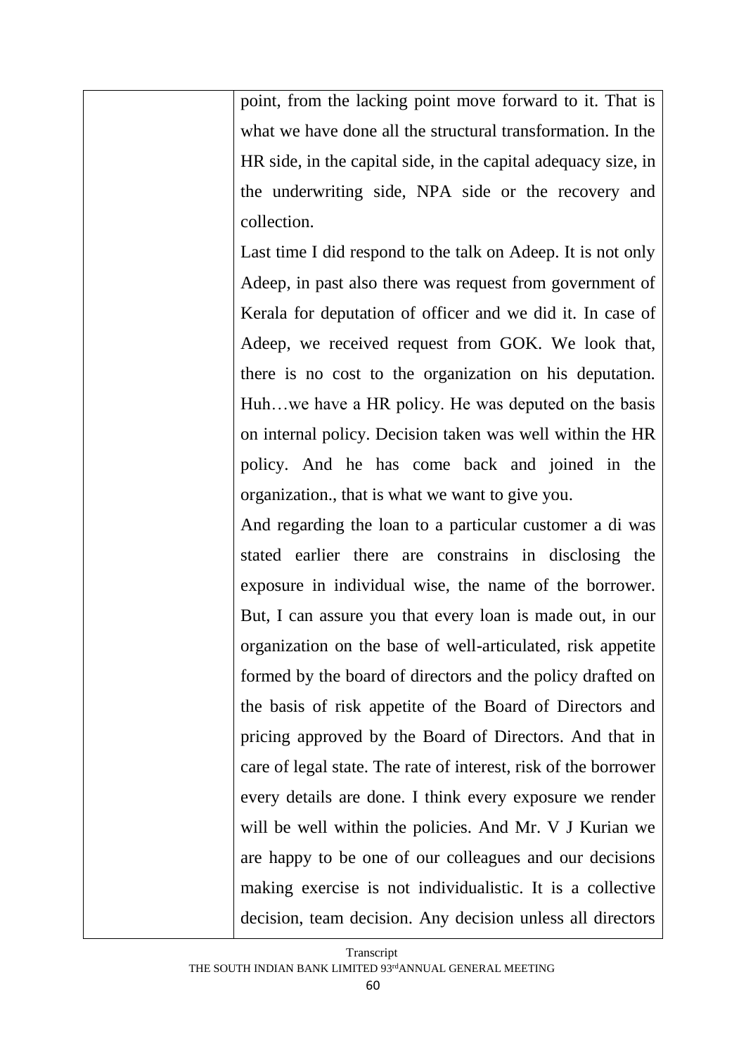| | |
|---|---|
| | point, from the lacking point move forward to it. That is what we have done all the structural transformation. In the HR side, in the capital side, in the capital adequacy size, in the underwriting side, NPA side or the recovery and collection.<br>Last time I did respond to the talk on Adeep. It is not only Adeep, in past also there was request from government of Kerala for deputation of officer and we did it. In case of Adeep, we received request from GOK. We look that, there is no cost to the organization on his deputation. Huh…we have a HR policy. He was deputed on the basis on internal policy. Decision taken was well within the HR policy. And he has come back and joined in the organization., that is what we want to give you.<br>And regarding the loan to a particular customer a di was stated earlier there are constrains in disclosing the exposure in individual wise, the name of the borrower. But, I can assure you that every loan is made out, in our organization on the base of well-articulated, risk appetite formed by the board of directors and the policy drafted on the basis of risk appetite of the Board of Directors and pricing approved by the Board of Directors. And that in care of legal state. The rate of interest, risk of the borrower every details are done. I think every exposure we render will be well within the policies. And Mr. V J Kurian we are happy to be one of our colleagues and our decisions making exercise is not individualistic. It is a collective decision, team decision. Any decision unless all directors |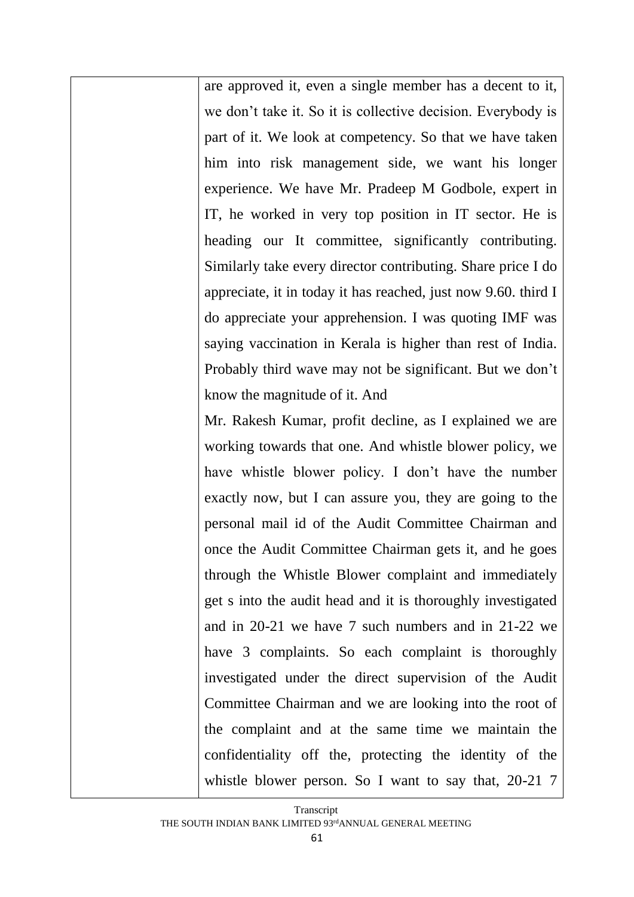| | are approved it, even a single member has a decent to it, we don't take it. So it is collective decision. Everybody is part of it. We look at competency. So that we have taken him into risk management side, we want his longer experience. We have Mr. Pradeep M Godbole, expert in IT, he worked in very top position in IT sector. He is heading our It committee, significantly contributing. Similarly take every director contributing. Share price I do appreciate, it in today it has reached, just now 9.60. third I do appreciate your apprehension. I was quoting IMF was saying vaccination in Kerala is higher than rest of India. Probably third wave may not be significant. But we don't know the magnitude of it. And<br>Mr. Rakesh Kumar, profit decline, as I explained we are working towards that one. And whistle blower policy, we have whistle blower policy. I don't have the number exactly now, but I can assure you, they are going to the personal mail id of the Audit Committee Chairman and once the Audit Committee Chairman gets it, and he goes through the Whistle Blower complaint and immediately get s into the audit head and it is thoroughly investigated and in 20-21 we have 7 such numbers and in 21-22 we have 3 complaints. So each complaint is thoroughly investigated under the direct supervision of the Audit Committee Chairman and we are looking into the root of the complaint and at the same time we maintain the confidentiality off the, protecting the identity of the whistle blower person. So I want to say that, 20-21 7 |
|---|---|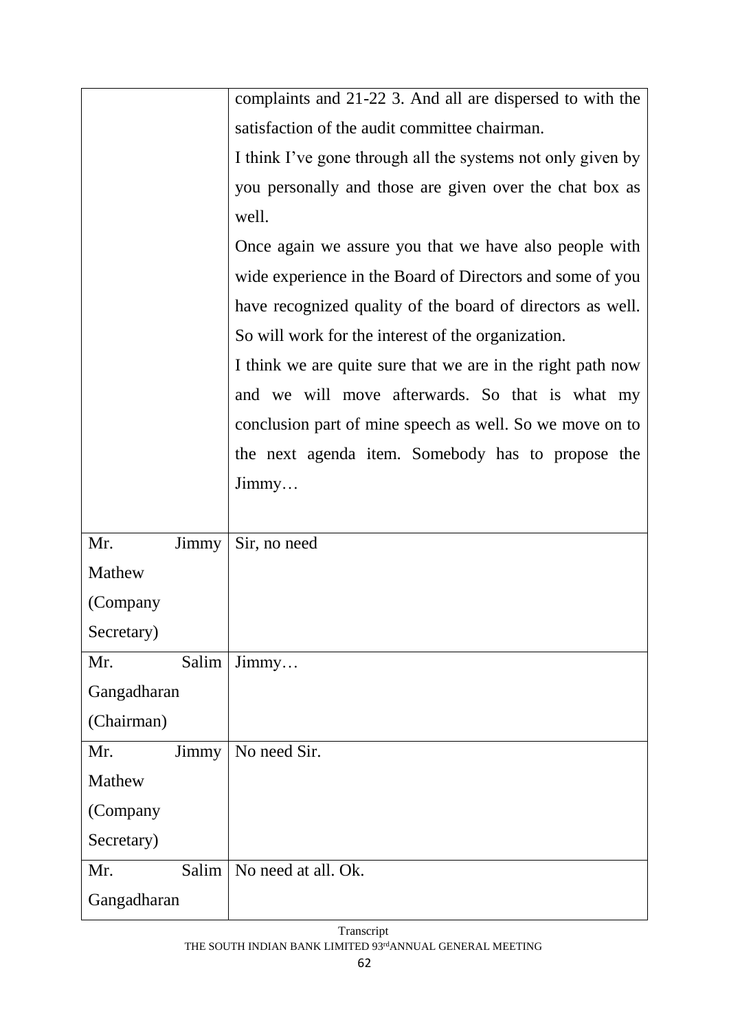| | |
|---|---|
| | complaints and 21-22 3. And all are dispersed to with the satisfaction of the audit committee chairman.<br>I think I've gone through all the systems not only given by you personally and those are given over the chat box as well.<br>Once again we assure you that we have also people with wide experience in the Board of Directors and some of you have recognized quality of the board of directors as well. So will work for the interest of the organization.<br>I think we are quite sure that we are in the right path now and we will move afterwards. So that is what my conclusion part of mine speech as well. So we move on to the next agenda item. Somebody has to propose the Jimmy… |
| Mr. Jimmy Mathew (Company Secretary) | Sir, no need |
| Mr. Salim Gangadharan (Chairman) | Jimmy… |
| Mr. Jimmy Mathew (Company Secretary) | No need Sir. |
| Mr. Salim Gangadharan | No need at all. Ok. |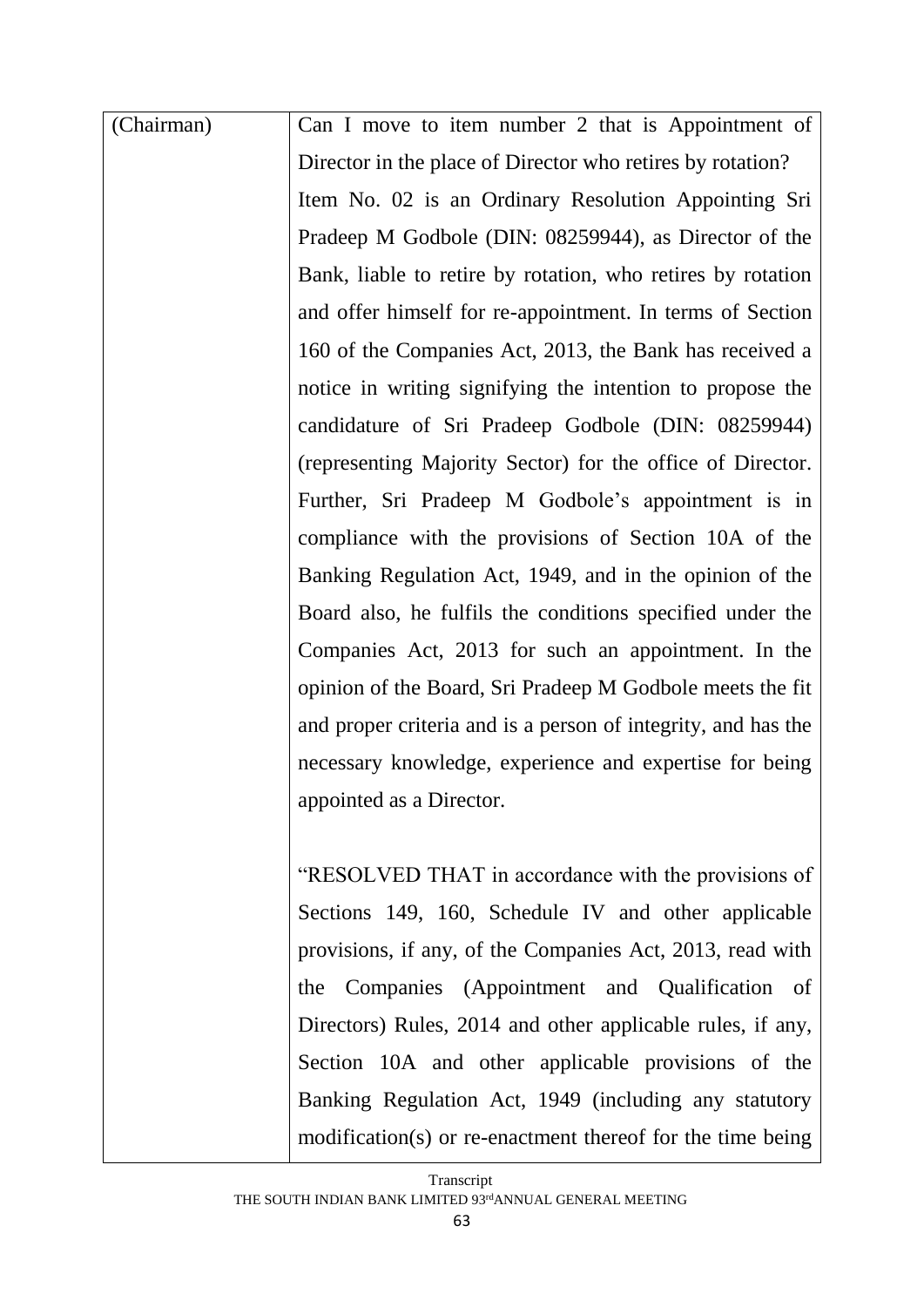| (Chairman) | Can I move to item number 2 that is Appointment of Director in the place of Director who retires by rotation?<br>Item No. 02 is an Ordinary Resolution Appointing Sri Pradeep M Godbole (DIN: 08259944), as Director of the Bank, liable to retire by rotation, who retires by rotation and offer himself for re-appointment. In terms of Section 160 of the Companies Act, 2013, the Bank has received a notice in writing signifying the intention to propose the candidature of Sri Pradeep Godbole (DIN: 08259944) (representing Majority Sector) for the office of Director. Further, Sri Pradeep M Godbole's appointment is in compliance with the provisions of Section 10A of the Banking Regulation Act, 1949, and in the opinion of the Board also, he fulfils the conditions specified under the Companies Act, 2013 for such an appointment. In the opinion of the Board, Sri Pradeep M Godbole meets the fit and proper criteria and is a person of integrity, and has the necessary knowledge, experience and expertise for being appointed as a Director.<br><br>"RESOLVED THAT in accordance with the provisions of Sections 149, 160, Schedule IV and other applicable provisions, if any, of the Companies Act, 2013, read with the Companies (Appointment and Qualification of Directors) Rules, 2014 and other applicable rules, if any, Section 10A and other applicable provisions of the Banking Regulation Act, 1949 (including any statutory modification(s) or re-enactment thereof for the time being |
|---|---|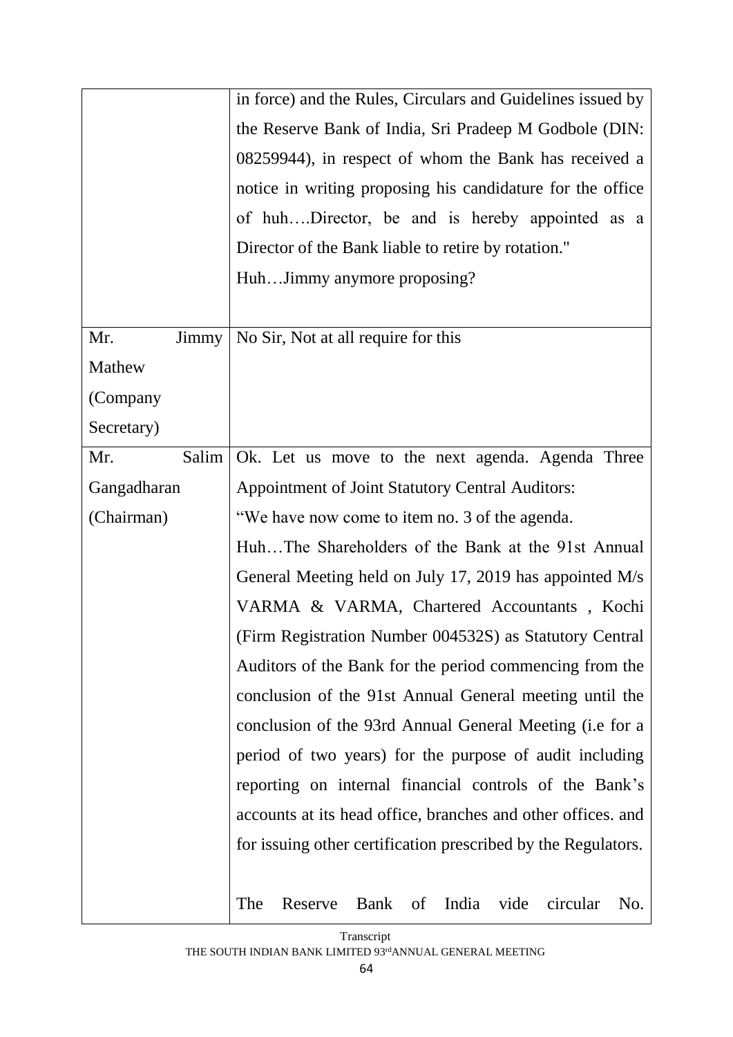| | |
|---|---|
| | in force) and the Rules, Circulars and Guidelines issued by the Reserve Bank of India, Sri Pradeep M Godbole (DIN: 08259944), in respect of whom the Bank has received a notice in writing proposing his candidature for the office of huh….Director, be and is hereby appointed as a Director of the Bank liable to retire by rotation."<br>Huh…Jimmy anymore proposing? |
| Mr. Jimmy Mathew (Company Secretary) | No Sir, Not at all require for this |
| Mr. Salim Gangadharan (Chairman) | Ok. Let us move to the next agenda. Agenda Three Appointment of Joint Statutory Central Auditors:<br>"We have now come to item no. 3 of the agenda.<br>Huh…The Shareholders of the Bank at the 91st Annual General Meeting held on July 17, 2019 has appointed M/s VARMA & VARMA, Chartered Accountants , Kochi (Firm Registration Number 004532S) as Statutory Central Auditors of the Bank for the period commencing from the conclusion of the 91st Annual General meeting until the conclusion of the 93rd Annual General Meeting (i.e for a period of two years) for the purpose of audit including reporting on internal financial controls of the Bank's accounts at its head office, branches and other offices. and for issuing other certification prescribed by the Regulators.<br><br>The Reserve Bank of India vide circular No. |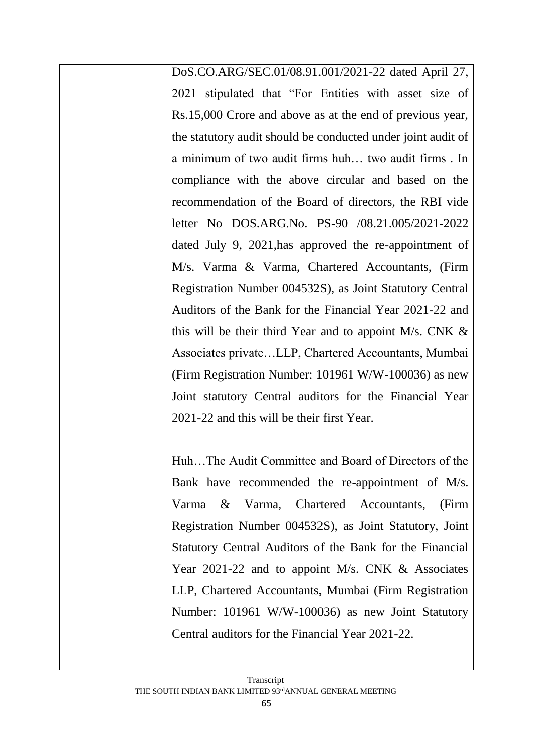| | DoS.CO.ARG/SEC.01/08.91.001/2021-22 dated April 27, 2021 stipulated that "For Entities with asset size of Rs.15,000 Crore and above as at the end of previous year, the statutory audit should be conducted under joint audit of a minimum of two audit firms huh… two audit firms . In compliance with the above circular and based on the recommendation of the Board of directors, the RBI vide letter No DOS.ARG.No. PS-90 /08.21.005/2021-2022 dated July 9, 2021,has approved the re-appointment of M/s. Varma & Varma, Chartered Accountants, (Firm Registration Number 004532S), as Joint Statutory Central Auditors of the Bank for the Financial Year 2021-22 and this will be their third Year and to appoint M/s. CNK & Associates private…LLP, Chartered Accountants, Mumbai (Firm Registration Number: 101961 W/W-100036) as new Joint statutory Central auditors for the Financial Year 2021-22 and this will be their first Year.<br><br>Huh…The Audit Committee and Board of Directors of the Bank have recommended the re-appointment of M/s. Varma & Varma, Chartered Accountants, (Firm Registration Number 004532S), as Joint Statutory, Joint Statutory Central Auditors of the Bank for the Financial Year 2021-22 and to appoint M/s. CNK & Associates LLP, Chartered Accountants, Mumbai (Firm Registration Number: 101961 W/W-100036) as new Joint Statutory Central auditors for the Financial Year 2021-22. |
|---|---|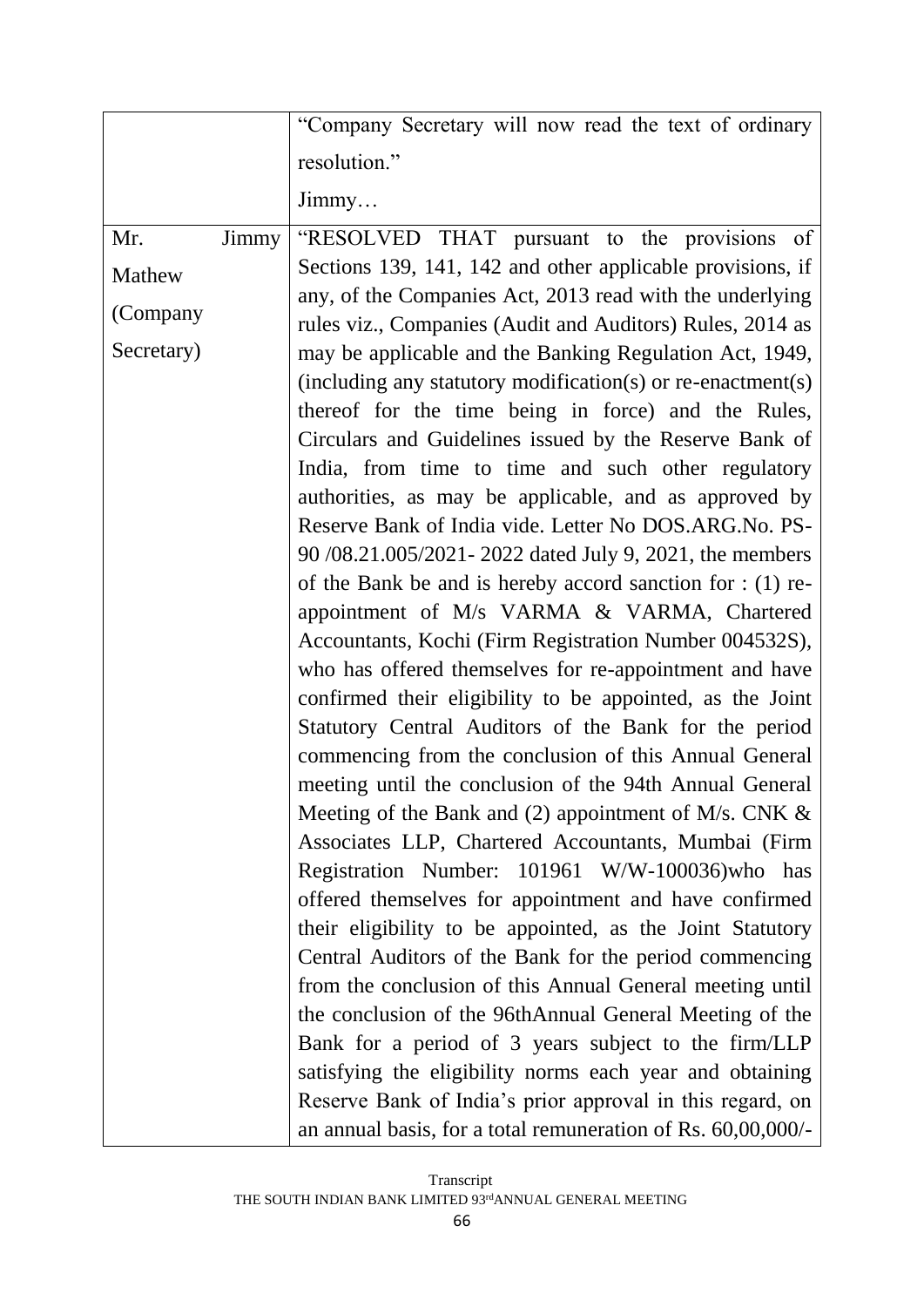| | |
|---|---|
| | "Company Secretary will now read the text of ordinary resolution."<br>Jimmy… |
| Mr. Jimmy Mathew (Company Secretary) | "RESOLVED THAT pursuant to the provisions of Sections 139, 141, 142 and other applicable provisions, if any, of the Companies Act, 2013 read with the underlying rules viz., Companies (Audit and Auditors) Rules, 2014 as may be applicable and the Banking Regulation Act, 1949, (including any statutory modification(s) or re-enactment(s) thereof for the time being in force) and the Rules, Circulars and Guidelines issued by the Reserve Bank of India, from time to time and such other regulatory authorities, as may be applicable, and as approved by Reserve Bank of India vide. Letter No DOS.ARG.No. PS-90 /08.21.005/2021- 2022 dated July 9, 2021, the members of the Bank be and is hereby accord sanction for : (1) re-appointment of M/s VARMA & VARMA, Chartered Accountants, Kochi (Firm Registration Number 004532S), who has offered themselves for re-appointment and have confirmed their eligibility to be appointed, as the Joint Statutory Central Auditors of the Bank for the period commencing from the conclusion of this Annual General meeting until the conclusion of the 94th Annual General Meeting of the Bank and (2) appointment of M/s. CNK & Associates LLP, Chartered Accountants, Mumbai (Firm Registration Number: 101961 W/W-100036)who has offered themselves for appointment and have confirmed their eligibility to be appointed, as the Joint Statutory Central Auditors of the Bank for the period commencing from the conclusion of this Annual General meeting until the conclusion of the 96thAnnual General Meeting of the Bank for a period of 3 years subject to the firm/LLP satisfying the eligibility norms each year and obtaining Reserve Bank of India's prior approval in this regard, on an annual basis, for a total remuneration of Rs. 60,00,000/- |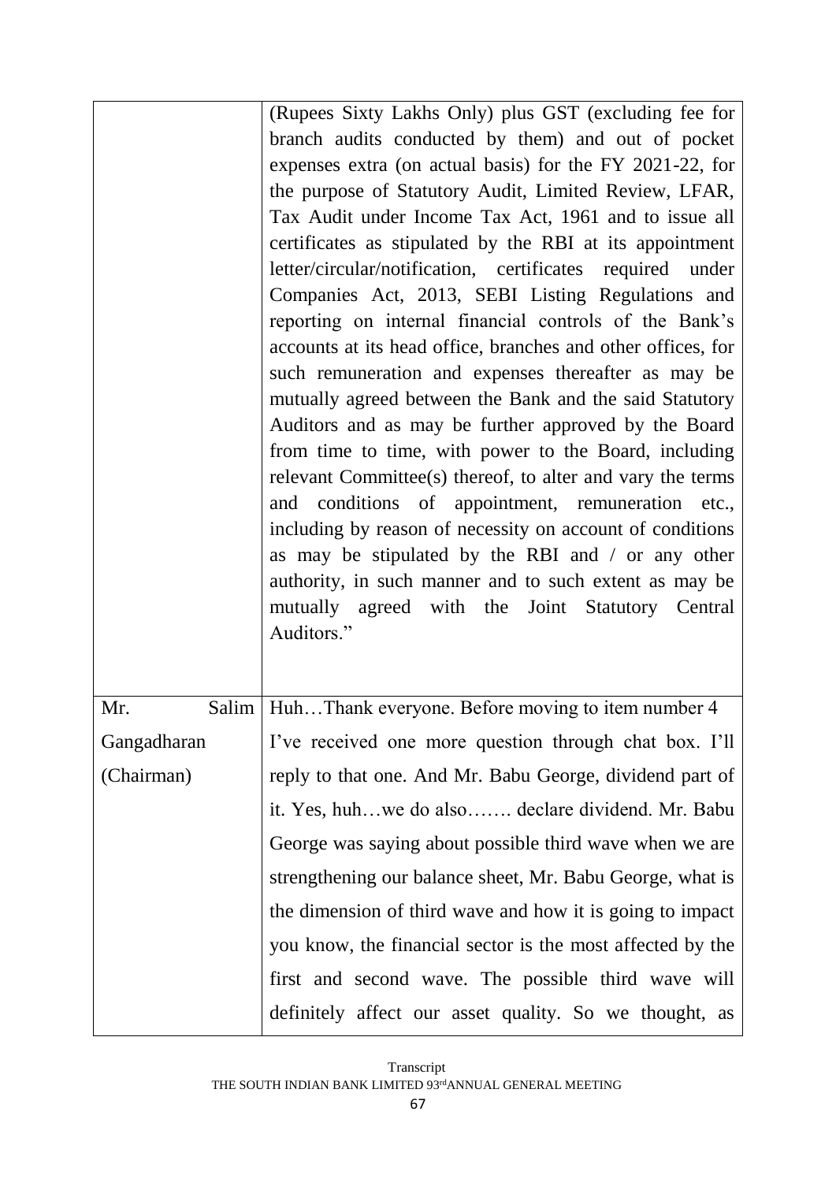| | |
|---|---|
| | (Rupees Sixty Lakhs Only) plus GST (excluding fee for branch audits conducted by them) and out of pocket expenses extra (on actual basis) for the FY 2021-22, for the purpose of Statutory Audit, Limited Review, LFAR, Tax Audit under Income Tax Act, 1961 and to issue all certificates as stipulated by the RBI at its appointment letter/circular/notification, certificates required under Companies Act, 2013, SEBI Listing Regulations and reporting on internal financial controls of the Bank's accounts at its head office, branches and other offices, for such remuneration and expenses thereafter as may be mutually agreed between the Bank and the said Statutory Auditors and as may be further approved by the Board from time to time, with power to the Board, including relevant Committee(s) thereof, to alter and vary the terms and conditions of appointment, remuneration etc., including by reason of necessity on account of conditions as may be stipulated by the RBI and / or any other authority, in such manner and to such extent as may be mutually agreed with the Joint Statutory Central Auditors." |
| Mr. Salim Gangadharan (Chairman) | Huh…Thank everyone. Before moving to item number 4 I've received one more question through chat box. I'll reply to that one. And Mr. Babu George, dividend part of it. Yes, huh…we do also……. declare dividend. Mr. Babu George was saying about possible third wave when we are strengthening our balance sheet, Mr. Babu George, what is the dimension of third wave and how it is going to impact you know, the financial sector is the most affected by the first and second wave. The possible third wave will definitely affect our asset quality. So we thought, as |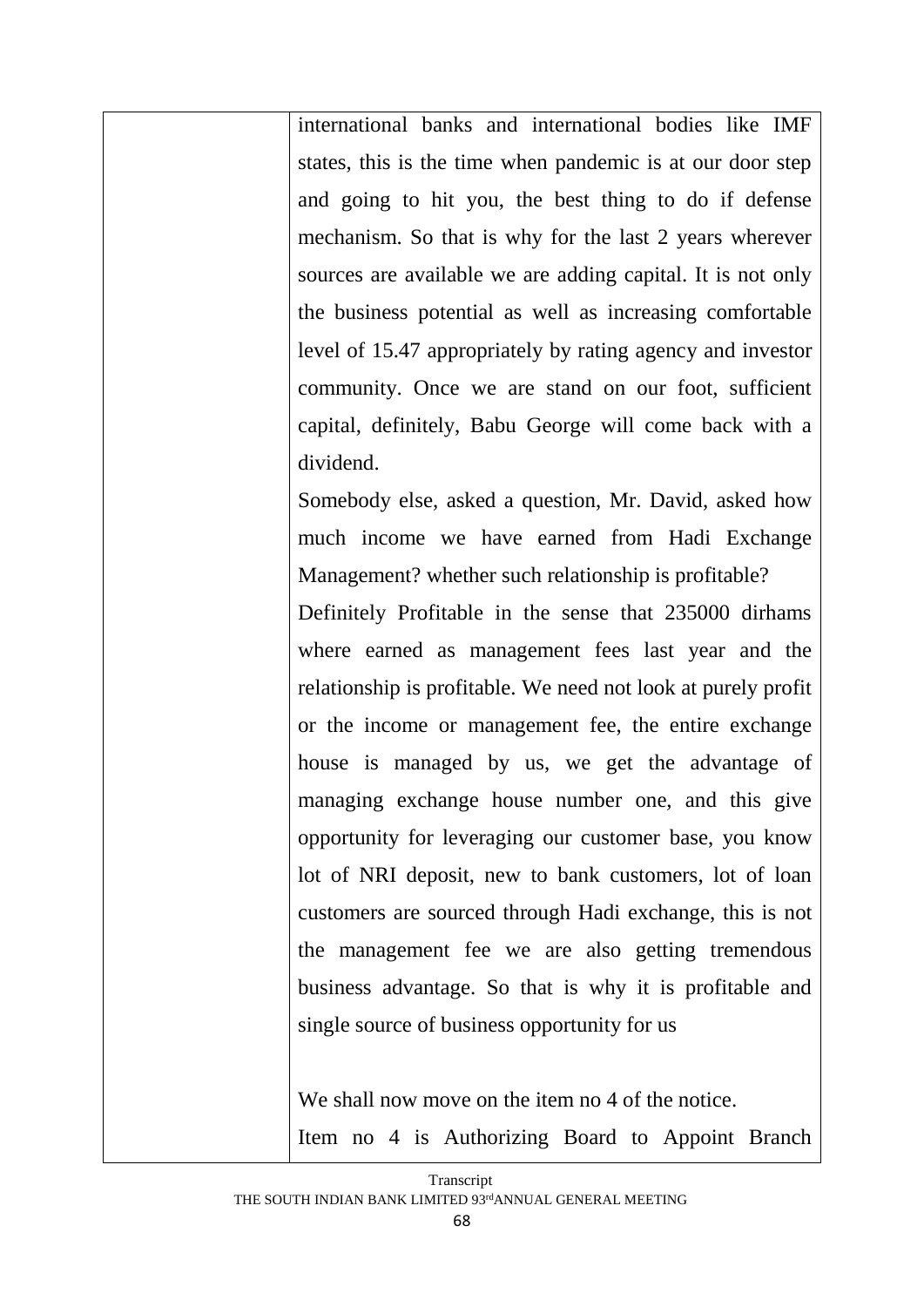| | international banks and international bodies like IMF states, this is the time when pandemic is at our door step and going to hit you, the best thing to do if defense mechanism. So that is why for the last 2 years wherever sources are available we are adding capital. It is not only the business potential as well as increasing comfortable level of 15.47 appropriately by rating agency and investor community. Once we are stand on our foot, sufficient capital, definitely, Babu George will come back with a dividend.<br>Somebody else, asked a question, Mr. David, asked how much income we have earned from Hadi Exchange Management? whether such relationship is profitable?<br>Definitely Profitable in the sense that 235000 dirhams where earned as management fees last year and the relationship is profitable. We need not look at purely profit or the income or management fee, the entire exchange house is managed by us, we get the advantage of managing exchange house number one, and this give opportunity for leveraging our customer base, you know lot of NRI deposit, new to bank customers, lot of loan customers are sourced through Hadi exchange, this is not the management fee we are also getting tremendous business advantage. So that is why it is profitable and single source of business opportunity for us<br><br>We shall now move on the item no 4 of the notice.<br>Item no 4 is Authorizing Board to Appoint Branch |
|---|---|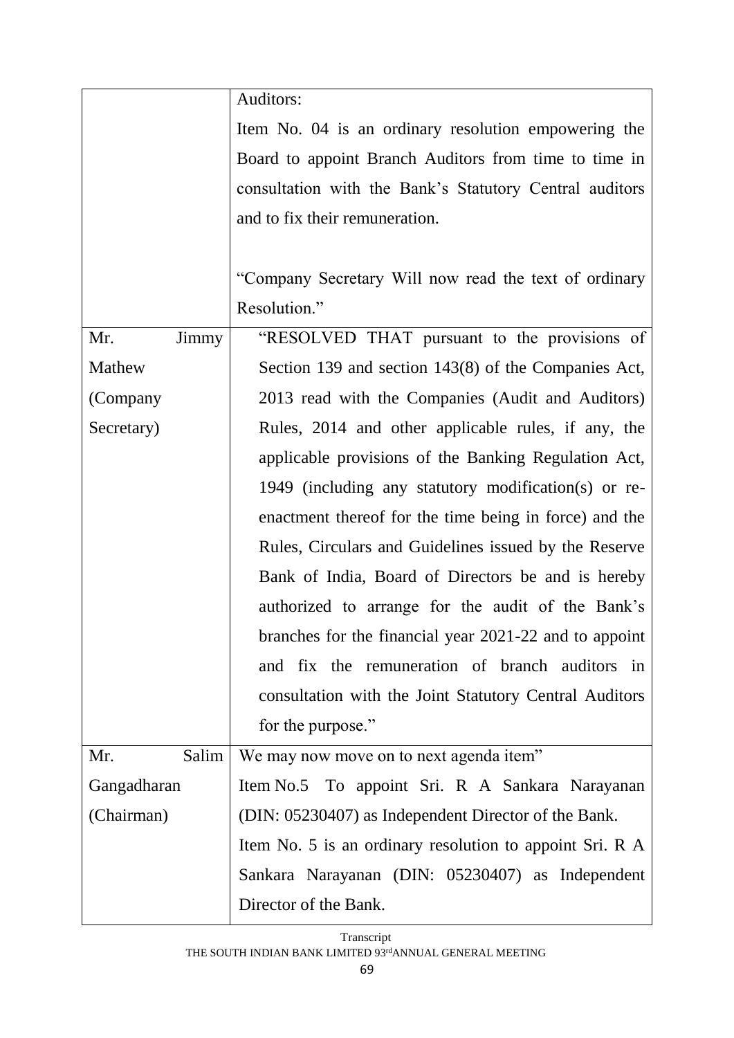| | |
|---|---|
| | Auditors:<br>Item No. 04 is an ordinary resolution empowering the Board to appoint Branch Auditors from time to time in consultation with the Bank's Statutory Central auditors and to fix their remuneration.<br><br>"Company Secretary Will now read the text of ordinary Resolution." |
| Mr. Jimmy Mathew (Company Secretary) | "RESOLVED THAT pursuant to the provisions of Section 139 and section 143(8) of the Companies Act, 2013 read with the Companies (Audit and Auditors) Rules, 2014 and other applicable rules, if any, the applicable provisions of the Banking Regulation Act, 1949 (including any statutory modification(s) or re-enactment thereof for the time being in force) and the Rules, Circulars and Guidelines issued by the Reserve Bank of India, Board of Directors be and is hereby authorized to arrange for the audit of the Bank's branches for the financial year 2021-22 and to appoint and fix the remuneration of branch auditors in consultation with the Joint Statutory Central Auditors for the purpose." |
| Mr. Salim Gangadharan (Chairman) | We may now move on to next agenda item"<br>Item No.5 To appoint Sri. R A Sankara Narayanan (DIN: 05230407) as Independent Director of the Bank.<br>Item No. 5 is an ordinary resolution to appoint Sri. R A Sankara Narayanan (DIN: 05230407) as Independent Director of the Bank. |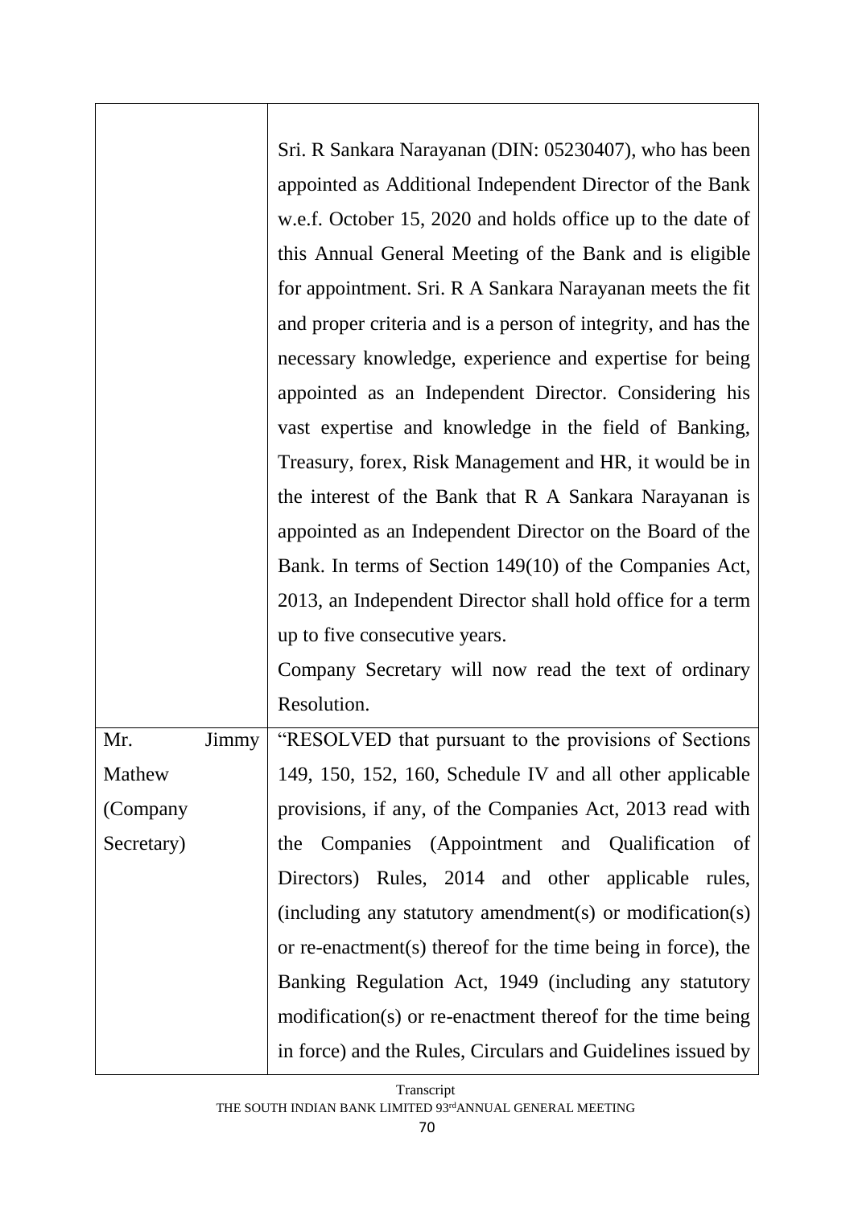| | |
|---|---|
| | Sri. R Sankara Narayanan (DIN: 05230407), who has been appointed as Additional Independent Director of the Bank w.e.f. October 15, 2020 and holds office up to the date of this Annual General Meeting of the Bank and is eligible for appointment. Sri. R A Sankara Narayanan meets the fit and proper criteria and is a person of integrity, and has the necessary knowledge, experience and expertise for being appointed as an Independent Director. Considering his vast expertise and knowledge in the field of Banking, Treasury, forex, Risk Management and HR, it would be in the interest of the Bank that R A Sankara Narayanan is appointed as an Independent Director on the Board of the Bank. In terms of Section 149(10) of the Companies Act, 2013, an Independent Director shall hold office for a term up to five consecutive years.<br>Company Secretary will now read the text of ordinary Resolution. |
| Mr. Jimmy Mathew (Company Secretary) | "RESOLVED that pursuant to the provisions of Sections 149, 150, 152, 160, Schedule IV and all other applicable provisions, if any, of the Companies Act, 2013 read with the Companies (Appointment and Qualification of Directors) Rules, 2014 and other applicable rules, (including any statutory amendment(s) or modification(s) or re-enactment(s) thereof for the time being in force), the Banking Regulation Act, 1949 (including any statutory modification(s) or re-enactment thereof for the time being in force) and the Rules, Circulars and Guidelines issued by |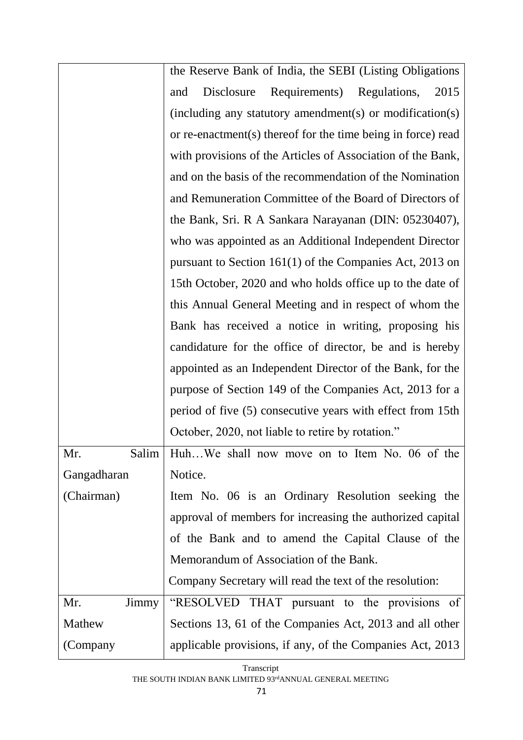| | |
|---|---|
| | the Reserve Bank of India, the SEBI (Listing Obligations and Disclosure Requirements) Regulations, 2015 (including any statutory amendment(s) or modification(s) or re-enactment(s) thereof for the time being in force) read with provisions of the Articles of Association of the Bank, and on the basis of the recommendation of the Nomination and Remuneration Committee of the Board of Directors of the Bank, Sri. R A Sankara Narayanan (DIN: 05230407), who was appointed as an Additional Independent Director pursuant to Section 161(1) of the Companies Act, 2013 on 15th October, 2020 and who holds office up to the date of this Annual General Meeting and in respect of whom the Bank has received a notice in writing, proposing his candidature for the office of director, be and is hereby appointed as an Independent Director of the Bank, for the purpose of Section 149 of the Companies Act, 2013 for a period of five (5) consecutive years with effect from 15th October, 2020, not liable to retire by rotation." |
| Mr. Salim Gangadharan (Chairman) | Huh…We shall now move on to Item No. 06 of the Notice.<br>Item No. 06 is an Ordinary Resolution seeking the approval of members for increasing the authorized capital of the Bank and to amend the Capital Clause of the Memorandum of Association of the Bank.<br>Company Secretary will read the text of the resolution: |
| Mr. Jimmy Mathew (Company | "RESOLVED THAT pursuant to the provisions of Sections 13, 61 of the Companies Act, 2013 and all other applicable provisions, if any, of the Companies Act, 2013 |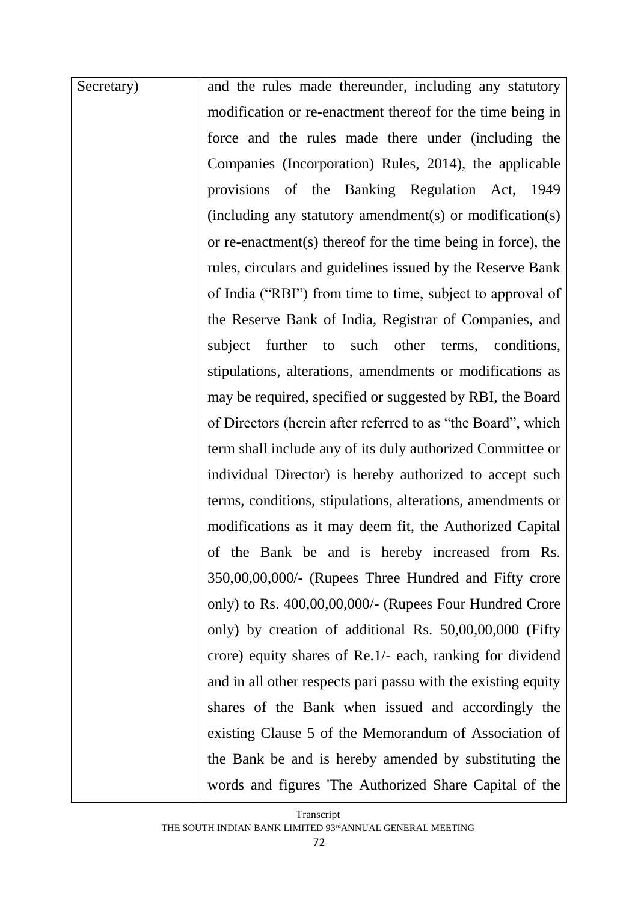| | |
|---|---|
| Secretary) | and the rules made thereunder, including any statutory modification or re-enactment thereof for the time being in force and the rules made there under (including the Companies (Incorporation) Rules, 2014), the applicable provisions of the Banking Regulation Act, 1949 (including any statutory amendment(s) or modification(s) or re-enactment(s) thereof for the time being in force), the rules, circulars and guidelines issued by the Reserve Bank of India ("RBI") from time to time, subject to approval of the Reserve Bank of India, Registrar of Companies, and subject further to such other terms, conditions, stipulations, alterations, amendments or modifications as may be required, specified or suggested by RBI, the Board of Directors (herein after referred to as "the Board", which term shall include any of its duly authorized Committee or individual Director) is hereby authorized to accept such terms, conditions, stipulations, alterations, amendments or modifications as it may deem fit, the Authorized Capital of the Bank be and is hereby increased from Rs. 350,00,00,000/- (Rupees Three Hundred and Fifty crore only) to Rs. 400,00,00,000/- (Rupees Four Hundred Crore only) by creation of additional Rs. 50,00,00,000 (Fifty crore) equity shares of Re.1/- each, ranking for dividend and in all other respects pari passu with the existing equity shares of the Bank when issued and accordingly the existing Clause 5 of the Memorandum of Association of the Bank be and is hereby amended by substituting the words and figures 'The Authorized Share Capital of the |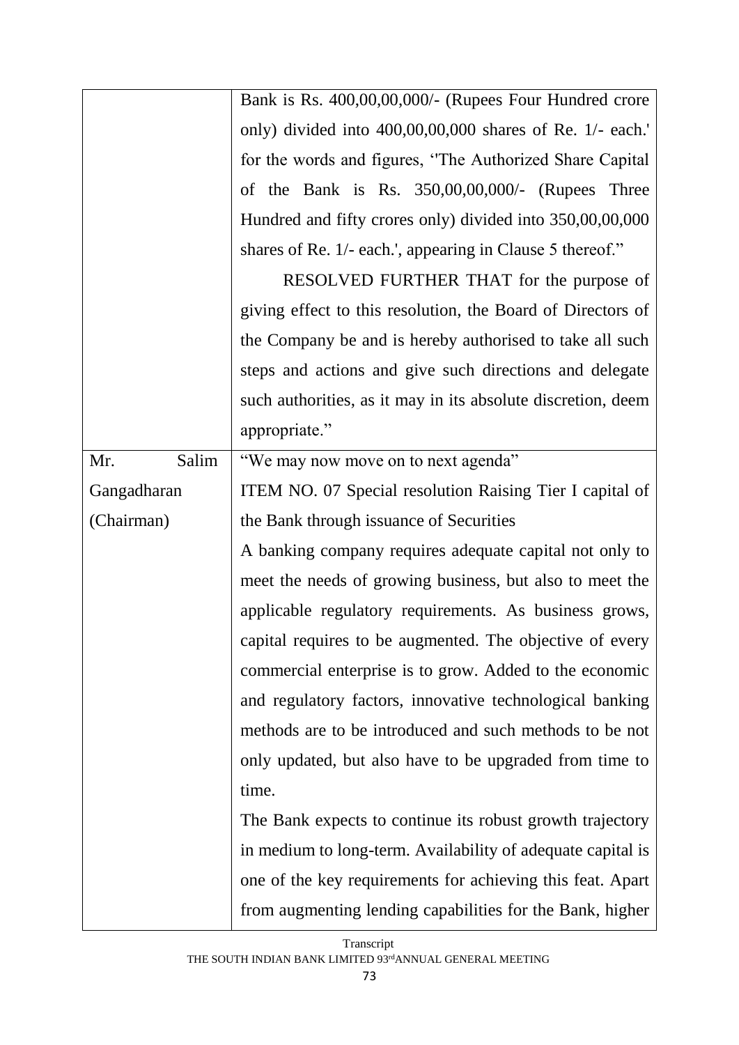| | |
|---|---|
| | Bank is Rs. 400,00,00,000/- (Rupees Four Hundred crore only) divided into 400,00,00,000 shares of Re. 1/- each.' for the words and figures, ''The Authorized Share Capital of the Bank is Rs. 350,00,00,000/- (Rupees Three Hundred and fifty crores only) divided into 350,00,00,000 shares of Re. 1/- each.', appearing in Clause 5 thereof."<br>RESOLVED FURTHER THAT for the purpose of giving effect to this resolution, the Board of Directors of the Company be and is hereby authorised to take all such steps and actions and give such directions and delegate such authorities, as it may in its absolute discretion, deem appropriate." |
| Mr. Salim Gangadharan (Chairman) | "We may now move on to next agenda"<br>ITEM NO. 07 Special resolution Raising Tier I capital of the Bank through issuance of Securities<br>A banking company requires adequate capital not only to meet the needs of growing business, but also to meet the applicable regulatory requirements. As business grows, capital requires to be augmented. The objective of every commercial enterprise is to grow. Added to the economic and regulatory factors, innovative technological banking methods are to be introduced and such methods to be not only updated, but also have to be upgraded from time to time.<br>The Bank expects to continue its robust growth trajectory in medium to long-term. Availability of adequate capital is one of the key requirements for achieving this feat. Apart from augmenting lending capabilities for the Bank, higher |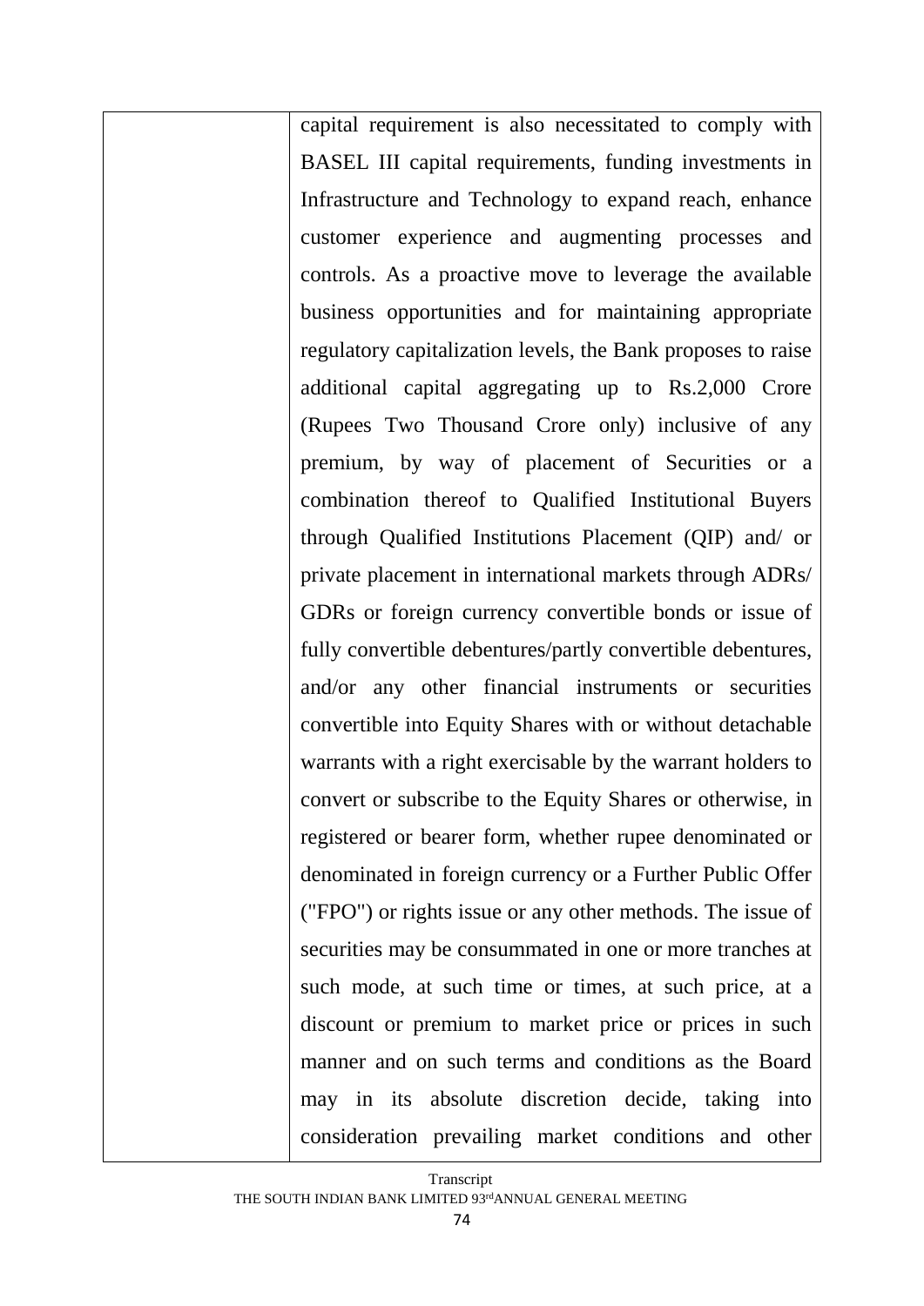| | capital requirement is also necessitated to comply with BASEL III capital requirements, funding investments in Infrastructure and Technology to expand reach, enhance customer experience and augmenting processes and controls. As a proactive move to leverage the available business opportunities and for maintaining appropriate regulatory capitalization levels, the Bank proposes to raise additional capital aggregating up to Rs.2,000 Crore (Rupees Two Thousand Crore only) inclusive of any premium, by way of placement of Securities or a combination thereof to Qualified Institutional Buyers through Qualified Institutions Placement (QIP) and/ or private placement in international markets through ADRs/ GDRs or foreign currency convertible bonds or issue of fully convertible debentures/partly convertible debentures, and/or any other financial instruments or securities convertible into Equity Shares with or without detachable warrants with a right exercisable by the warrant holders to convert or subscribe to the Equity Shares or otherwise, in registered or bearer form, whether rupee denominated or denominated in foreign currency or a Further Public Offer ("FPO") or rights issue or any other methods. The issue of securities may be consummated in one or more tranches at such mode, at such time or times, at such price, at a discount or premium to market price or prices in such manner and on such terms and conditions as the Board may in its absolute discretion decide, taking into consideration prevailing market conditions and other |
|---|---|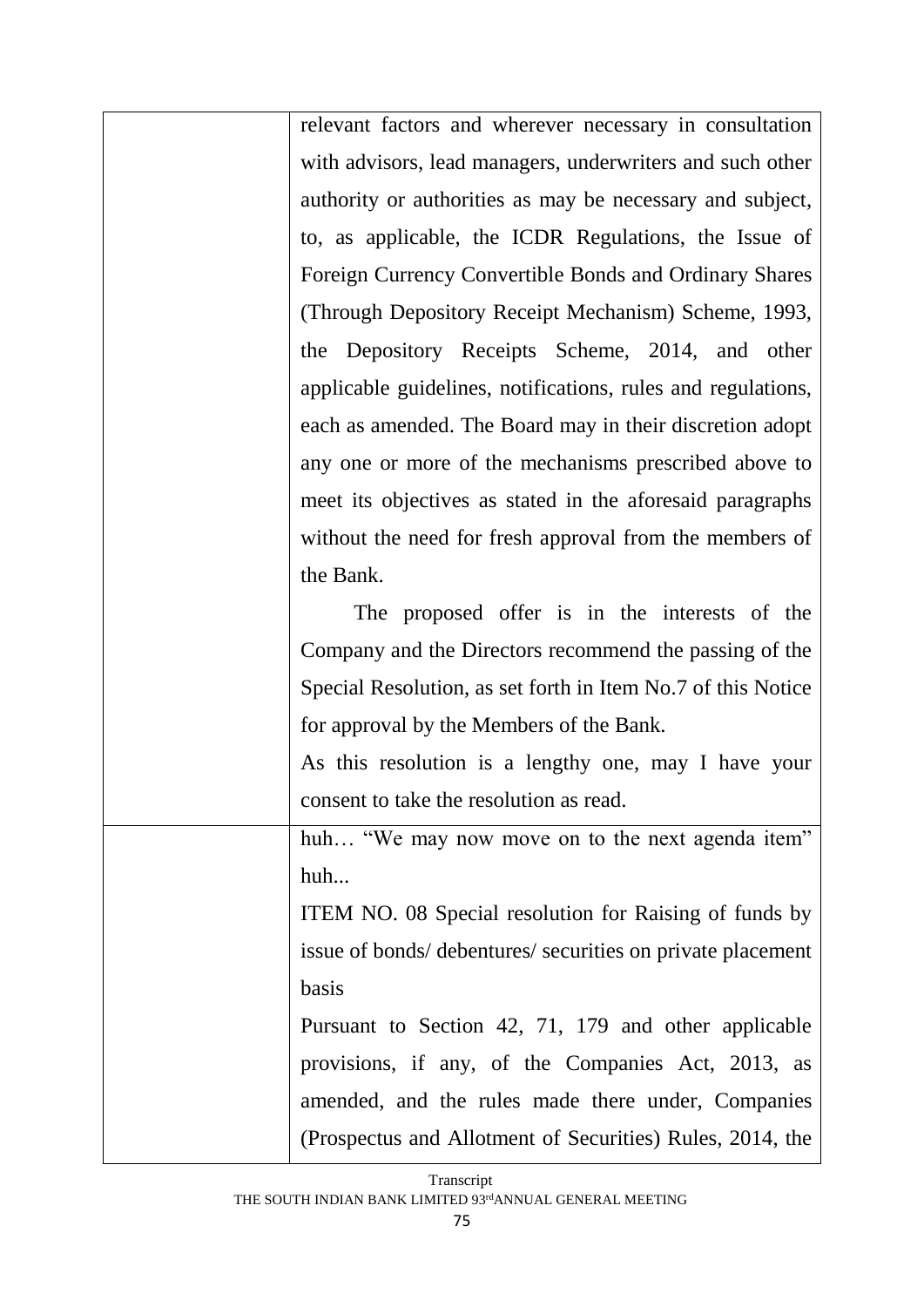| | |
|---|---|
| | relevant factors and wherever necessary in consultation with advisors, lead managers, underwriters and such other authority or authorities as may be necessary and subject, to, as applicable, the ICDR Regulations, the Issue of Foreign Currency Convertible Bonds and Ordinary Shares (Through Depository Receipt Mechanism) Scheme, 1993, the Depository Receipts Scheme, 2014, and other applicable guidelines, notifications, rules and regulations, each as amended. The Board may in their discretion adopt any one or more of the mechanisms prescribed above to meet its objectives as stated in the aforesaid paragraphs without the need for fresh approval from the members of the Bank.<br>The proposed offer is in the interests of the Company and the Directors recommend the passing of the Special Resolution, as set forth in Item No.7 of this Notice for approval by the Members of the Bank.<br>As this resolution is a lengthy one, may I have your consent to take the resolution as read. |
| | huh… "We may now move on to the next agenda item" huh...<br>ITEM NO. 08 Special resolution for Raising of funds by issue of bonds/ debentures/ securities on private placement basis<br>Pursuant to Section 42, 71, 179 and other applicable provisions, if any, of the Companies Act, 2013, as amended, and the rules made there under, Companies (Prospectus and Allotment of Securities) Rules, 2014, the |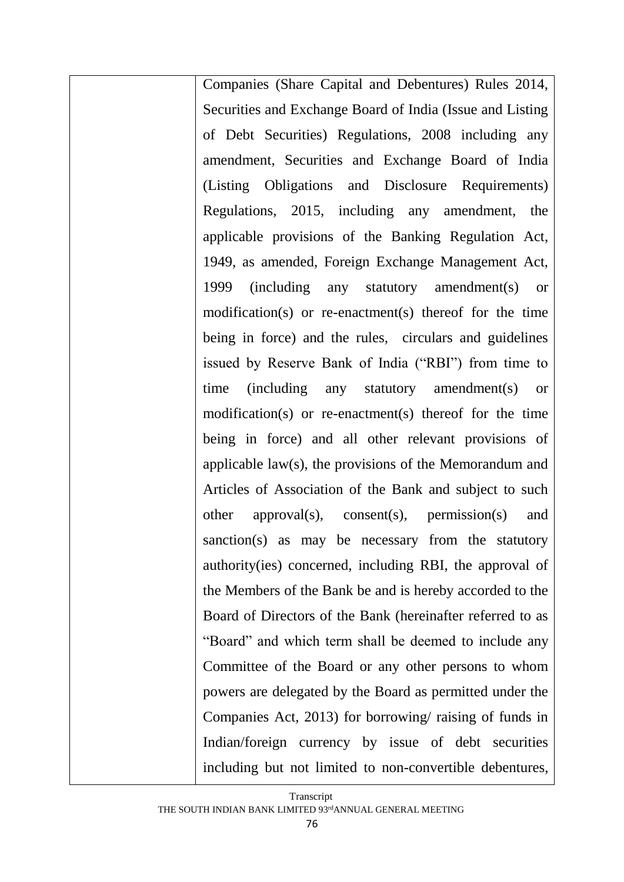| | Companies (Share Capital and Debentures) Rules 2014, Securities and Exchange Board of India (Issue and Listing of Debt Securities) Regulations, 2008 including any amendment, Securities and Exchange Board of India (Listing Obligations and Disclosure Requirements) Regulations, 2015, including any amendment, the applicable provisions of the Banking Regulation Act, 1949, as amended, Foreign Exchange Management Act, 1999 (including any statutory amendment(s) or modification(s) or re-enactment(s) thereof for the time being in force) and the rules, circulars and guidelines issued by Reserve Bank of India ("RBI") from time to time (including any statutory amendment(s) or modification(s) or re-enactment(s) thereof for the time being in force) and all other relevant provisions of applicable law(s), the provisions of the Memorandum and Articles of Association of the Bank and subject to such other approval(s), consent(s), permission(s) and sanction(s) as may be necessary from the statutory authority(ies) concerned, including RBI, the approval of the Members of the Bank be and is hereby accorded to the Board of Directors of the Bank (hereinafter referred to as "Board" and which term shall be deemed to include any Committee of the Board or any other persons to whom powers are delegated by the Board as permitted under the Companies Act, 2013) for borrowing/ raising of funds in Indian/foreign currency by issue of debt securities including but not limited to non-convertible debentures, |
|---|---|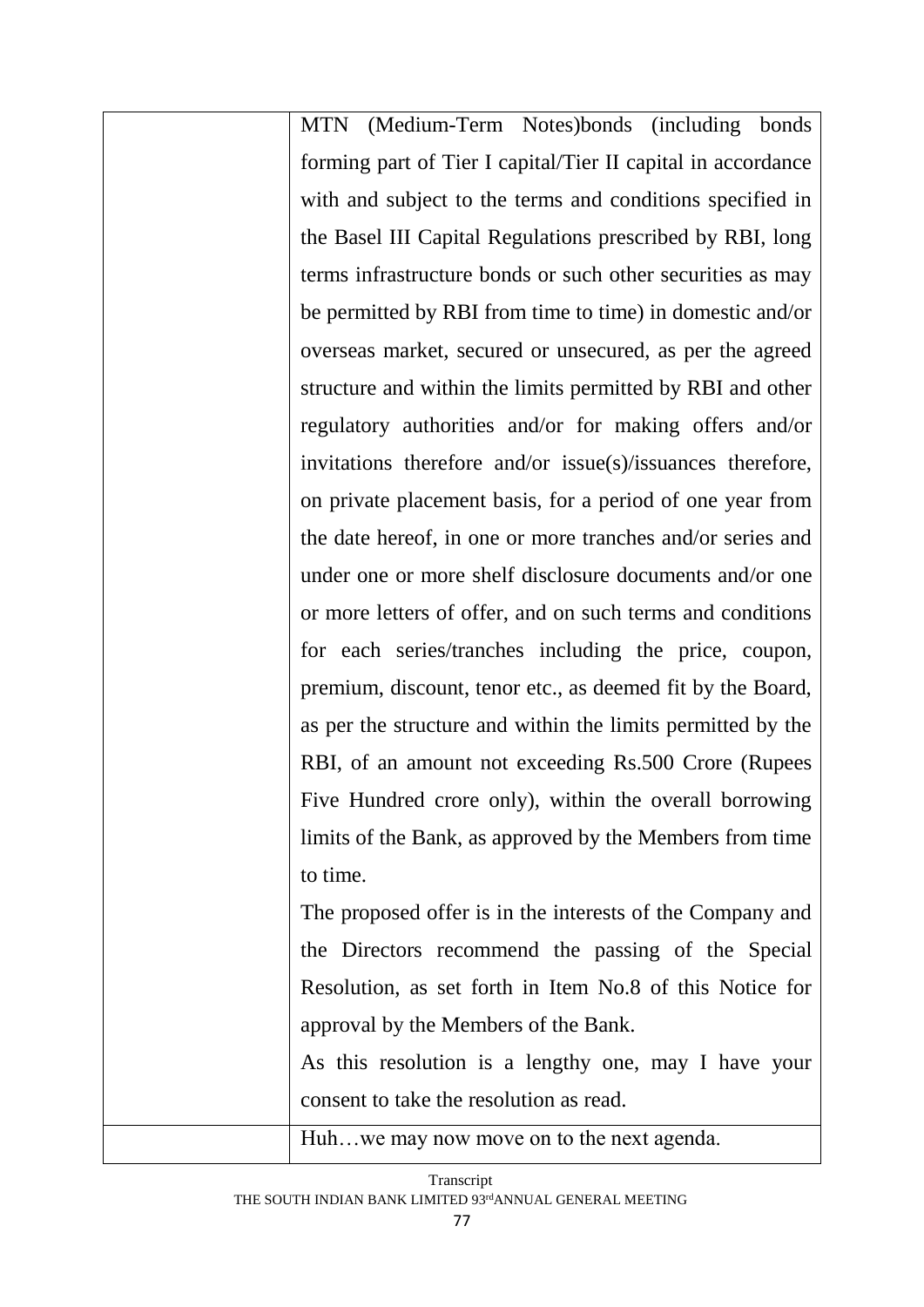| | |
|---|---|
| | MTN (Medium-Term Notes)bonds (including bonds forming part of Tier I capital/Tier II capital in accordance with and subject to the terms and conditions specified in the Basel III Capital Regulations prescribed by RBI, long terms infrastructure bonds or such other securities as may be permitted by RBI from time to time) in domestic and/or overseas market, secured or unsecured, as per the agreed structure and within the limits permitted by RBI and other regulatory authorities and/or for making offers and/or invitations therefore and/or issue(s)/issuances therefore, on private placement basis, for a period of one year from the date hereof, in one or more tranches and/or series and under one or more shelf disclosure documents and/or one or more letters of offer, and on such terms and conditions for each series/tranches including the price, coupon, premium, discount, tenor etc., as deemed fit by the Board, as per the structure and within the limits permitted by the RBI, of an amount not exceeding Rs.500 Crore (Rupees Five Hundred crore only), within the overall borrowing limits of the Bank, as approved by the Members from time to time.<br>The proposed offer is in the interests of the Company and the Directors recommend the passing of the Special Resolution, as set forth in Item No.8 of this Notice for approval by the Members of the Bank.<br>As this resolution is a lengthy one, may I have your consent to take the resolution as read. |
| | Huh…we may now move on to the next agenda. |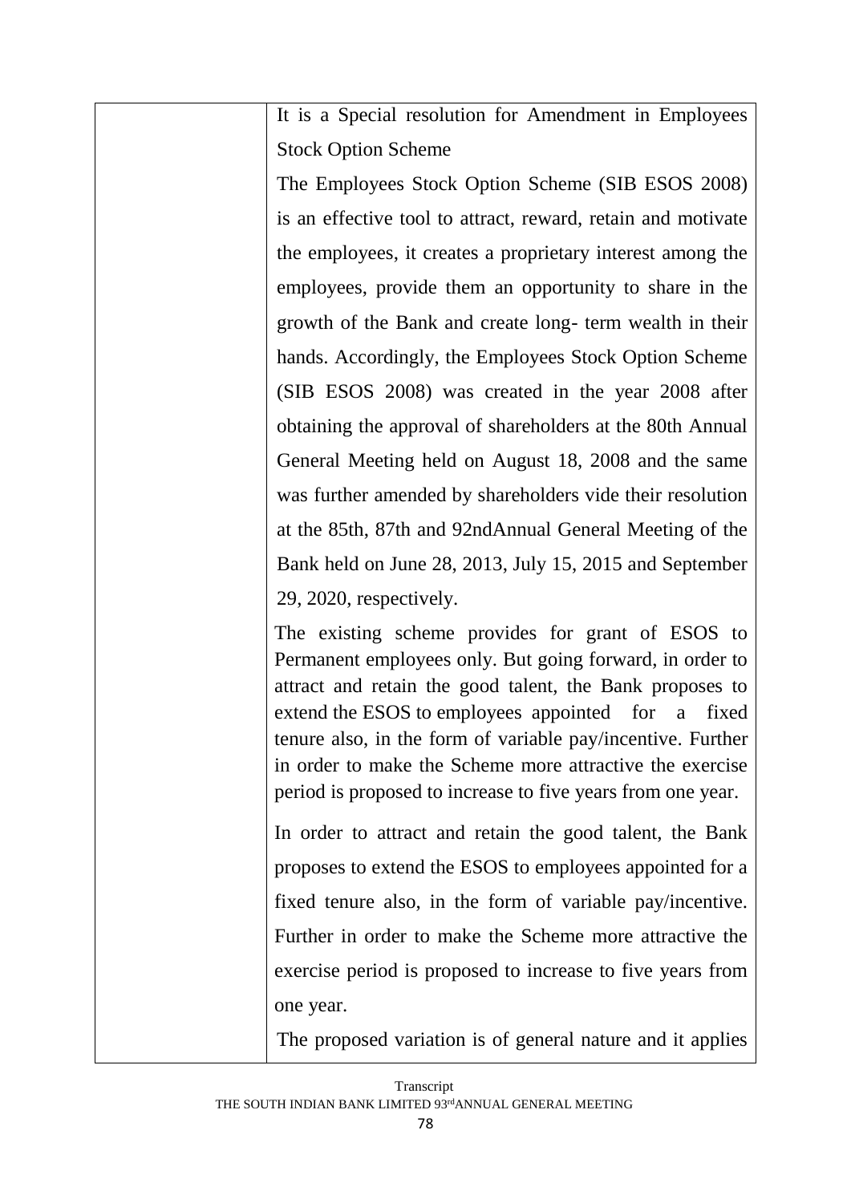| | It is a Special resolution for Amendment in Employees Stock Option Scheme<br><br>The Employees Stock Option Scheme (SIB ESOS 2008) is an effective tool to attract, reward, retain and motivate the employees, it creates a proprietary interest among the employees, provide them an opportunity to share in the growth of the Bank and create long- term wealth in their hands. Accordingly, the Employees Stock Option Scheme (SIB ESOS 2008) was created in the year 2008 after obtaining the approval of shareholders at the 80th Annual General Meeting held on August 18, 2008 and the same was further amended by shareholders vide their resolution at the 85th, 87th and 92ndAnnual General Meeting of the Bank held on June 28, 2013, July 15, 2015 and September 29, 2020, respectively.<br><br>The existing scheme provides for grant of ESOS to Permanent employees only. But going forward, in order to attract and retain the good talent, the Bank proposes to extend the ESOS to employees appointed for a fixed tenure also, in the form of variable pay/incentive. Further in order to make the Scheme more attractive the exercise period is proposed to increase to five years from one year.<br><br>In order to attract and retain the good talent, the Bank proposes to extend the ESOS to employees appointed for a fixed tenure also, in the form of variable pay/incentive. Further in order to make the Scheme more attractive the exercise period is proposed to increase to five years from one year.<br><br>The proposed variation is of general nature and it applies |
|---|---|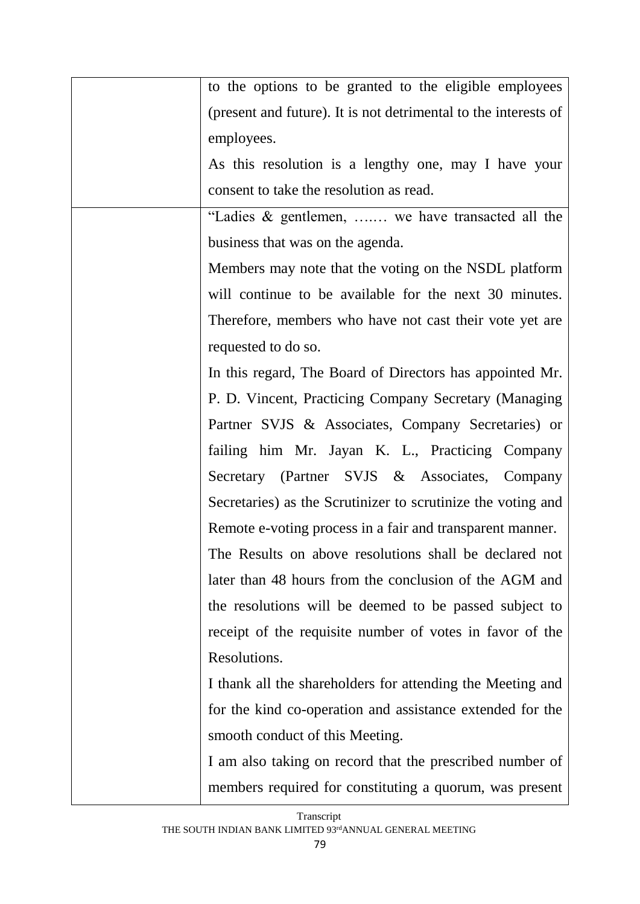| | |
|---|---|
| | to the options to be granted to the eligible employees (present and future). It is not detrimental to the interests of employees.<br>As this resolution is a lengthy one, may I have your consent to take the resolution as read. |
| | "Ladies & gentlemen, ….… we have transacted all the business that was on the agenda.<br>Members may note that the voting on the NSDL platform will continue to be available for the next 30 minutes. Therefore, members who have not cast their vote yet are requested to do so.<br>In this regard, The Board of Directors has appointed Mr. P. D. Vincent, Practicing Company Secretary (Managing Partner SVJS & Associates, Company Secretaries) or failing him Mr. Jayan K. L., Practicing Company Secretary (Partner SVJS & Associates, Company Secretaries) as the Scrutinizer to scrutinize the voting and Remote e-voting process in a fair and transparent manner.<br>The Results on above resolutions shall be declared not later than 48 hours from the conclusion of the AGM and the resolutions will be deemed to be passed subject to receipt of the requisite number of votes in favor of the Resolutions.<br>I thank all the shareholders for attending the Meeting and for the kind co-operation and assistance extended for the smooth conduct of this Meeting.<br>I am also taking on record that the prescribed number of members required for constituting a quorum, was present |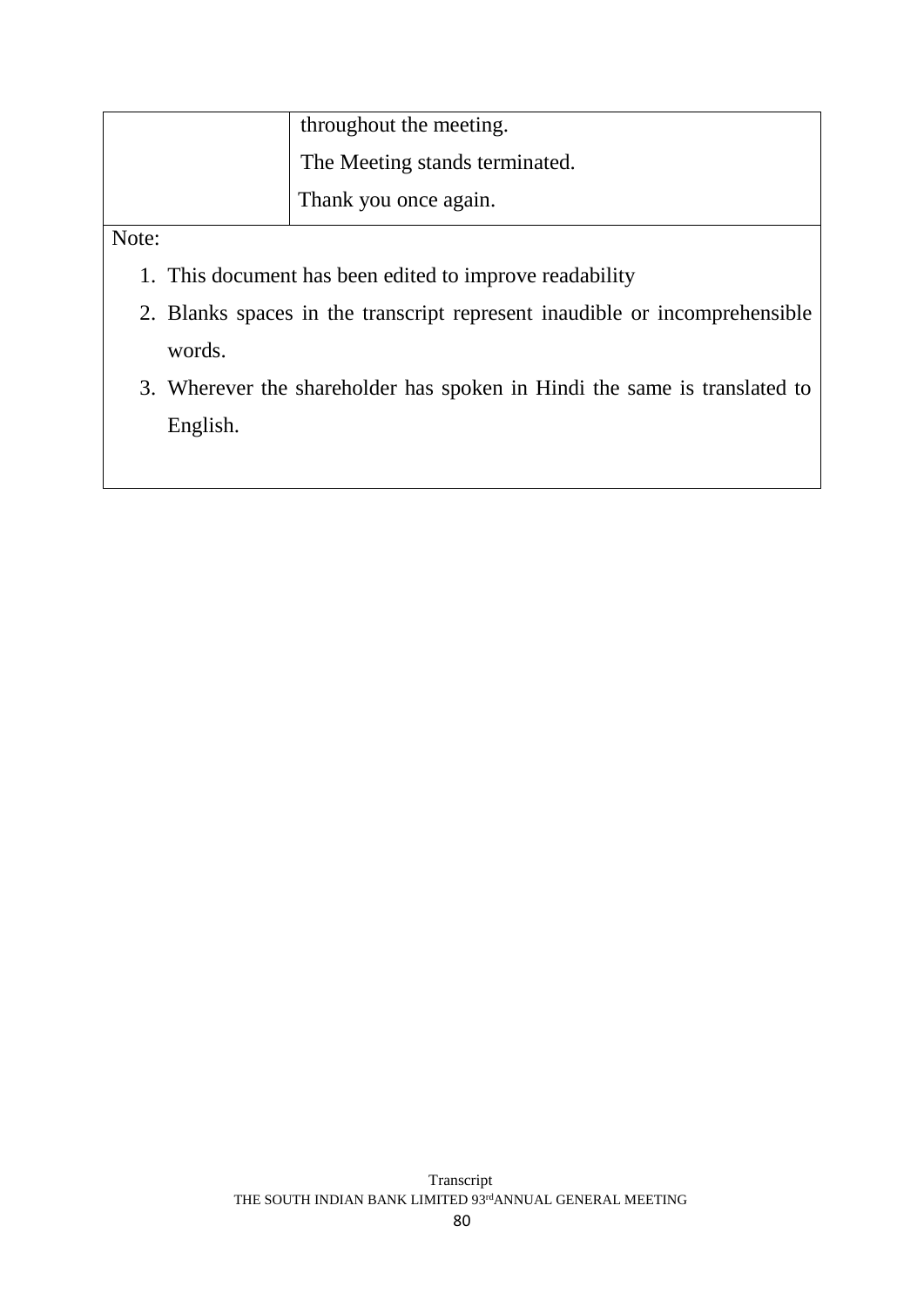| | |
|---|---|
| | throughout the meeting.<br>The Meeting stands terminated.<br>Thank you once again. |

Note:

1. This document has been edited to improve readability
2. Blanks spaces in the transcript represent inaudible or incomprehensible words.
3. Wherever the shareholder has spoken in Hindi the same is translated to English.